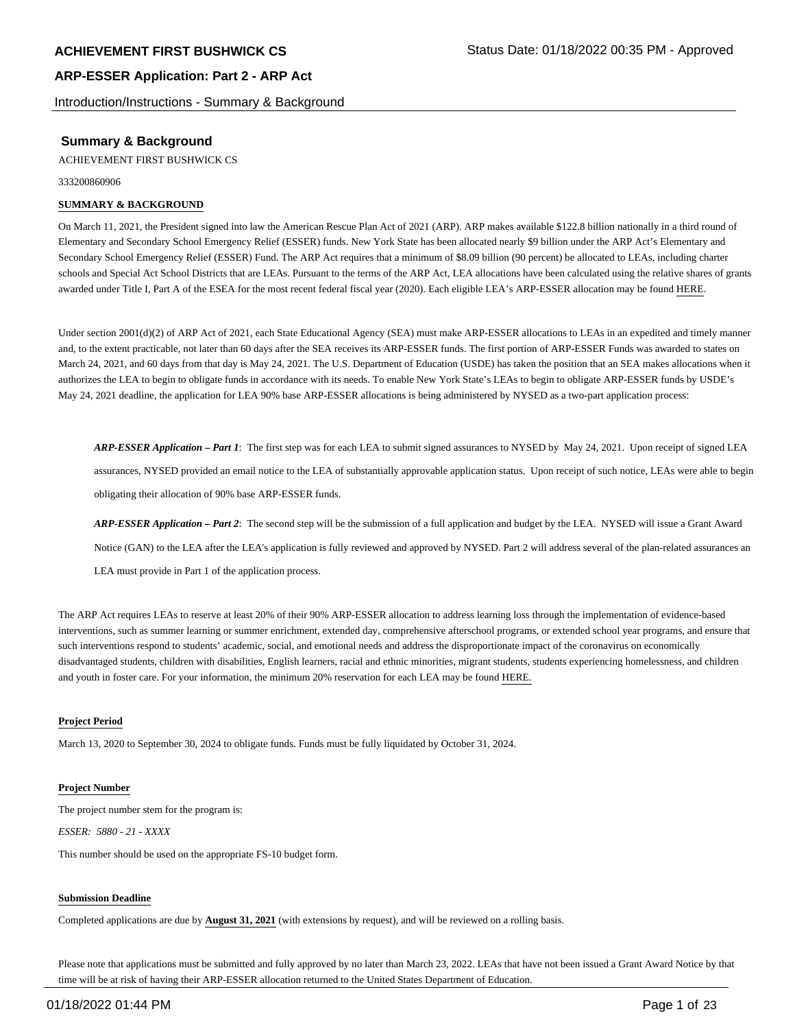## Summary & Background

ACHIEVEMENT FIRST BUSHWICK CS

333200860906

**SUMMARY & BACKGROUND**

On March 11, 2021, the President signed into law the American Rescue Plan Act of 2021 (ARP). ARP makes available $122.8 billion nationally in a third round of Elementary and Secondary School Emergency Relief (ESSER) funds. New York State has been allocated nearly $9 billion under the ARP Act's Elementary and Secondary School Emergency Relief (ESSER) Fund. The ARP Act requires that a minimum of $8.09 billion (90 percent) be allocated to LEAs, including charter schools and Special Act School Districts that are LEAs. Pursuant to the terms of the ARP Act, LEA allocations have been calculated using the relative shares of grants awarded under Title I, Part A of the ESEA for the most recent federal fiscal year (2020). Each eligible LEA's ARP-ESSER allocation may be found HERE.

Under section 2001(d)(2) of ARP Act of 2021, each State Educational Agency (SEA) must make ARP-ESSER allocations to LEAs in an expedited and timely manner and, to the extent practicable, not later than 60 days after the SEA receives its ARP-ESSER funds. The first portion of ARP-ESSER Funds was awarded to states on March 24, 2021, and 60 days from that day is May 24, 2021. The U.S. Department of Education (USDE) has taken the position that an SEA makes allocations when it authorizes the LEA to begin to obligate funds in accordance with its needs. To enable New York State's LEAs to begin to obligate ARP-ESSER funds by USDE's May 24, 2021 deadline, the application for LEA 90% base ARP-ESSER allocations is being administered by NYSED as a two-part application process:

> ***ARP-ESSER Application – Part 1***: The first step was for each LEA to submit signed assurances to NYSED by May 24, 2021. Upon receipt of signed LEA assurances, NYSED provided an email notice to the LEA of substantially approvable application status. Upon receipt of such notice, LEAs were able to begin obligating their allocation of 90% base ARP-ESSER funds.
>
> ***ARP-ESSER Application – Part 2***: The second step will be the submission of a full application and budget by the LEA. NYSED will issue a Grant Award Notice (GAN) to the LEA after the LEA's application is fully reviewed and approved by NYSED. Part 2 will address several of the plan-related assurances an LEA must provide in Part 1 of the application process.

The ARP Act requires LEAs to reserve at least 20% of their 90% ARP-ESSER allocation to address learning loss through the implementation of evidence-based interventions, such as summer learning or summer enrichment, extended day, comprehensive afterschool programs, or extended school year programs, and ensure that such interventions respond to students' academic, social, and emotional needs and address the disproportionate impact of the coronavirus on economically disadvantaged students, children with disabilities, English learners, racial and ethnic minorities, migrant students, students experiencing homelessness, and children and youth in foster care. For your information, the minimum 20% reservation for each LEA may be found HERE.

**Project Period**

March 13, 2020 to September 30, 2024 to obligate funds. Funds must be fully liquidated by October 31, 2024.

**Project Number**

The project number stem for the program is:

*ESSER: 5880 - 21 - XXXX*

This number should be used on the appropriate FS-10 budget form.

**Submission Deadline**

Completed applications are due by **August 31, 2021** (with extensions by request), and will be reviewed on a rolling basis.

Please note that applications must be submitted and fully approved by no later than March 23, 2022. LEAs that have not been issued a Grant Award Notice by that time will be at risk of having their ARP-ESSER allocation returned to the United States Department of Education.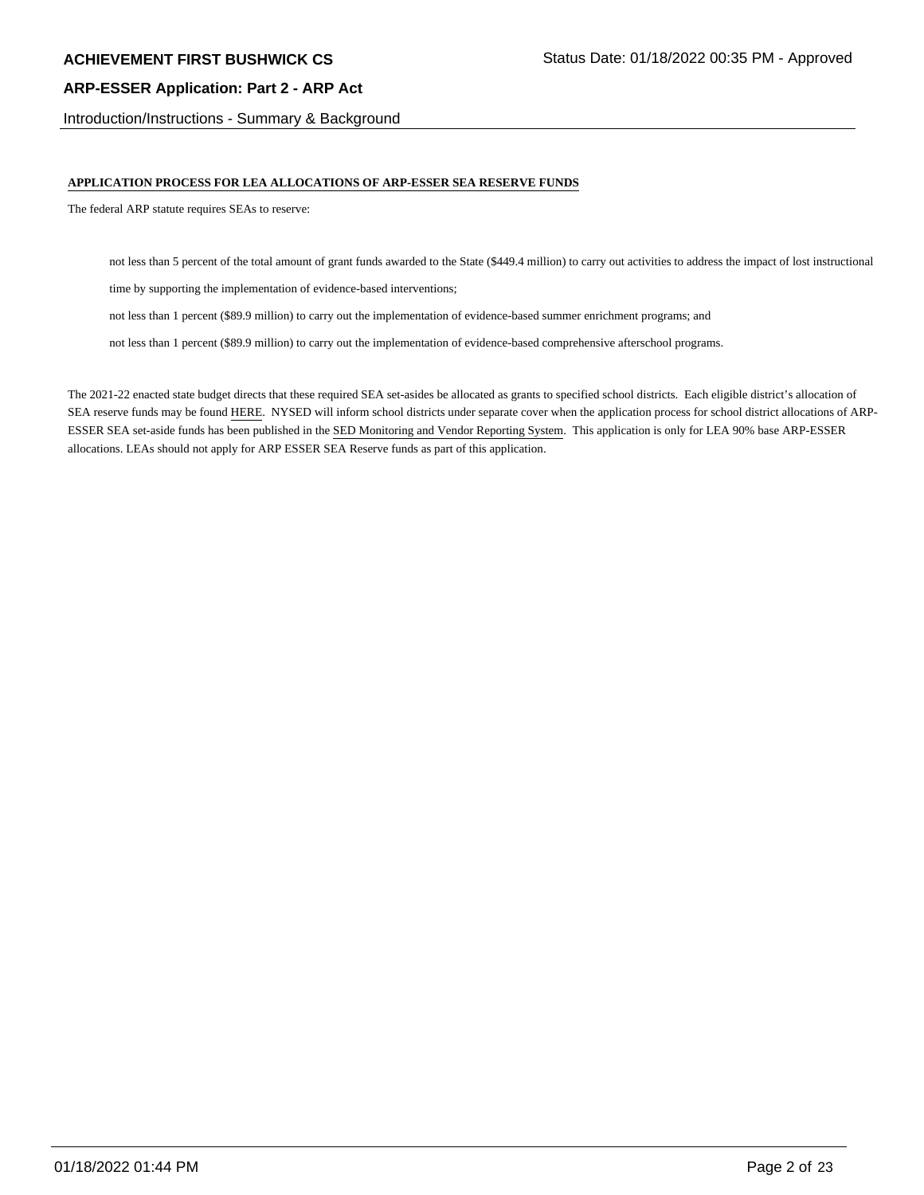## APPLICATION PROCESS FOR LEA ALLOCATIONS OF ARP-ESSER SEA RESERVE FUNDS

The federal ARP statute requires SEAs to reserve:

- not less than 5 percent of the total amount of grant funds awarded to the State ($449.4 million) to carry out activities to address the impact of lost instructional time by supporting the implementation of evidence-based interventions;
- not less than 1 percent ($89.9 million) to carry out the implementation of evidence-based summer enrichment programs; and
- not less than 1 percent ($89.9 million) to carry out the implementation of evidence-based comprehensive afterschool programs.

The 2021-22 enacted state budget directs that these required SEA set-asides be allocated as grants to specified school districts. Each eligible district's allocation of SEA reserve funds may be found HERE. NYSED will inform school districts under separate cover when the application process for school district allocations of ARP-ESSER SEA set-aside funds has been published in the SED Monitoring and Vendor Reporting System. This application is only for LEA 90% base ARP-ESSER allocations. LEAs should not apply for ARP ESSER SEA Reserve funds as part of this application.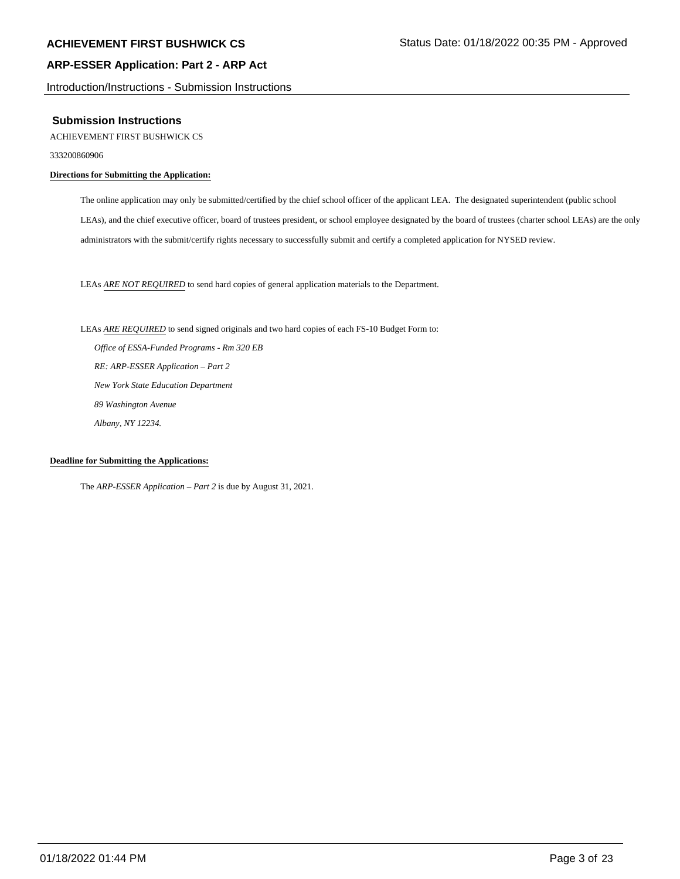## Submission Instructions

ACHIEVEMENT FIRST BUSHWICK CS

333200860906

**Directions for Submitting the Application:**

The online application may only be submitted/certified by the chief school officer of the applicant LEA. The designated superintendent (public school LEAs), and the chief executive officer, board of trustees president, or school employee designated by the board of trustees (charter school LEAs) are the only administrators with the submit/certify rights necessary to successfully submit and certify a completed application for NYSED review.

LEAs *ARE NOT REQUIRED* to send hard copies of general application materials to the Department.

LEAs *ARE REQUIRED* to send signed originals and two hard copies of each FS-10 Budget Form to:

*Office of ESSA-Funded Programs - Rm 320 EB*
*RE: ARP-ESSER Application – Part 2*
*New York State Education Department*
*89 Washington Avenue*
*Albany, NY 12234.*

**Deadline for Submitting the Applications:**

The *ARP-ESSER Application – Part 2* is due by August 31, 2021.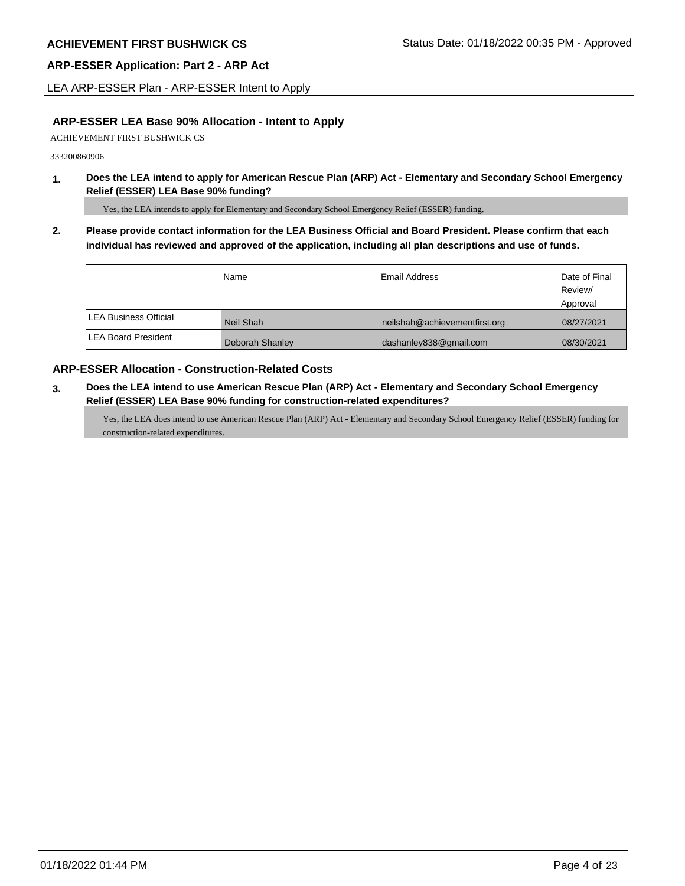## ARP-ESSER LEA Base 90% Allocation - Intent to Apply

ACHIEVEMENT FIRST BUSHWICK CS

333200860906

**1. Does the LEA intend to apply for American Rescue Plan (ARP) Act - Elementary and Secondary School Emergency Relief (ESSER) LEA Base 90% funding?**

Yes, the LEA intends to apply for Elementary and Secondary School Emergency Relief (ESSER) funding.

**2. Please provide contact information for the LEA Business Official and Board President. Please confirm that each individual has reviewed and approved of the application, including all plan descriptions and use of funds.**

| | Name | Email Address | Date of Final Review/ Approval |
|---|---|---|---|
| LEA Business Official | Neil Shah | neilshah@achievementfirst.org | 08/27/2021 |
| LEA Board President | Deborah Shanley | dashanley838@gmail.com | 08/30/2021 |

## ARP-ESSER Allocation - Construction-Related Costs

**3. Does the LEA intend to use American Rescue Plan (ARP) Act - Elementary and Secondary School Emergency Relief (ESSER) LEA Base 90% funding for construction-related expenditures?**

Yes, the LEA does intend to use American Rescue Plan (ARP) Act - Elementary and Secondary School Emergency Relief (ESSER) funding for construction-related expenditures.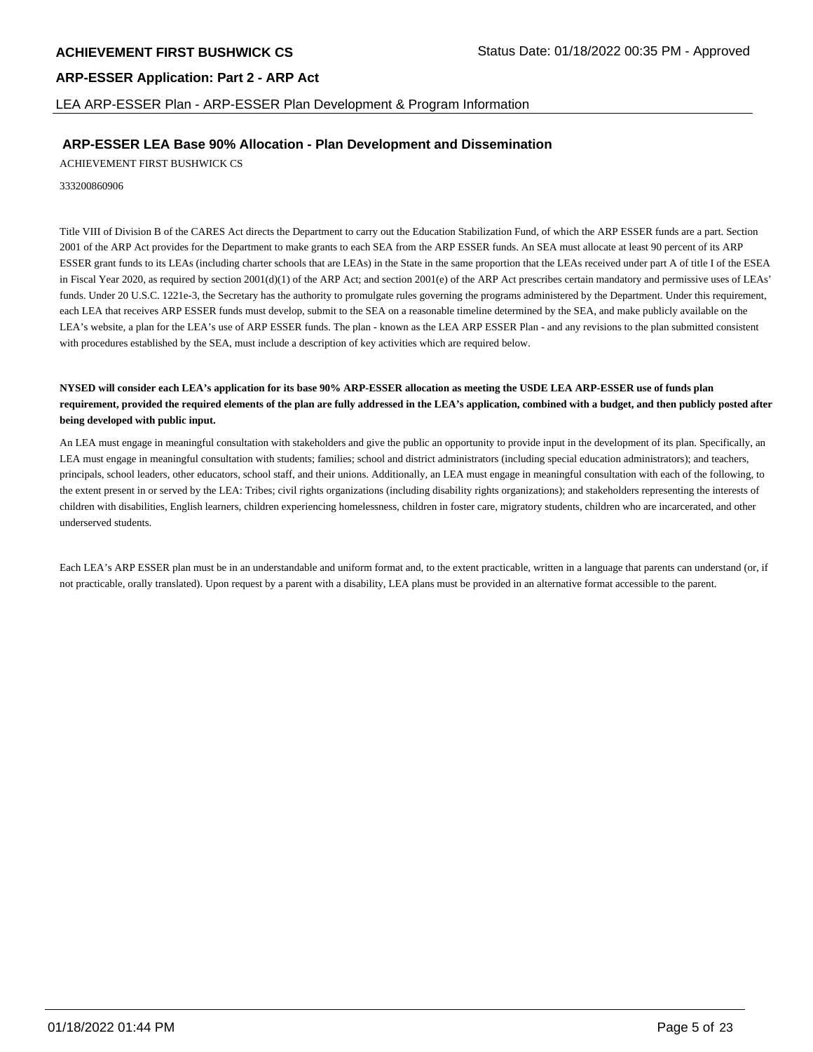## ARP-ESSER LEA Base 90% Allocation - Plan Development and Dissemination

ACHIEVEMENT FIRST BUSHWICK CS

333200860906

Title VIII of Division B of the CARES Act directs the Department to carry out the Education Stabilization Fund, of which the ARP ESSER funds are a part. Section 2001 of the ARP Act provides for the Department to make grants to each SEA from the ARP ESSER funds. An SEA must allocate at least 90 percent of its ARP ESSER grant funds to its LEAs (including charter schools that are LEAs) in the State in the same proportion that the LEAs received under part A of title I of the ESEA in Fiscal Year 2020, as required by section 2001(d)(1) of the ARP Act; and section 2001(e) of the ARP Act prescribes certain mandatory and permissive uses of LEAs' funds. Under 20 U.S.C. 1221e-3, the Secretary has the authority to promulgate rules governing the programs administered by the Department. Under this requirement, each LEA that receives ARP ESSER funds must develop, submit to the SEA on a reasonable timeline determined by the SEA, and make publicly available on the LEA's website, a plan for the LEA's use of ARP ESSER funds. The plan - known as the LEA ARP ESSER Plan - and any revisions to the plan submitted consistent with procedures established by the SEA, must include a description of key activities which are required below.

**NYSED will consider each LEA's application for its base 90% ARP-ESSER allocation as meeting the USDE LEA ARP-ESSER use of funds plan requirement, provided the required elements of the plan are fully addressed in the LEA's application, combined with a budget, and then publicly posted after being developed with public input.**

An LEA must engage in meaningful consultation with stakeholders and give the public an opportunity to provide input in the development of its plan. Specifically, an LEA must engage in meaningful consultation with students; families; school and district administrators (including special education administrators); and teachers, principals, school leaders, other educators, school staff, and their unions. Additionally, an LEA must engage in meaningful consultation with each of the following, to the extent present in or served by the LEA: Tribes; civil rights organizations (including disability rights organizations); and stakeholders representing the interests of children with disabilities, English learners, children experiencing homelessness, children in foster care, migratory students, children who are incarcerated, and other underserved students.

Each LEA's ARP ESSER plan must be in an understandable and uniform format and, to the extent practicable, written in a language that parents can understand (or, if not practicable, orally translated). Upon request by a parent with a disability, LEA plans must be provided in an alternative format accessible to the parent.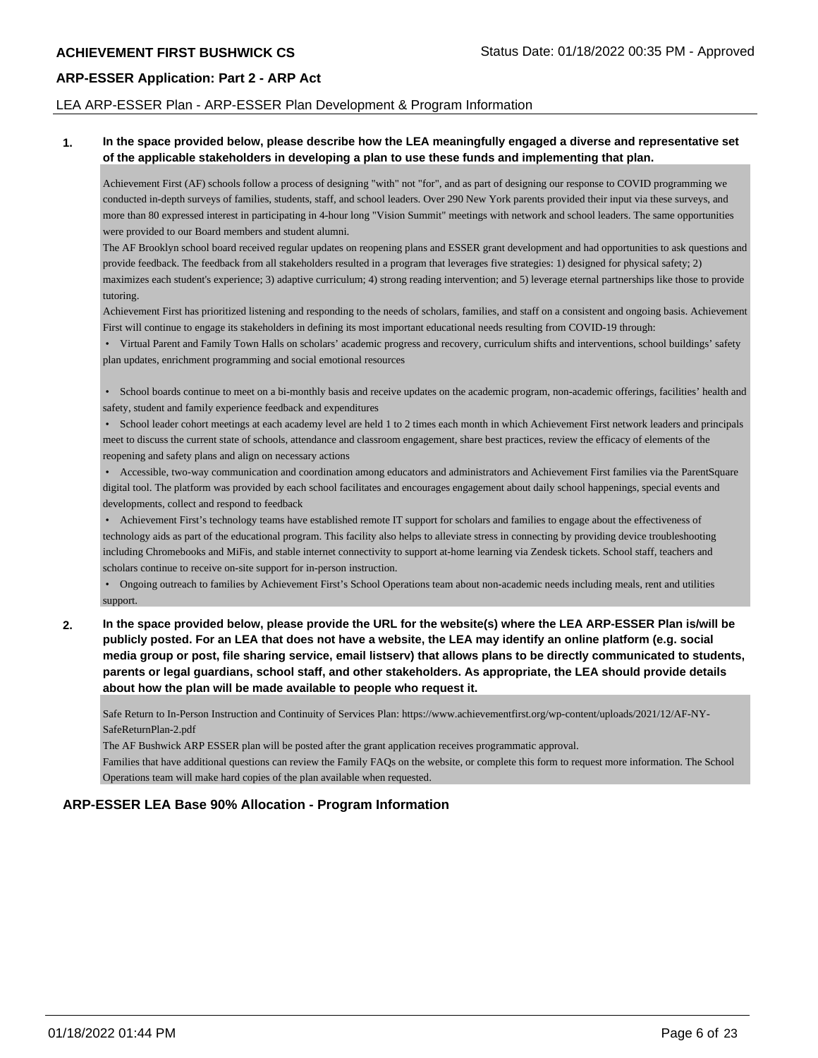LEA ARP-ESSER Plan - ARP-ESSER Plan Development & Program Information

**1. In the space provided below, please describe how the LEA meaningfully engaged a diverse and representative set of the applicable stakeholders in developing a plan to use these funds and implementing that plan.**

Achievement First (AF) schools follow a process of designing "with" not "for", and as part of designing our response to COVID programming we conducted in-depth surveys of families, students, staff, and school leaders. Over 290 New York parents provided their input via these surveys, and more than 80 expressed interest in participating in 4-hour long "Vision Summit" meetings with network and school leaders. The same opportunities were provided to our Board members and student alumni.

The AF Brooklyn school board received regular updates on reopening plans and ESSER grant development and had opportunities to ask questions and provide feedback. The feedback from all stakeholders resulted in a program that leverages five strategies: 1) designed for physical safety; 2) maximizes each student's experience; 3) adaptive curriculum; 4) strong reading intervention; and 5) leverage eternal partnerships like those to provide tutoring.

Achievement First has prioritized listening and responding to the needs of scholars, families, and staff on a consistent and ongoing basis. Achievement First will continue to engage its stakeholders in defining its most important educational needs resulting from COVID-19 through:

- Virtual Parent and Family Town Halls on scholars' academic progress and recovery, curriculum shifts and interventions, school buildings' safety plan updates, enrichment programming and social emotional resources
- School boards continue to meet on a bi-monthly basis and receive updates on the academic program, non-academic offerings, facilities' health and safety, student and family experience feedback and expenditures
- School leader cohort meetings at each academy level are held 1 to 2 times each month in which Achievement First network leaders and principals meet to discuss the current state of schools, attendance and classroom engagement, share best practices, review the efficacy of elements of the reopening and safety plans and align on necessary actions
- Accessible, two-way communication and coordination among educators and administrators and Achievement First families via the ParentSquare digital tool. The platform was provided by each school facilitates and encourages engagement about daily school happenings, special events and developments, collect and respond to feedback
- Achievement First's technology teams have established remote IT support for scholars and families to engage about the effectiveness of technology aids as part of the educational program. This facility also helps to alleviate stress in connecting by providing device troubleshooting including Chromebooks and MiFis, and stable internet connectivity to support at-home learning via Zendesk tickets. School staff, teachers and scholars continue to receive on-site support for in-person instruction.
- Ongoing outreach to families by Achievement First's School Operations team about non-academic needs including meals, rent and utilities support.

**2. In the space provided below, please provide the URL for the website(s) where the LEA ARP-ESSER Plan is/will be publicly posted. For an LEA that does not have a website, the LEA may identify an online platform (e.g. social media group or post, file sharing service, email listserv) that allows plans to be directly communicated to students, parents or legal guardians, school staff, and other stakeholders. As appropriate, the LEA should provide details about how the plan will be made available to people who request it.**

Safe Return to In-Person Instruction and Continuity of Services Plan: https://www.achievementfirst.org/wp-content/uploads/2021/12/AF-NY-SafeReturnPlan-2.pdf

The AF Bushwick ARP ESSER plan will be posted after the grant application receives programmatic approval.

Families that have additional questions can review the Family FAQs on the website, or complete this form to request more information. The School Operations team will make hard copies of the plan available when requested.

## ARP-ESSER LEA Base 90% Allocation - Program Information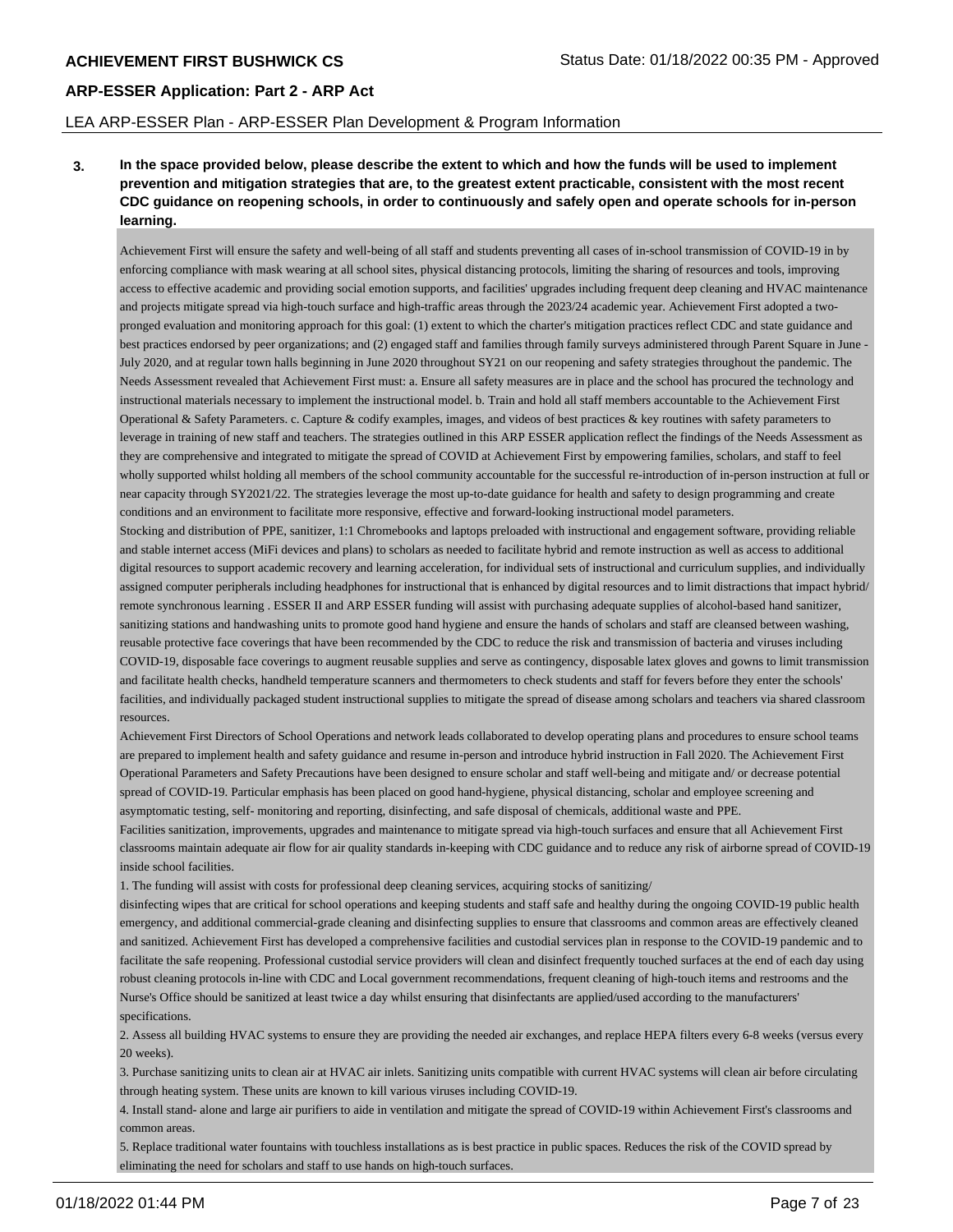**3. In the space provided below, please describe the extent to which and how the funds will be used to implement prevention and mitigation strategies that are, to the greatest extent practicable, consistent with the most recent CDC guidance on reopening schools, in order to continuously and safely open and operate schools for in-person learning.**

Achievement First will ensure the safety and well-being of all staff and students preventing all cases of in-school transmission of COVID-19 in by enforcing compliance with mask wearing at all school sites, physical distancing protocols, limiting the sharing of resources and tools, improving access to effective academic and providing social emotion supports, and facilities' upgrades including frequent deep cleaning and HVAC maintenance and projects mitigate spread via high-touch surface and high-traffic areas through the 2023/24 academic year. Achievement First adopted a two-pronged evaluation and monitoring approach for this goal: (1) extent to which the charter's mitigation practices reflect CDC and state guidance and best practices endorsed by peer organizations; and (2) engaged staff and families through family surveys administered through Parent Square in June - July 2020, and at regular town halls beginning in June 2020 throughout SY21 on our reopening and safety strategies throughout the pandemic. The Needs Assessment revealed that Achievement First must: a. Ensure all safety measures are in place and the school has procured the technology and instructional materials necessary to implement the instructional model. b. Train and hold all staff members accountable to the Achievement First Operational & Safety Parameters. c. Capture & codify examples, images, and videos of best practices & key routines with safety parameters to leverage in training of new staff and teachers. The strategies outlined in this ARP ESSER application reflect the findings of the Needs Assessment as they are comprehensive and integrated to mitigate the spread of COVID at Achievement First by empowering families, scholars, and staff to feel wholly supported whilst holding all members of the school community accountable for the successful re-introduction of in-person instruction at full or near capacity through SY2021/22. The strategies leverage the most up-to-date guidance for health and safety to design programming and create conditions and an environment to facilitate more responsive, effective and forward-looking instructional model parameters.

Stocking and distribution of PPE, sanitizer, 1:1 Chromebooks and laptops preloaded with instructional and engagement software, providing reliable and stable internet access (MiFi devices and plans) to scholars as needed to facilitate hybrid and remote instruction as well as access to additional digital resources to support academic recovery and learning acceleration, for individual sets of instructional and curriculum supplies, and individually assigned computer peripherals including headphones for instructional that is enhanced by digital resources and to limit distractions that impact hybrid/ remote synchronous learning . ESSER II and ARP ESSER funding will assist with purchasing adequate supplies of alcohol-based hand sanitizer, sanitizing stations and handwashing units to promote good hand hygiene and ensure the hands of scholars and staff are cleansed between washing, reusable protective face coverings that have been recommended by the CDC to reduce the risk and transmission of bacteria and viruses including COVID-19, disposable face coverings to augment reusable supplies and serve as contingency, disposable latex gloves and gowns to limit transmission and facilitate health checks, handheld temperature scanners and thermometers to check students and staff for fevers before they enter the schools' facilities, and individually packaged student instructional supplies to mitigate the spread of disease among scholars and teachers via shared classroom resources.

Achievement First Directors of School Operations and network leads collaborated to develop operating plans and procedures to ensure school teams are prepared to implement health and safety guidance and resume in-person and introduce hybrid instruction in Fall 2020. The Achievement First Operational Parameters and Safety Precautions have been designed to ensure scholar and staff well-being and mitigate and/ or decrease potential spread of COVID-19. Particular emphasis has been placed on good hand-hygiene, physical distancing, scholar and employee screening and asymptomatic testing, self- monitoring and reporting, disinfecting, and safe disposal of chemicals, additional waste and PPE.

Facilities sanitization, improvements, upgrades and maintenance to mitigate spread via high-touch surfaces and ensure that all Achievement First classrooms maintain adequate air flow for air quality standards in-keeping with CDC guidance and to reduce any risk of airborne spread of COVID-19 inside school facilities.

1. The funding will assist with costs for professional deep cleaning services, acquiring stocks of sanitizing/ disinfecting wipes that are critical for school operations and keeping students and staff safe and healthy during the ongoing COVID-19 public health emergency, and additional commercial-grade cleaning and disinfecting supplies to ensure that classrooms and common areas are effectively cleaned and sanitized. Achievement First has developed a comprehensive facilities and custodial services plan in response to the COVID-19 pandemic and to facilitate the safe reopening. Professional custodial service providers will clean and disinfect frequently touched surfaces at the end of each day using robust cleaning protocols in-line with CDC and Local government recommendations, frequent cleaning of high-touch items and restrooms and the Nurse's Office should be sanitized at least twice a day whilst ensuring that disinfectants are applied/used according to the manufacturers' specifications.
2. Assess all building HVAC systems to ensure they are providing the needed air exchanges, and replace HEPA filters every 6-8 weeks (versus every 20 weeks).
3. Purchase sanitizing units to clean air at HVAC air inlets. Sanitizing units compatible with current HVAC systems will clean air before circulating through heating system. These units are known to kill various viruses including COVID-19.
4. Install stand- alone and large air purifiers to aide in ventilation and mitigate the spread of COVID-19 within Achievement First's classrooms and common areas.
5. Replace traditional water fountains with touchless installations as is best practice in public spaces. Reduces the risk of the COVID spread by eliminating the need for scholars and staff to use hands on high-touch surfaces.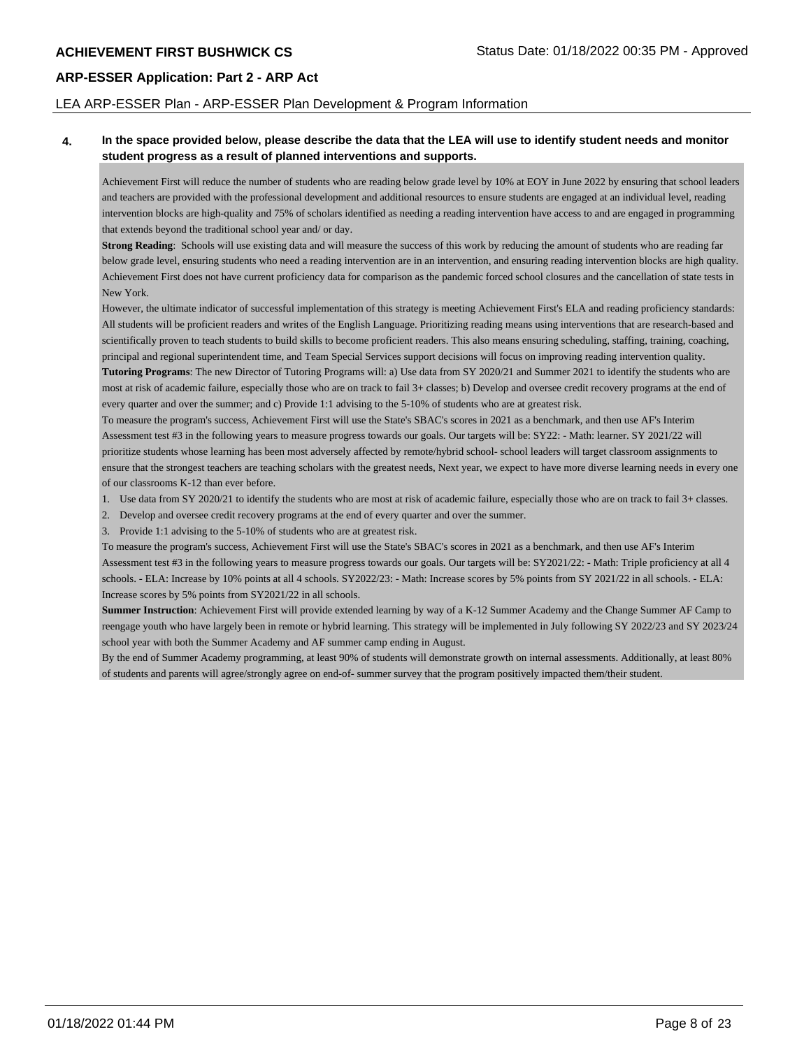**ACHIEVEMENT FIRST BUSHWICK CS** Status Date: 01/18/2022 00:35 PM - Approved

## ARP-ESSER Application: Part 2 - ARP Act

LEA ARP-ESSER Plan - ARP-ESSER Plan Development & Program Information

**4. In the space provided below, please describe the data that the LEA will use to identify student needs and monitor student progress as a result of planned interventions and supports.**

Achievement First will reduce the number of students who are reading below grade level by 10% at EOY in June 2022 by ensuring that school leaders and teachers are provided with the professional development and additional resources to ensure students are engaged at an individual level, reading intervention blocks are high-quality and 75% of scholars identified as needing a reading intervention have access to and are engaged in programming that extends beyond the traditional school year and/ or day.

**Strong Reading**: Schools will use existing data and will measure the success of this work by reducing the amount of students who are reading far below grade level, ensuring students who need a reading intervention are in an intervention, and ensuring reading intervention blocks are high quality. Achievement First does not have current proficiency data for comparison as the pandemic forced school closures and the cancellation of state tests in New York.

However, the ultimate indicator of successful implementation of this strategy is meeting Achievement First's ELA and reading proficiency standards: All students will be proficient readers and writes of the English Language. Prioritizing reading means using interventions that are research-based and scientifically proven to teach students to build skills to become proficient readers. This also means ensuring scheduling, staffing, training, coaching, principal and regional superintendent time, and Team Special Services support decisions will focus on improving reading intervention quality.

**Tutoring Programs**: The new Director of Tutoring Programs will: a) Use data from SY 2020/21 and Summer 2021 to identify the students who are most at risk of academic failure, especially those who are on track to fail 3+ classes; b) Develop and oversee credit recovery programs at the end of every quarter and over the summer; and c) Provide 1:1 advising to the 5-10% of students who are at greatest risk.

To measure the program's success, Achievement First will use the State's SBAC's scores in 2021 as a benchmark, and then use AF's Interim Assessment test #3 in the following years to measure progress towards our goals. Our targets will be: SY22: - Math: learner. SY 2021/22 will prioritize students whose learning has been most adversely affected by remote/hybrid school- school leaders will target classroom assignments to ensure that the strongest teachers are teaching scholars with the greatest needs, Next year, we expect to have more diverse learning needs in every one of our classrooms K-12 than ever before.

1. Use data from SY 2020/21 to identify the students who are most at risk of academic failure, especially those who are on track to fail 3+ classes.
2. Develop and oversee credit recovery programs at the end of every quarter and over the summer.
3. Provide 1:1 advising to the 5-10% of students who are at greatest risk.

To measure the program's success, Achievement First will use the State's SBAC's scores in 2021 as a benchmark, and then use AF's Interim Assessment test #3 in the following years to measure progress towards our goals. Our targets will be: SY2021/22: - Math: Triple proficiency at all 4 schools. - ELA: Increase by 10% points at all 4 schools. SY2022/23: - Math: Increase scores by 5% points from SY 2021/22 in all schools. - ELA: Increase scores by 5% points from SY2021/22 in all schools.

**Summer Instruction**: Achievement First will provide extended learning by way of a K-12 Summer Academy and the Change Summer AF Camp to reengage youth who have largely been in remote or hybrid learning. This strategy will be implemented in July following SY 2022/23 and SY 2023/24 school year with both the Summer Academy and AF summer camp ending in August.

By the end of Summer Academy programming, at least 90% of students will demonstrate growth on internal assessments. Additionally, at least 80% of students and parents will agree/strongly agree on end-of- summer survey that the program positively impacted them/their student.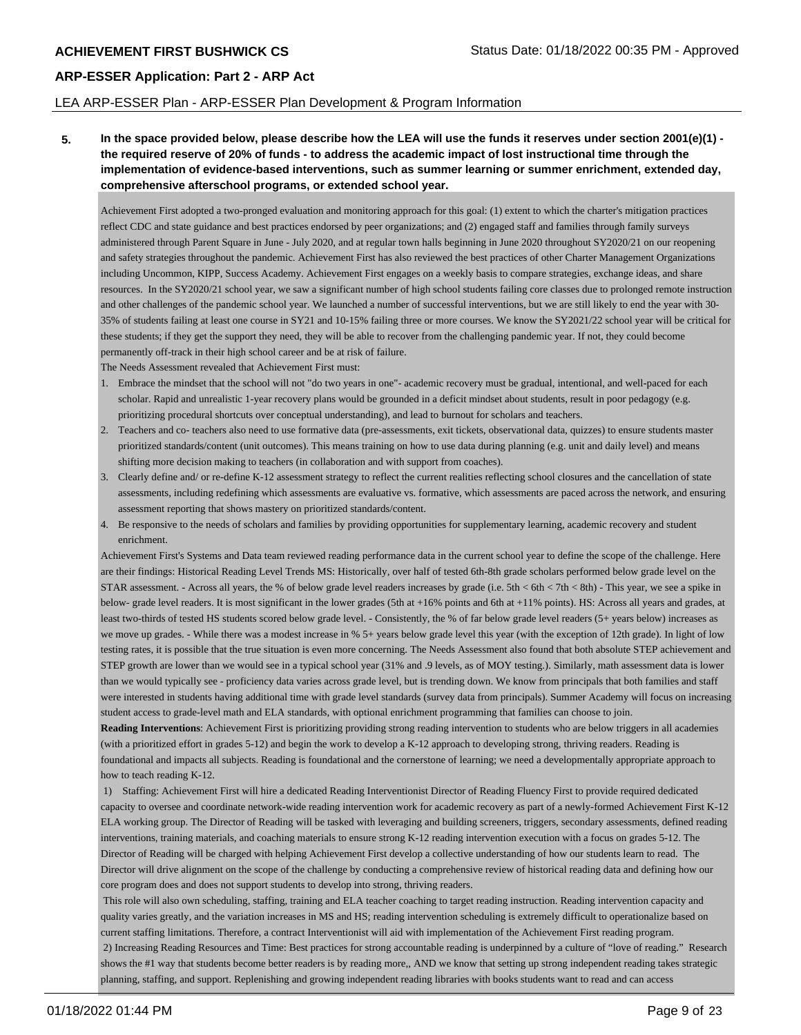**5. In the space provided below, please describe how the LEA will use the funds it reserves under section 2001(e)(1) - the required reserve of 20% of funds - to address the academic impact of lost instructional time through the implementation of evidence-based interventions, such as summer learning or summer enrichment, extended day, comprehensive afterschool programs, or extended school year.**

Achievement First adopted a two-pronged evaluation and monitoring approach for this goal: (1) extent to which the charter's mitigation practices reflect CDC and state guidance and best practices endorsed by peer organizations; and (2) engaged staff and families through family surveys administered through Parent Square in June - July 2020, and at regular town halls beginning in June 2020 throughout SY2020/21 on our reopening and safety strategies throughout the pandemic. Achievement First has also reviewed the best practices of other Charter Management Organizations including Uncommon, KIPP, Success Academy. Achievement First engages on a weekly basis to compare strategies, exchange ideas, and share resources. In the SY2020/21 school year, we saw a significant number of high school students failing core classes due to prolonged remote instruction and other challenges of the pandemic school year. We launched a number of successful interventions, but we are still likely to end the year with 30-35% of students failing at least one course in SY21 and 10-15% failing three or more courses. We know the SY2021/22 school year will be critical for these students; if they get the support they need, they will be able to recover from the challenging pandemic year. If not, they could become permanently off-track in their high school career and be at risk of failure.

The Needs Assessment revealed that Achievement First must:

1. Embrace the mindset that the school will not "do two years in one"- academic recovery must be gradual, intentional, and well-paced for each scholar. Rapid and unrealistic 1-year recovery plans would be grounded in a deficit mindset about students, result in poor pedagogy (e.g. prioritizing procedural shortcuts over conceptual understanding), and lead to burnout for scholars and teachers.
2. Teachers and co- teachers also need to use formative data (pre-assessments, exit tickets, observational data, quizzes) to ensure students master prioritized standards/content (unit outcomes). This means training on how to use data during planning (e.g. unit and daily level) and means shifting more decision making to teachers (in collaboration and with support from coaches).
3. Clearly define and/ or re-define K-12 assessment strategy to reflect the current realities reflecting school closures and the cancellation of state assessments, including redefining which assessments are evaluative vs. formative, which assessments are paced across the network, and ensuring assessment reporting that shows mastery on prioritized standards/content.
4. Be responsive to the needs of scholars and families by providing opportunities for supplementary learning, academic recovery and student enrichment.

Achievement First's Systems and Data team reviewed reading performance data in the current school year to define the scope of the challenge. Here are their findings: Historical Reading Level Trends MS: Historically, over half of tested 6th-8th grade scholars performed below grade level on the STAR assessment. - Across all years, the % of below grade level readers increases by grade (i.e. 5th < 6th < 7th < 8th) - This year, we see a spike in below- grade level readers. It is most significant in the lower grades (5th at +16% points and 6th at +11% points). HS: Across all years and grades, at least two-thirds of tested HS students scored below grade level. - Consistently, the % of far below grade level readers (5+ years below) increases as we move up grades. - While there was a modest increase in % 5+ years below grade level this year (with the exception of 12th grade). In light of low testing rates, it is possible that the true situation is even more concerning. The Needs Assessment also found that both absolute STEP achievement and STEP growth are lower than we would see in a typical school year (31% and .9 levels, as of MOY testing.). Similarly, math assessment data is lower than we would typically see - proficiency data varies across grade level, but is trending down. We know from principals that both families and staff were interested in students having additional time with grade level standards (survey data from principals). Summer Academy will focus on increasing student access to grade-level math and ELA standards, with optional enrichment programming that families can choose to join.

**Reading Interventions**: Achievement First is prioritizing providing strong reading intervention to students who are below triggers in all academies (with a prioritized effort in grades 5-12) and begin the work to develop a K-12 approach to developing strong, thriving readers. Reading is foundational and impacts all subjects. Reading is foundational and the cornerstone of learning; we need a developmentally appropriate approach to how to teach reading K-12.

1) Staffing: Achievement First will hire a dedicated Reading Interventionist Director of Reading Fluency First to provide required dedicated capacity to oversee and coordinate network-wide reading intervention work for academic recovery as part of a newly-formed Achievement First K-12 ELA working group. The Director of Reading will be tasked with leveraging and building screeners, triggers, secondary assessments, defined reading interventions, training materials, and coaching materials to ensure strong K-12 reading intervention execution with a focus on grades 5-12. The Director of Reading will be charged with helping Achievement First develop a collective understanding of how our students learn to read. The Director will drive alignment on the scope of the challenge by conducting a comprehensive review of historical reading data and defining how our core program does and does not support students to develop into strong, thriving readers.

This role will also own scheduling, staffing, training and ELA teacher coaching to target reading instruction. Reading intervention capacity and quality varies greatly, and the variation increases in MS and HS; reading intervention scheduling is extremely difficult to operationalize based on current staffing limitations. Therefore, a contract Interventionist will aid with implementation of the Achievement First reading program.

2) Increasing Reading Resources and Time: Best practices for strong accountable reading is underpinned by a culture of "love of reading." Research shows the #1 way that students become better readers is by reading more,, AND we know that setting up strong independent reading takes strategic planning, staffing, and support. Replenishing and growing independent reading libraries with books students want to read and can access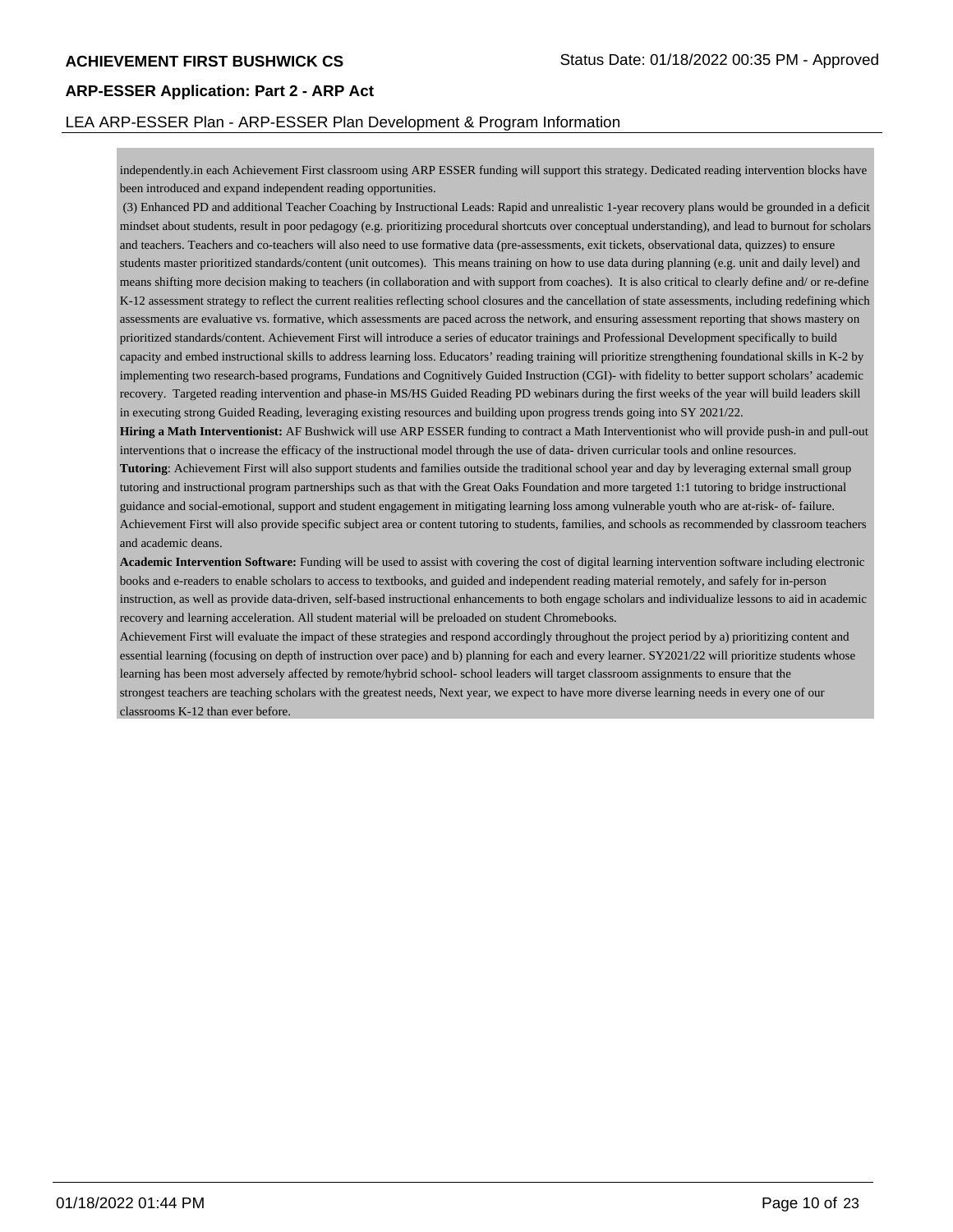independently.in each Achievement First classroom using ARP ESSER funding will support this strategy. Dedicated reading intervention blocks have been introduced and expand independent reading opportunities.

(3) Enhanced PD and additional Teacher Coaching by Instructional Leads: Rapid and unrealistic 1-year recovery plans would be grounded in a deficit mindset about students, result in poor pedagogy (e.g. prioritizing procedural shortcuts over conceptual understanding), and lead to burnout for scholars and teachers. Teachers and co-teachers will also need to use formative data (pre-assessments, exit tickets, observational data, quizzes) to ensure students master prioritized standards/content (unit outcomes). This means training on how to use data during planning (e.g. unit and daily level) and means shifting more decision making to teachers (in collaboration and with support from coaches). It is also critical to clearly define and/ or re-define K-12 assessment strategy to reflect the current realities reflecting school closures and the cancellation of state assessments, including redefining which assessments are evaluative vs. formative, which assessments are paced across the network, and ensuring assessment reporting that shows mastery on prioritized standards/content. Achievement First will introduce a series of educator trainings and Professional Development specifically to build capacity and embed instructional skills to address learning loss. Educators' reading training will prioritize strengthening foundational skills in K-2 by implementing two research-based programs, Fundations and Cognitively Guided Instruction (CGI)- with fidelity to better support scholars' academic recovery. Targeted reading intervention and phase-in MS/HS Guided Reading PD webinars during the first weeks of the year will build leaders skill in executing strong Guided Reading, leveraging existing resources and building upon progress trends going into SY 2021/22.

**Hiring a Math Interventionist:** AF Bushwick will use ARP ESSER funding to contract a Math Interventionist who will provide push-in and pull-out interventions that o increase the efficacy of the instructional model through the use of data- driven curricular tools and online resources.

**Tutoring**: Achievement First will also support students and families outside the traditional school year and day by leveraging external small group tutoring and instructional program partnerships such as that with the Great Oaks Foundation and more targeted 1:1 tutoring to bridge instructional guidance and social-emotional, support and student engagement in mitigating learning loss among vulnerable youth who are at-risk- of- failure. Achievement First will also provide specific subject area or content tutoring to students, families, and schools as recommended by classroom teachers and academic deans.

**Academic Intervention Software:** Funding will be used to assist with covering the cost of digital learning intervention software including electronic books and e-readers to enable scholars to access to textbooks, and guided and independent reading material remotely, and safely for in-person instruction, as well as provide data-driven, self-based instructional enhancements to both engage scholars and individualize lessons to aid in academic recovery and learning acceleration. All student material will be preloaded on student Chromebooks.

Achievement First will evaluate the impact of these strategies and respond accordingly throughout the project period by a) prioritizing content and essential learning (focusing on depth of instruction over pace) and b) planning for each and every learner. SY2021/22 will prioritize students whose learning has been most adversely affected by remote/hybrid school- school leaders will target classroom assignments to ensure that the strongest teachers are teaching scholars with the greatest needs, Next year, we expect to have more diverse learning needs in every one of our classrooms K-12 than ever before.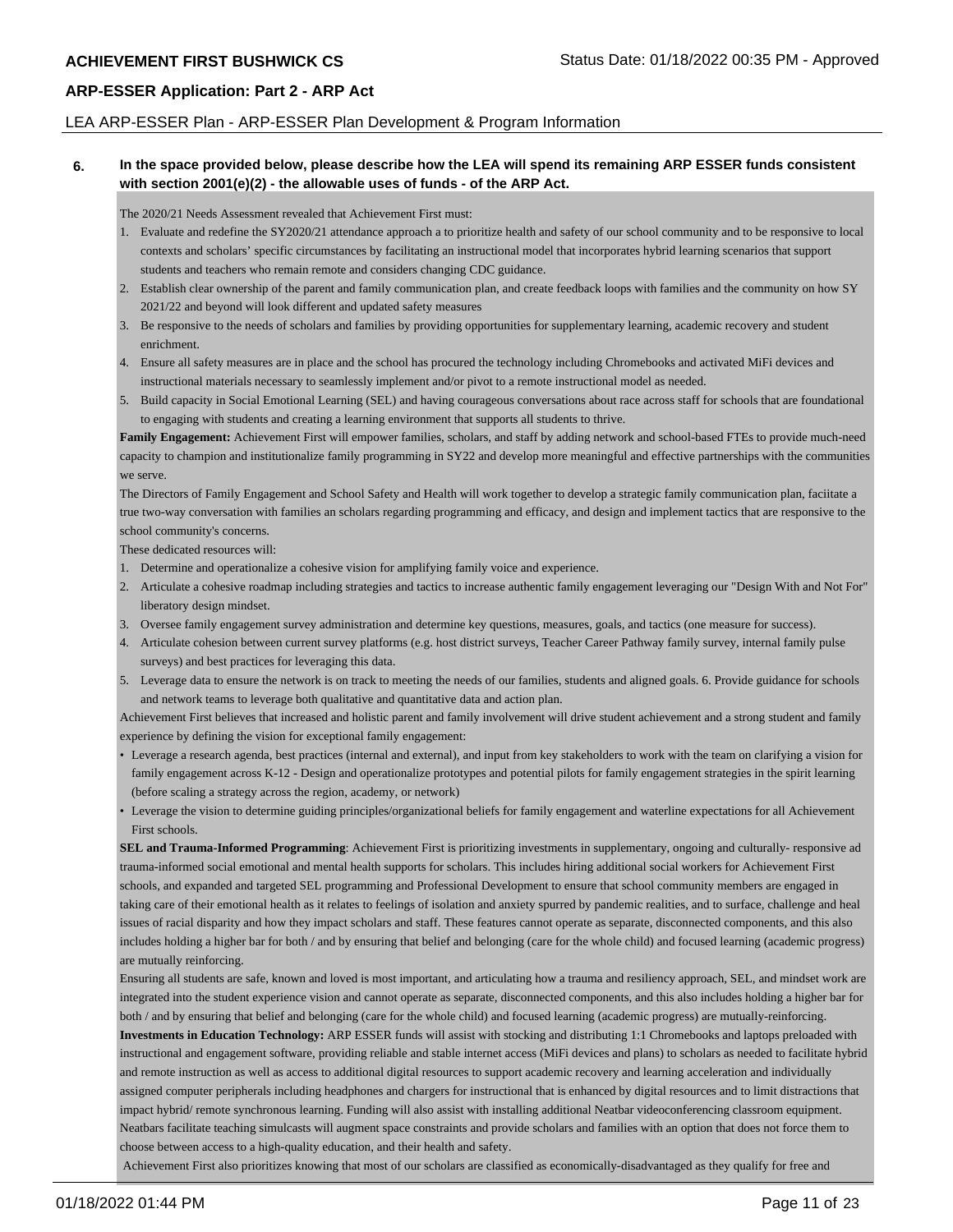**6. In the space provided below, please describe how the LEA will spend its remaining ARP ESSER funds consistent with section 2001(e)(2) - the allowable uses of funds - of the ARP Act.**

The 2020/21 Needs Assessment revealed that Achievement First must:

1. Evaluate and redefine the SY2020/21 attendance approach a to prioritize health and safety of our school community and to be responsive to local contexts and scholars' specific circumstances by facilitating an instructional model that incorporates hybrid learning scenarios that support students and teachers who remain remote and considers changing CDC guidance.
2. Establish clear ownership of the parent and family communication plan, and create feedback loops with families and the community on how SY 2021/22 and beyond will look different and updated safety measures
3. Be responsive to the needs of scholars and families by providing opportunities for supplementary learning, academic recovery and student enrichment.
4. Ensure all safety measures are in place and the school has procured the technology including Chromebooks and activated MiFi devices and instructional materials necessary to seamlessly implement and/or pivot to a remote instructional model as needed.
5. Build capacity in Social Emotional Learning (SEL) and having courageous conversations about race across staff for schools that are foundational to engaging with students and creating a learning environment that supports all students to thrive.

**Family Engagement:** Achievement First will empower families, scholars, and staff by adding network and school-based FTEs to provide much-need capacity to champion and institutionalize family programming in SY22 and develop more meaningful and effective partnerships with the communities we serve.

The Directors of Family Engagement and School Safety and Health will work together to develop a strategic family communication plan, faciitate a true two-way conversation with families an scholars regarding programming and efficacy, and design and implement tactics that are responsive to the school community's concerns.

These dedicated resources will:

1. Determine and operationalize a cohesive vision for amplifying family voice and experience.
2. Articulate a cohesive roadmap including strategies and tactics to increase authentic family engagement leveraging our "Design With and Not For" liberatory design mindset.
3. Oversee family engagement survey administration and determine key questions, measures, goals, and tactics (one measure for success).
4. Articulate cohesion between current survey platforms (e.g. host district surveys, Teacher Career Pathway family survey, internal family pulse surveys) and best practices for leveraging this data.
5. Leverage data to ensure the network is on track to meeting the needs of our families, students and aligned goals. 6. Provide guidance for schools and network teams to leverage both qualitative and quantitative data and action plan.

Achievement First believes that increased and holistic parent and family involvement will drive student achievement and a strong student and family experience by defining the vision for exceptional family engagement:

- Leverage a research agenda, best practices (internal and external), and input from key stakeholders to work with the team on clarifying a vision for family engagement across K-12 - Design and operationalize prototypes and potential pilots for family engagement strategies in the spirit learning (before scaling a strategy across the region, academy, or network)
- Leverage the vision to determine guiding principles/organizational beliefs for family engagement and waterline expectations for all Achievement First schools.

**SEL and Trauma-Informed Programming**: Achievement First is prioritizing investments in supplementary, ongoing and culturally- responsive ad trauma-informed social emotional and mental health supports for scholars. This includes hiring additional social workers for Achievement First schools, and expanded and targeted SEL programming and Professional Development to ensure that school community members are engaged in taking care of their emotional health as it relates to feelings of isolation and anxiety spurred by pandemic realities, and to surface, challenge and heal issues of racial disparity and how they impact scholars and staff. These features cannot operate as separate, disconnected components, and this also includes holding a higher bar for both / and by ensuring that belief and belonging (care for the whole child) and focused learning (academic progress) are mutually reinforcing.

Ensuring all students are safe, known and loved is most important, and articulating how a trauma and resiliency approach, SEL, and mindset work are integrated into the student experience vision and cannot operate as separate, disconnected components, and this also includes holding a higher bar for both / and by ensuring that belief and belonging (care for the whole child) and focused learning (academic progress) are mutually-reinforcing.

**Investments in Education Technology:** ARP ESSER funds will assist with stocking and distributing 1:1 Chromebooks and laptops preloaded with instructional and engagement software, providing reliable and stable internet access (MiFi devices and plans) to scholars as needed to facilitate hybrid and remote instruction as well as access to additional digital resources to support academic recovery and learning acceleration and individually assigned computer peripherals including headphones and chargers for instructional that is enhanced by digital resources and to limit distractions that impact hybrid/ remote synchronous learning. Funding will also assist with installing additional Neatbar videoconferencing classroom equipment. Neatbars facilitate teaching simulcasts will augment space constraints and provide scholars and families with an option that does not force them to choose between access to a high-quality education, and their health and safety.

Achievement First also prioritizes knowing that most of our scholars are classified as economically-disadvantaged as they qualify for free and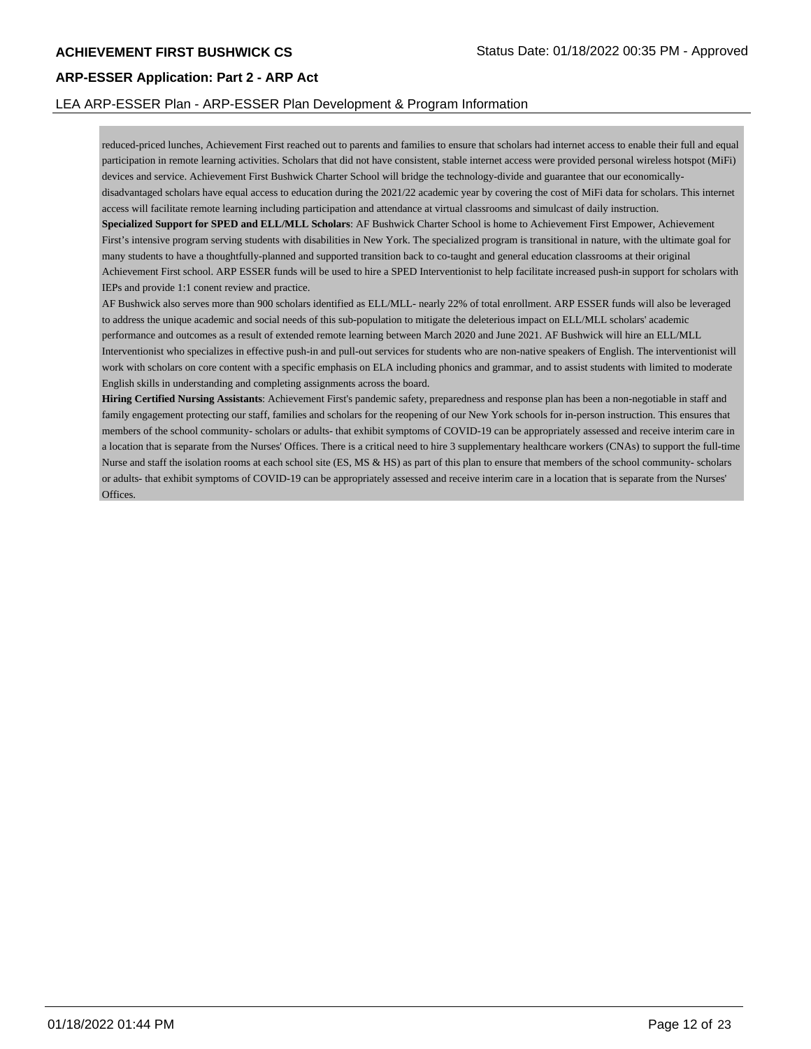reduced-priced lunches, Achievement First reached out to parents and families to ensure that scholars had internet access to enable their full and equal participation in remote learning activities. Scholars that did not have consistent, stable internet access were provided personal wireless hotspot (MiFi) devices and service. Achievement First Bushwick Charter School will bridge the technology-divide and guarantee that our economically-disadvantaged scholars have equal access to education during the 2021/22 academic year by covering the cost of MiFi data for scholars. This internet access will facilitate remote learning including participation and attendance at virtual classrooms and simulcast of daily instruction.

**Specialized Support for SPED and ELL/MLL Scholars**: AF Bushwick Charter School is home to Achievement First Empower, Achievement First's intensive program serving students with disabilities in New York. The specialized program is transitional in nature, with the ultimate goal for many students to have a thoughtfully-planned and supported transition back to co-taught and general education classrooms at their original Achievement First school. ARP ESSER funds will be used to hire a SPED Interventionist to help facilitate increased push-in support for scholars with IEPs and provide 1:1 conent review and practice.

AF Bushwick also serves more than 900 scholars identified as ELL/MLL- nearly 22% of total enrollment. ARP ESSER funds will also be leveraged to address the unique academic and social needs of this sub-population to mitigate the deleterious impact on ELL/MLL scholars' academic performance and outcomes as a result of extended remote learning between March 2020 and June 2021. AF Bushwick will hire an ELL/MLL Interventionist who specializes in effective push-in and pull-out services for students who are non-native speakers of English. The interventionist will work with scholars on core content with a specific emphasis on ELA including phonics and grammar, and to assist students with limited to moderate English skills in understanding and completing assignments across the board.

**Hiring Certified Nursing Assistants**: Achievement First's pandemic safety, preparedness and response plan has been a non-negotiable in staff and family engagement protecting our staff, families and scholars for the reopening of our New York schools for in-person instruction. This ensures that members of the school community- scholars or adults- that exhibit symptoms of COVID-19 can be appropriately assessed and receive interim care in a location that is separate from the Nurses' Offices. There is a critical need to hire 3 supplementary healthcare workers (CNAs) to support the full-time Nurse and staff the isolation rooms at each school site (ES, MS & HS) as part of this plan to ensure that members of the school community- scholars or adults- that exhibit symptoms of COVID-19 can be appropriately assessed and receive interim care in a location that is separate from the Nurses' Offices.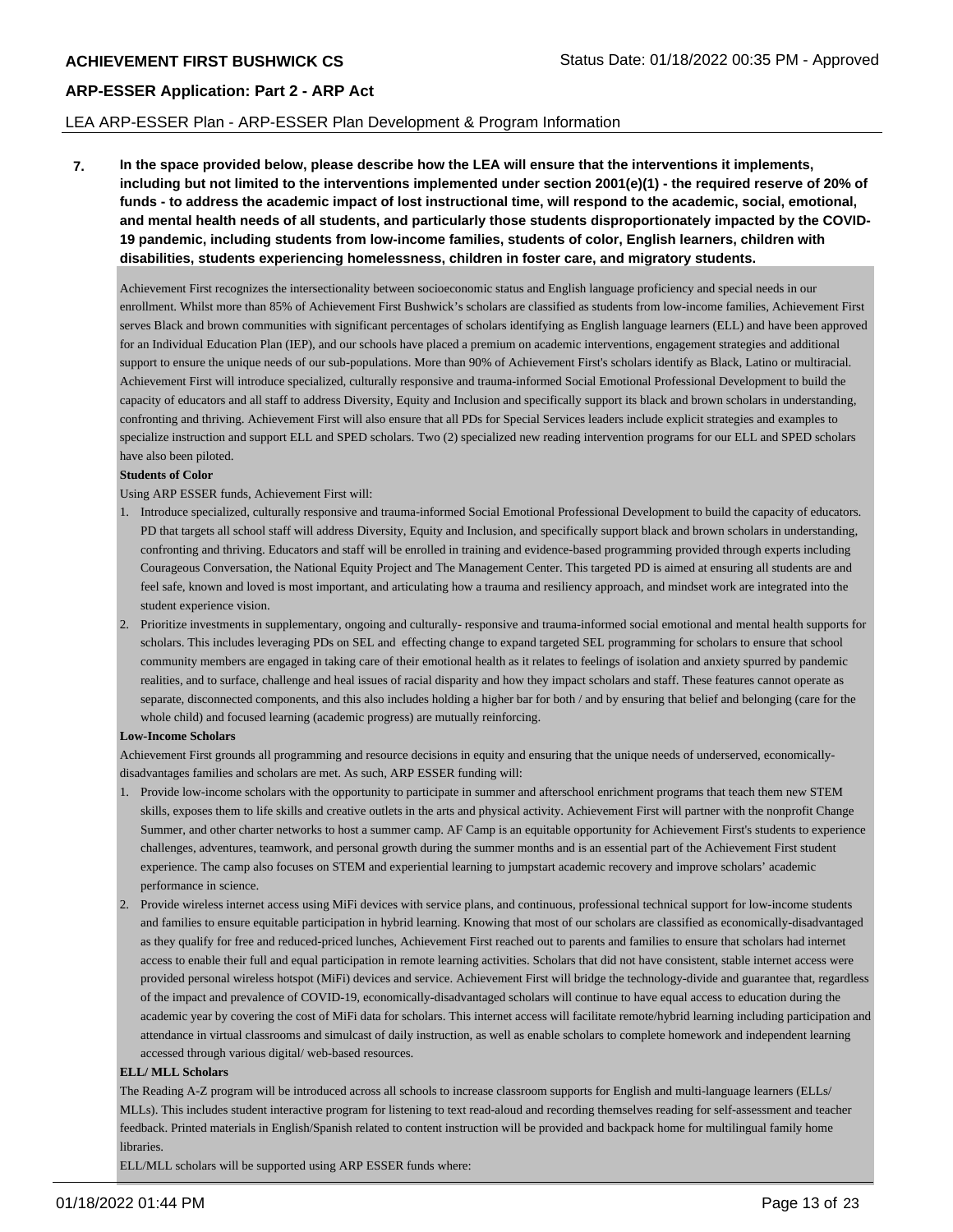7. **In the space provided below, please describe how the LEA will ensure that the interventions it implements, including but not limited to the interventions implemented under section 2001(e)(1) - the required reserve of 20% of funds - to address the academic impact of lost instructional time, will respond to the academic, social, emotional, and mental health needs of all students, and particularly those students disproportionately impacted by the COVID-19 pandemic, including students from low-income families, students of color, English learners, children with disabilities, students experiencing homelessness, children in foster care, and migratory students.**

Achievement First recognizes the intersectionality between socioeconomic status and English language proficiency and special needs in our enrollment. Whilst more than 85% of Achievement First Bushwick's scholars are classified as students from low-income families, Achievement First serves Black and brown communities with significant percentages of scholars identifying as English language learners (ELL) and have been approved for an Individual Education Plan (IEP), and our schools have placed a premium on academic interventions, engagement strategies and additional support to ensure the unique needs of our sub-populations. More than 90% of Achievement First's scholars identify as Black, Latino or multiracial. Achievement First will introduce specialized, culturally responsive and trauma-informed Social Emotional Professional Development to build the capacity of educators and all staff to address Diversity, Equity and Inclusion and specifically support its black and brown scholars in understanding, confronting and thriving. Achievement First will also ensure that all PDs for Special Services leaders include explicit strategies and examples to specialize instruction and support ELL and SPED scholars. Two (2) specialized new reading intervention programs for our ELL and SPED scholars have also been piloted.

**Students of Color**

Using ARP ESSER funds, Achievement First will:

1. Introduce specialized, culturally responsive and trauma-informed Social Emotional Professional Development to build the capacity of educators. PD that targets all school staff will address Diversity, Equity and Inclusion, and specifically support black and brown scholars in understanding, confronting and thriving. Educators and staff will be enrolled in training and evidence-based programming provided through experts including Courageous Conversation, the National Equity Project and The Management Center. This targeted PD is aimed at ensuring all students are and feel safe, known and loved is most important, and articulating how a trauma and resiliency approach, and mindset work are integrated into the student experience vision.
2. Prioritize investments in supplementary, ongoing and culturally- responsive and trauma-informed social emotional and mental health supports for scholars. This includes leveraging PDs on SEL and effecting change to expand targeted SEL programming for scholars to ensure that school community members are engaged in taking care of their emotional health as it relates to feelings of isolation and anxiety spurred by pandemic realities, and to surface, challenge and heal issues of racial disparity and how they impact scholars and staff. These features cannot operate as separate, disconnected components, and this also includes holding a higher bar for both / and by ensuring that belief and belonging (care for the whole child) and focused learning (academic progress) are mutually reinforcing.

**Low-Income Scholars**

Achievement First grounds all programming and resource decisions in equity and ensuring that the unique needs of underserved, economically-disadvantages families and scholars are met. As such, ARP ESSER funding will:

1. Provide low-income scholars with the opportunity to participate in summer and afterschool enrichment programs that teach them new STEM skills, exposes them to life skills and creative outlets in the arts and physical activity. Achievement First will partner with the nonprofit Change Summer, and other charter networks to host a summer camp. AF Camp is an equitable opportunity for Achievement First's students to experience challenges, adventures, teamwork, and personal growth during the summer months and is an essential part of the Achievement First student experience. The camp also focuses on STEM and experiential learning to jumpstart academic recovery and improve scholars' academic performance in science.
2. Provide wireless internet access using MiFi devices with service plans, and continuous, professional technical support for low-income students and families to ensure equitable participation in hybrid learning. Knowing that most of our scholars are classified as economically-disadvantaged as they qualify for free and reduced-priced lunches, Achievement First reached out to parents and families to ensure that scholars had internet access to enable their full and equal participation in remote learning activities. Scholars that did not have consistent, stable internet access were provided personal wireless hotspot (MiFi) devices and service. Achievement First will bridge the technology-divide and guarantee that, regardless of the impact and prevalence of COVID-19, economically-disadvantaged scholars will continue to have equal access to education during the academic year by covering the cost of MiFi data for scholars. This internet access will facilitate remote/hybrid learning including participation and attendance in virtual classrooms and simulcast of daily instruction, as well as enable scholars to complete homework and independent learning accessed through various digital/ web-based resources.

**ELL/ MLL Scholars**

The Reading A-Z program will be introduced across all schools to increase classroom supports for English and multi-language learners (ELLs/ MLLs). This includes student interactive program for listening to text read-aloud and recording themselves reading for self-assessment and teacher feedback. Printed materials in English/Spanish related to content instruction will be provided and backpack home for multilingual family home libraries.

ELL/MLL scholars will be supported using ARP ESSER funds where: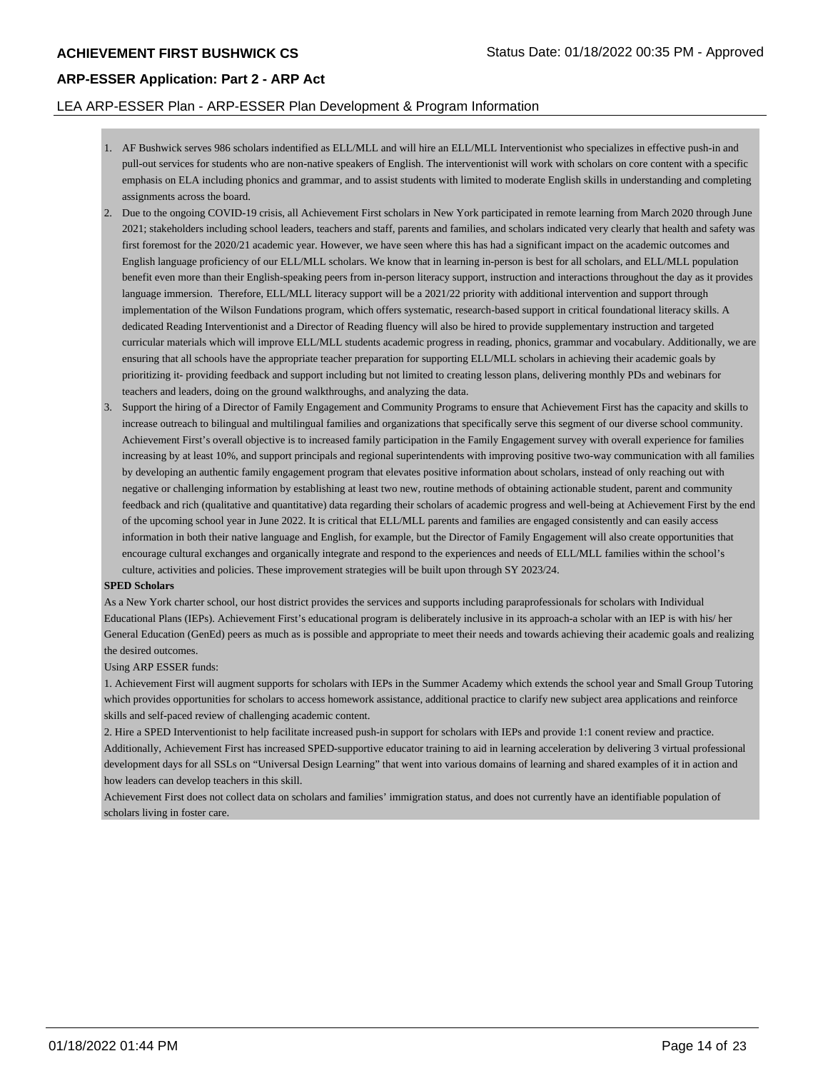1. AF Bushwick serves 986 scholars indentified as ELL/MLL and will hire an ELL/MLL Interventionist who specializes in effective push-in and pull-out services for students who are non-native speakers of English. The interventionist will work with scholars on core content with a specific emphasis on ELA including phonics and grammar, and to assist students with limited to moderate English skills in understanding and completing assignments across the board.
2. Due to the ongoing COVID-19 crisis, all Achievement First scholars in New York participated in remote learning from March 2020 through June 2021; stakeholders including school leaders, teachers and staff, parents and families, and scholars indicated very clearly that health and safety was first foremost for the 2020/21 academic year. However, we have seen where this has had a significant impact on the academic outcomes and English language proficiency of our ELL/MLL scholars. We know that in learning in-person is best for all scholars, and ELL/MLL population benefit even more than their English-speaking peers from in-person literacy support, instruction and interactions throughout the day as it provides language immersion. Therefore, ELL/MLL literacy support will be a 2021/22 priority with additional intervention and support through implementation of the Wilson Fundations program, which offers systematic, research-based support in critical foundational literacy skills. A dedicated Reading Interventionist and a Director of Reading fluency will also be hired to provide supplementary instruction and targeted curricular materials which will improve ELL/MLL students academic progress in reading, phonics, grammar and vocabulary. Additionally, we are ensuring that all schools have the appropriate teacher preparation for supporting ELL/MLL scholars in achieving their academic goals by prioritizing it- providing feedback and support including but not limited to creating lesson plans, delivering monthly PDs and webinars for teachers and leaders, doing on the ground walkthroughs, and analyzing the data.
3. Support the hiring of a Director of Family Engagement and Community Programs to ensure that Achievement First has the capacity and skills to increase outreach to bilingual and multilingual families and organizations that specifically serve this segment of our diverse school community. Achievement First's overall objective is to increased family participation in the Family Engagement survey with overall experience for families increasing by at least 10%, and support principals and regional superintendents with improving positive two-way communication with all families by developing an authentic family engagement program that elevates positive information about scholars, instead of only reaching out with negative or challenging information by establishing at least two new, routine methods of obtaining actionable student, parent and community feedback and rich (qualitative and quantitative) data regarding their scholars of academic progress and well-being at Achievement First by the end of the upcoming school year in June 2022. It is critical that ELL/MLL parents and families are engaged consistently and can easily access information in both their native language and English, for example, but the Director of Family Engagement will also create opportunities that encourage cultural exchanges and organically integrate and respond to the experiences and needs of ELL/MLL families within the school's culture, activities and policies. These improvement strategies will be built upon through SY 2023/24.

**SPED Scholars**

As a New York charter school, our host district provides the services and supports including paraprofessionals for scholars with Individual Educational Plans (IEPs). Achievement First's educational program is deliberately inclusive in its approach-a scholar with an IEP is with his/ her General Education (GenEd) peers as much as is possible and appropriate to meet their needs and towards achieving their academic goals and realizing the desired outcomes.

Using ARP ESSER funds:

1. Achievement First will augment supports for scholars with IEPs in the Summer Academy which extends the school year and Small Group Tutoring which provides opportunities for scholars to access homework assistance, additional practice to clarify new subject area applications and reinforce skills and self-paced review of challenging academic content.

2. Hire a SPED Interventionist to help facilitate increased push-in support for scholars with IEPs and provide 1:1 conent review and practice. Additionally, Achievement First has increased SPED-supportive educator training to aid in learning acceleration by delivering 3 virtual professional development days for all SSLs on "Universal Design Learning" that went into various domains of learning and shared examples of it in action and how leaders can develop teachers in this skill.

Achievement First does not collect data on scholars and families' immigration status, and does not currently have an identifiable population of scholars living in foster care.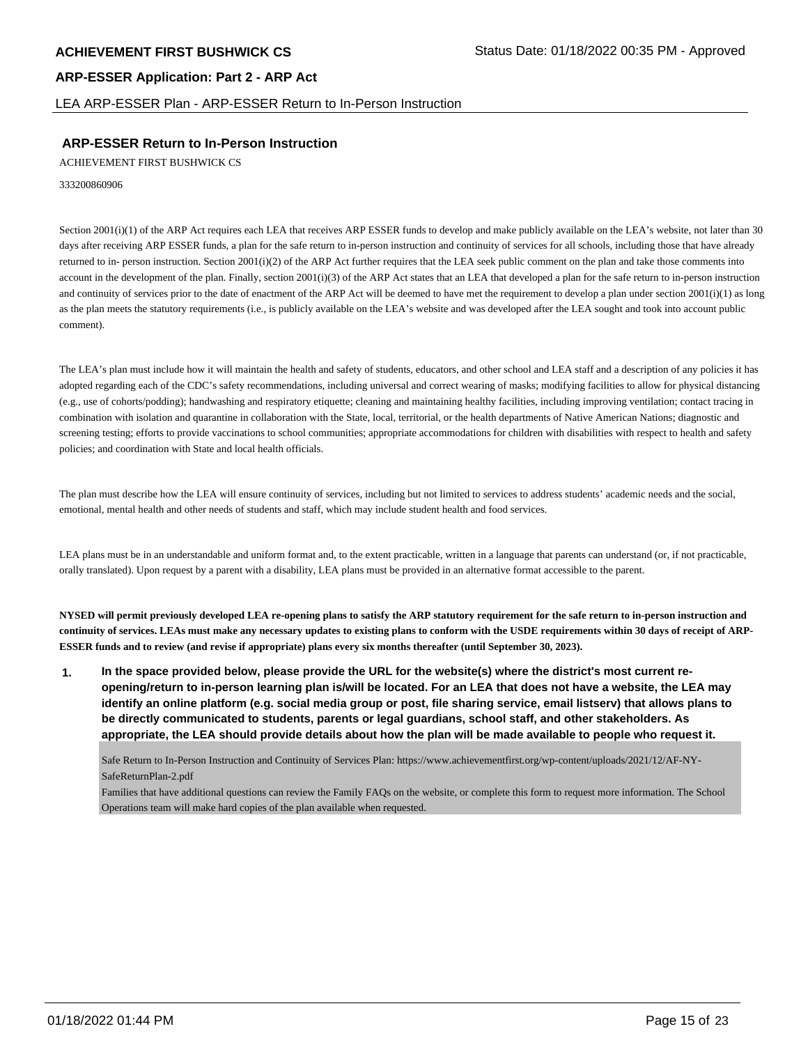## ARP-ESSER Return to In-Person Instruction

ACHIEVEMENT FIRST BUSHWICK CS

333200860906

Section 2001(i)(1) of the ARP Act requires each LEA that receives ARP ESSER funds to develop and make publicly available on the LEA's website, not later than 30 days after receiving ARP ESSER funds, a plan for the safe return to in-person instruction and continuity of services for all schools, including those that have already returned to in- person instruction. Section 2001(i)(2) of the ARP Act further requires that the LEA seek public comment on the plan and take those comments into account in the development of the plan. Finally, section 2001(i)(3) of the ARP Act states that an LEA that developed a plan for the safe return to in-person instruction and continuity of services prior to the date of enactment of the ARP Act will be deemed to have met the requirement to develop a plan under section 2001(i)(1) as long as the plan meets the statutory requirements (i.e., is publicly available on the LEA's website and was developed after the LEA sought and took into account public comment).

The LEA's plan must include how it will maintain the health and safety of students, educators, and other school and LEA staff and a description of any policies it has adopted regarding each of the CDC's safety recommendations, including universal and correct wearing of masks; modifying facilities to allow for physical distancing (e.g., use of cohorts/podding); handwashing and respiratory etiquette; cleaning and maintaining healthy facilities, including improving ventilation; contact tracing in combination with isolation and quarantine in collaboration with the State, local, territorial, or the health departments of Native American Nations; diagnostic and screening testing; efforts to provide vaccinations to school communities; appropriate accommodations for children with disabilities with respect to health and safety policies; and coordination with State and local health officials.

The plan must describe how the LEA will ensure continuity of services, including but not limited to services to address students' academic needs and the social, emotional, mental health and other needs of students and staff, which may include student health and food services.

LEA plans must be in an understandable and uniform format and, to the extent practicable, written in a language that parents can understand (or, if not practicable, orally translated). Upon request by a parent with a disability, LEA plans must be provided in an alternative format accessible to the parent.

**NYSED will permit previously developed LEA re-opening plans to satisfy the ARP statutory requirement for the safe return to in-person instruction and continuity of services. LEAs must make any necessary updates to existing plans to conform with the USDE requirements within 30 days of receipt of ARP-ESSER funds and to review (and revise if appropriate) plans every six months thereafter (until September 30, 2023).**

1. **In the space provided below, please provide the URL for the website(s) where the district's most current re-opening/return to in-person learning plan is/will be located. For an LEA that does not have a website, the LEA may identify an online platform (e.g. social media group or post, file sharing service, email listserv) that allows plans to be directly communicated to students, parents or legal guardians, school staff, and other stakeholders. As appropriate, the LEA should provide details about how the plan will be made available to people who request it.**

   Safe Return to In-Person Instruction and Continuity of Services Plan: https://www.achievementfirst.org/wp-content/uploads/2021/12/AF-NY-SafeReturnPlan-2.pdf
   Families that have additional questions can review the Family FAQs on the website, or complete this form to request more information. The School Operations team will make hard copies of the plan available when requested.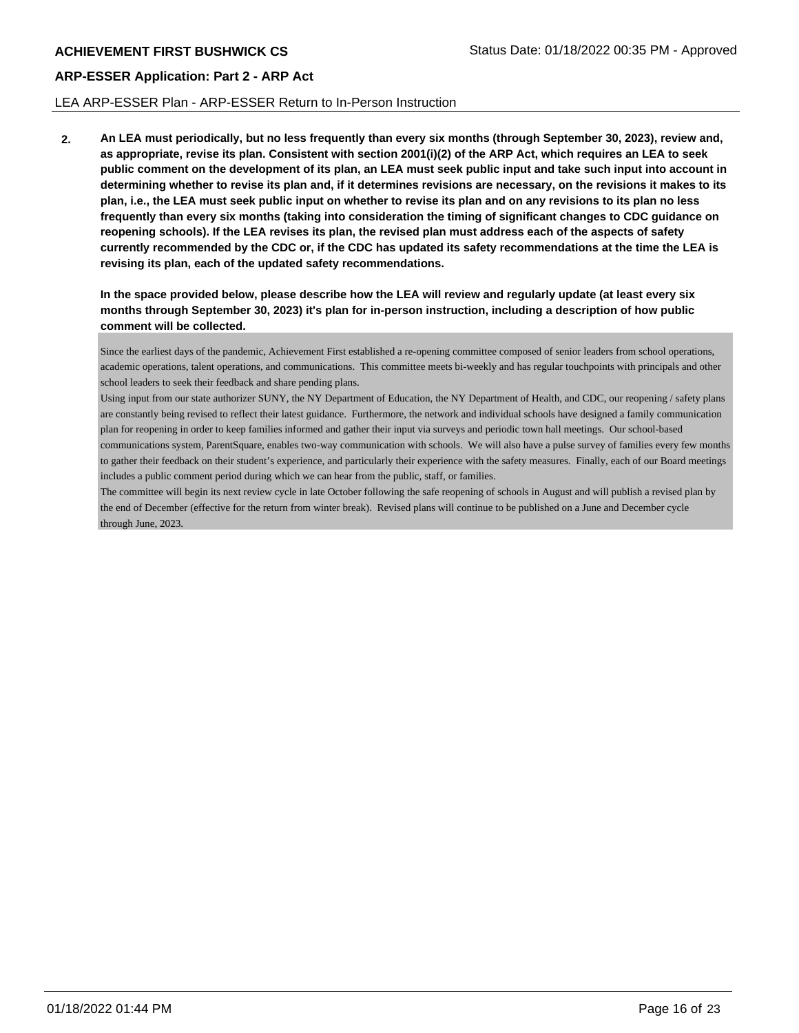## LEA ARP-ESSER Plan - ARP-ESSER Return to In-Person Instruction

**2. An LEA must periodically, but no less frequently than every six months (through September 30, 2023), review and, as appropriate, revise its plan. Consistent with section 2001(i)(2) of the ARP Act, which requires an LEA to seek public comment on the development of its plan, an LEA must seek public input and take such input into account in determining whether to revise its plan and, if it determines revisions are necessary, on the revisions it makes to its plan, i.e., the LEA must seek public input on whether to revise its plan and on any revisions to its plan no less frequently than every six months (taking into consideration the timing of significant changes to CDC guidance on reopening schools). If the LEA revises its plan, the revised plan must address each of the aspects of safety currently recommended by the CDC or, if the CDC has updated its safety recommendations at the time the LEA is revising its plan, each of the updated safety recommendations.**

**In the space provided below, please describe how the LEA will review and regularly update (at least every six months through September 30, 2023) it's plan for in-person instruction, including a description of how public comment will be collected.**

Since the earliest days of the pandemic, Achievement First established a re-opening committee composed of senior leaders from school operations, academic operations, talent operations, and communications. This committee meets bi-weekly and has regular touchpoints with principals and other school leaders to seek their feedback and share pending plans.

Using input from our state authorizer SUNY, the NY Department of Education, the NY Department of Health, and CDC, our reopening / safety plans are constantly being revised to reflect their latest guidance. Furthermore, the network and individual schools have designed a family communication plan for reopening in order to keep families informed and gather their input via surveys and periodic town hall meetings. Our school-based communications system, ParentSquare, enables two-way communication with schools. We will also have a pulse survey of families every few months to gather their feedback on their student's experience, and particularly their experience with the safety measures. Finally, each of our Board meetings includes a public comment period during which we can hear from the public, staff, or families.

The committee will begin its next review cycle in late October following the safe reopening of schools in August and will publish a revised plan by the end of December (effective for the return from winter break). Revised plans will continue to be published on a June and December cycle through June, 2023.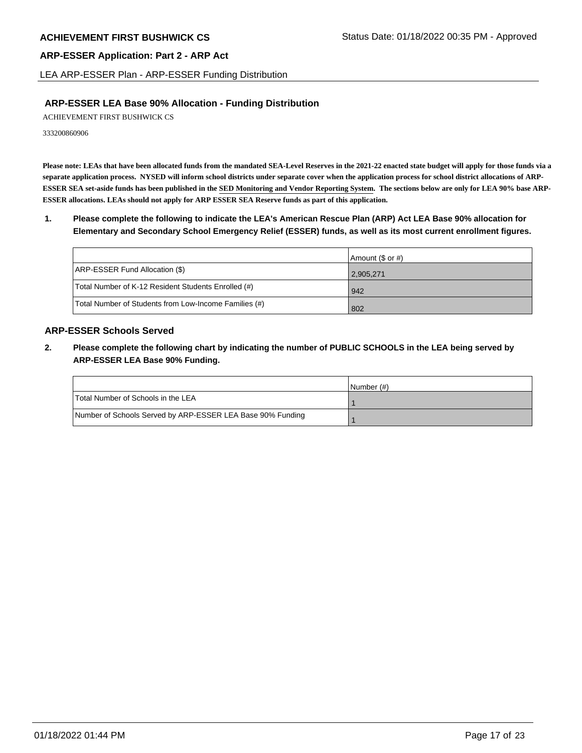# ACHIEVEMENT FIRST BUSHWICK CS

Status Date: 01/18/2022 00:35 PM - Approved

## ARP-ESSER Application: Part 2 - ARP Act

LEA ARP-ESSER Plan - ARP-ESSER Funding Distribution

### ARP-ESSER LEA Base 90% Allocation - Funding Distribution

ACHIEVEMENT FIRST BUSHWICK CS

333200860906

**Please note: LEAs that have been allocated funds from the mandated SEA-Level Reserves in the 2021-22 enacted state budget will apply for those funds via a separate application process. NYSED will inform school districts under separate cover when the application process for school district allocations of ARP-ESSER SEA set-aside funds has been published in the SED Monitoring and Vendor Reporting System. The sections below are only for LEA 90% base ARP-ESSER allocations. LEAs should not apply for ARP ESSER SEA Reserve funds as part of this application.**

**1. Please complete the following to indicate the LEA's American Rescue Plan (ARP) Act LEA Base 90% allocation for Elementary and Secondary School Emergency Relief (ESSER) funds, as well as its most current enrollment figures.**

| | Amount ($ or #) |
|---|---|
| ARP-ESSER Fund Allocation ($) | 2,905,271 |
| Total Number of K-12 Resident Students Enrolled (#) | 942 |
| Total Number of Students from Low-Income Families (#) | 802 |

### ARP-ESSER Schools Served

**2. Please complete the following chart by indicating the number of PUBLIC SCHOOLS in the LEA being served by ARP-ESSER LEA Base 90% Funding.**

| | Number (#) |
|---|---|
| Total Number of Schools in the LEA | 1 |
| Number of Schools Served by ARP-ESSER LEA Base 90% Funding | 1 |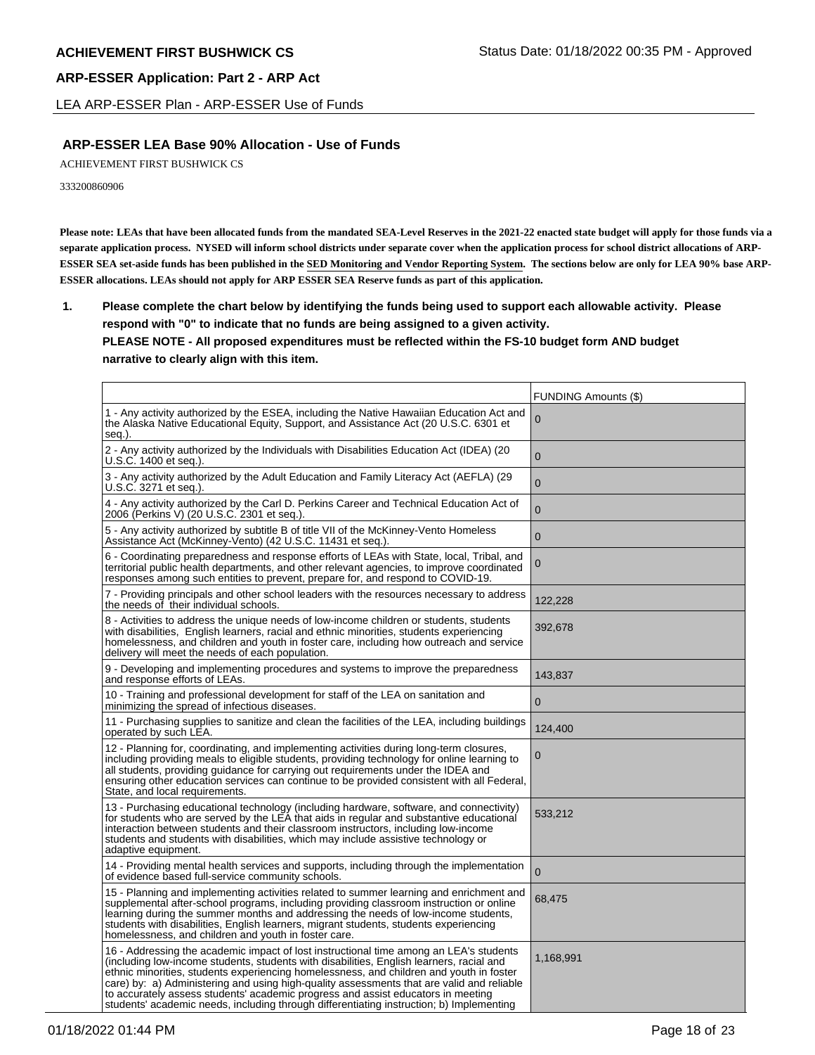## ARP-ESSER LEA Base 90% Allocation - Use of Funds

ACHIEVEMENT FIRST BUSHWICK CS

333200860906

**Please note: LEAs that have been allocated funds from the mandated SEA-Level Reserves in the 2021-22 enacted state budget will apply for those funds via a separate application process. NYSED will inform school districts under separate cover when the application process for school district allocations of ARP-ESSER SEA set-aside funds has been published in the SED Monitoring and Vendor Reporting System. The sections below are only for LEA 90% base ARP-ESSER allocations. LEAs should not apply for ARP ESSER SEA Reserve funds as part of this application.**

**1. Please complete the chart below by identifying the funds being used to support each allowable activity. Please respond with "0" to indicate that no funds are being assigned to a given activity.**
**PLEASE NOTE - All proposed expenditures must be reflected within the FS-10 budget form AND budget narrative to clearly align with this item.**

| | FUNDING Amounts ($) |
|---|---|
| 1 - Any activity authorized by the ESEA, including the Native Hawaiian Education Act and the Alaska Native Educational Equity, Support, and Assistance Act (20 U.S.C. 6301 et seq.). | 0 |
| 2 - Any activity authorized by the Individuals with Disabilities Education Act (IDEA) (20 U.S.C. 1400 et seq.). | 0 |
| 3 - Any activity authorized by the Adult Education and Family Literacy Act (AEFLA) (29 U.S.C. 3271 et seq.). | 0 |
| 4 - Any activity authorized by the Carl D. Perkins Career and Technical Education Act of 2006 (Perkins V) (20 U.S.C. 2301 et seq.). | 0 |
| 5 - Any activity authorized by subtitle B of title VII of the McKinney-Vento Homeless Assistance Act (McKinney-Vento) (42 U.S.C. 11431 et seq.). | 0 |
| 6 - Coordinating preparedness and response efforts of LEAs with State, local, Tribal, and territorial public health departments, and other relevant agencies, to improve coordinated responses among such entities to prevent, prepare for, and respond to COVID-19. | 0 |
| 7 - Providing principals and other school leaders with the resources necessary to address the needs of their individual schools. | 122,228 |
| 8 - Activities to address the unique needs of low-income children or students, students with disabilities, English learners, racial and ethnic minorities, students experiencing homelessness, and children and youth in foster care, including how outreach and service delivery will meet the needs of each population. | 392,678 |
| 9 - Developing and implementing procedures and systems to improve the preparedness and response efforts of LEAs. | 143,837 |
| 10 - Training and professional development for staff of the LEA on sanitation and minimizing the spread of infectious diseases. | 0 |
| 11 - Purchasing supplies to sanitize and clean the facilities of the LEA, including buildings operated by such LEA. | 124,400 |
| 12 - Planning for, coordinating, and implementing activities during long-term closures, including providing meals to eligible students, providing technology for online learning to all students, providing guidance for carrying out requirements under the IDEA and ensuring other education services can continue to be provided consistent with all Federal, State, and local requirements. | 0 |
| 13 - Purchasing educational technology (including hardware, software, and connectivity) for students who are served by the LEA that aids in regular and substantive educational interaction between students and their classroom instructors, including low-income students and students with disabilities, which may include assistive technology or adaptive equipment. | 533,212 |
| 14 - Providing mental health services and supports, including through the implementation of evidence based full-service community schools. | 0 |
| 15 - Planning and implementing activities related to summer learning and enrichment and supplemental after-school programs, including providing classroom instruction or online learning during the summer months and addressing the needs of low-income students, students with disabilities, English learners, migrant students, students experiencing homelessness, and children and youth in foster care. | 68,475 |
| 16 - Addressing the academic impact of lost instructional time among an LEA's students (including low-income students, students with disabilities, English learners, racial and ethnic minorities, students experiencing homelessness, and children and youth in foster care) by: a) Administering and using high-quality assessments that are valid and reliable to accurately assess students' academic progress and assist educators in meeting students' academic needs, including through differentiating instruction; b) Implementing | 1,168,991 |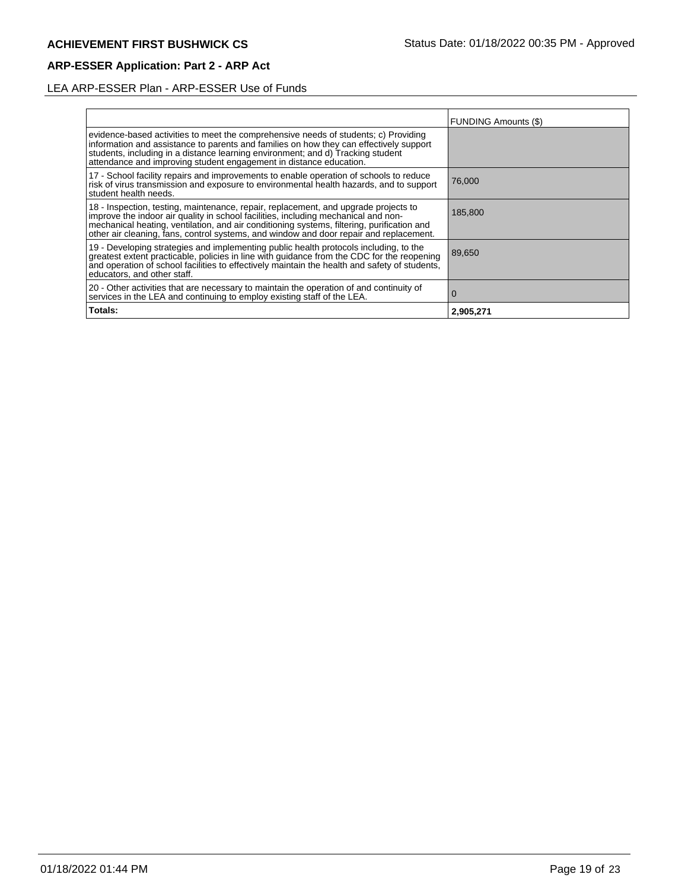## ARP-ESSER Application: Part 2 - ARP Act

LEA ARP-ESSER Plan - ARP-ESSER Use of Funds

| | FUNDING Amounts ($) |
|---|---|
| evidence-based activities to meet the comprehensive needs of students; c) Providing information and assistance to parents and families on how they can effectively support students, including in a distance learning environment; and d) Tracking student attendance and improving student engagement in distance education. | |
| 17 - School facility repairs and improvements to enable operation of schools to reduce risk of virus transmission and exposure to environmental health hazards, and to support student health needs. | 76,000 |
| 18 - Inspection, testing, maintenance, repair, replacement, and upgrade projects to improve the indoor air quality in school facilities, including mechanical and non-mechanical heating, ventilation, and air conditioning systems, filtering, purification and other air cleaning, fans, control systems, and window and door repair and replacement. | 185,800 |
| 19 - Developing strategies and implementing public health protocols including, to the greatest extent practicable, policies in line with guidance from the CDC for the reopening and operation of school facilities to effectively maintain the health and safety of students, educators, and other staff. | 89,650 |
| 20 - Other activities that are necessary to maintain the operation of and continuity of services in the LEA and continuing to employ existing staff of the LEA. | 0 |
| **Totals:** | **2,905,271** |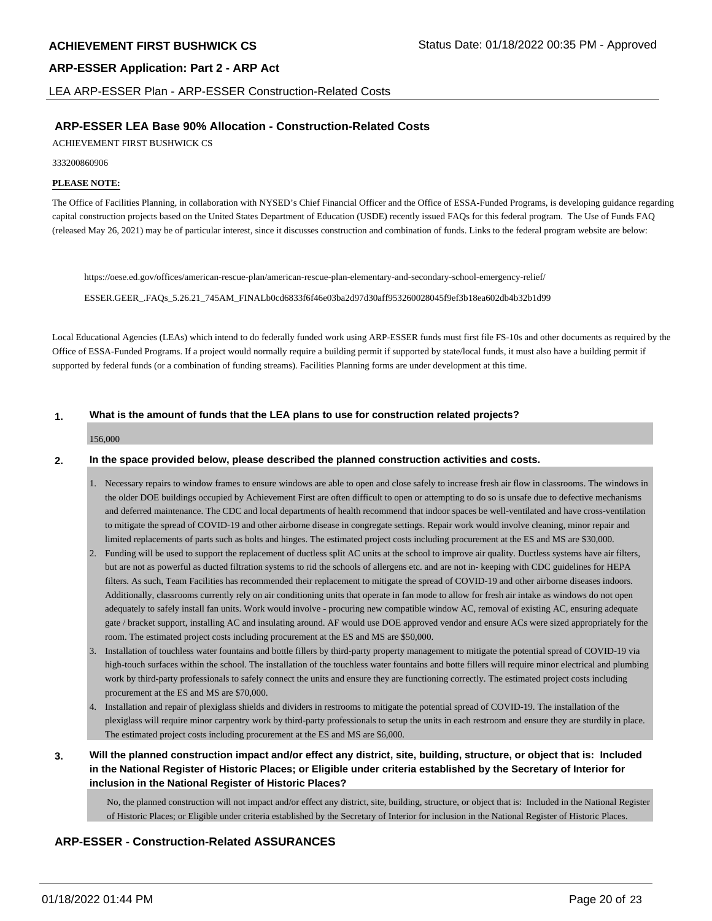## ARP-ESSER LEA Base 90% Allocation - Construction-Related Costs

ACHIEVEMENT FIRST BUSHWICK CS

333200860906

**PLEASE NOTE:**

The Office of Facilities Planning, in collaboration with NYSED's Chief Financial Officer and the Office of ESSA-Funded Programs, is developing guidance regarding capital construction projects based on the United States Department of Education (USDE) recently issued FAQs for this federal program. The Use of Funds FAQ (released May 26, 2021) may be of particular interest, since it discusses construction and combination of funds. Links to the federal program website are below:

https://oese.ed.gov/offices/american-rescue-plan/american-rescue-plan-elementary-and-secondary-school-emergency-relief/

ESSER.GEER_.FAQs_5.26.21_745AM_FINALb0cd6833f6f46e03ba2d97d30aff953260028045f9ef3b18ea602db4b32b1d99

Local Educational Agencies (LEAs) which intend to do federally funded work using ARP-ESSER funds must first file FS-10s and other documents as required by the Office of ESSA-Funded Programs. If a project would normally require a building permit if supported by state/local funds, it must also have a building permit if supported by federal funds (or a combination of funding streams). Facilities Planning forms are under development at this time.

**1. What is the amount of funds that the LEA plans to use for construction related projects?**

156,000

**2. In the space provided below, please described the planned construction activities and costs.**

1. Necessary repairs to window frames to ensure windows are able to open and close safely to increase fresh air flow in classrooms. The windows in the older DOE buildings occupied by Achievement First are often difficult to open or attempting to do so is unsafe due to defective mechanisms and deferred maintenance. The CDC and local departments of health recommend that indoor spaces be well-ventilated and have cross-ventilation to mitigate the spread of COVID-19 and other airborne disease in congregate settings. Repair work would involve cleaning, minor repair and limited replacements of parts such as bolts and hinges. The estimated project costs including procurement at the ES and MS are $30,000.
2. Funding will be used to support the replacement of ductless split AC units at the school to improve air quality. Ductless systems have air filters, but are not as powerful as ducted filtration systems to rid the schools of allergens etc. and are not in- keeping with CDC guidelines for HEPA filters. As such, Team Facilities has recommended their replacement to mitigate the spread of COVID-19 and other airborne diseases indoors. Additionally, classrooms currently rely on air conditioning units that operate in fan mode to allow for fresh air intake as windows do not open adequately to safely install fan units. Work would involve - procuring new compatible window AC, removal of existing AC, ensuring adequate gate / bracket support, installing AC and insulating around. AF would use DOE approved vendor and ensure ACs were sized appropriately for the room. The estimated project costs including procurement at the ES and MS are $50,000.
3. Installation of touchless water fountains and bottle fillers by third-party property management to mitigate the potential spread of COVID-19 via high-touch surfaces within the school. The installation of the touchless water fountains and botte fillers will require minor electrical and plumbing work by third-party professionals to safely connect the units and ensure they are functioning correctly. The estimated project costs including procurement at the ES and MS are $70,000.
4. Installation and repair of plexiglass shields and dividers in restrooms to mitigate the potential spread of COVID-19. The installation of the plexiglass will require minor carpentry work by third-party professionals to setup the units in each restroom and ensure they are sturdily in place. The estimated project costs including procurement at the ES and MS are $6,000.

**3. Will the planned construction impact and/or effect any district, site, building, structure, or object that is: Included in the National Register of Historic Places; or Eligible under criteria established by the Secretary of Interior for inclusion in the National Register of Historic Places?**

No, the planned construction will not impact and/or effect any district, site, building, structure, or object that is: Included in the National Register of Historic Places; or Eligible under criteria established by the Secretary of Interior for inclusion in the National Register of Historic Places.

## ARP-ESSER - Construction-Related ASSURANCES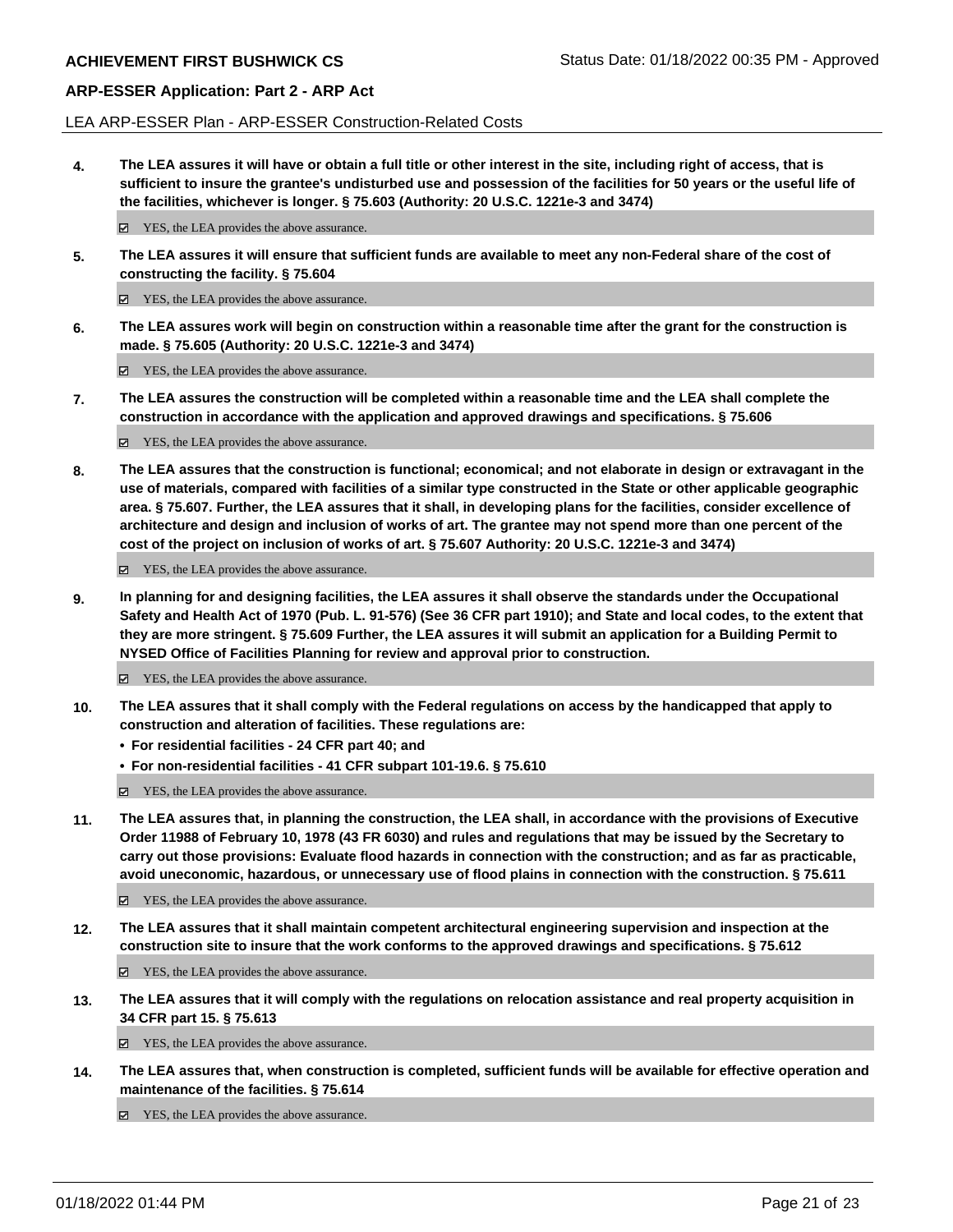LEA ARP-ESSER Plan - ARP-ESSER Construction-Related Costs

**4. The LEA assures it will have or obtain a full title or other interest in the site, including right of access, that is sufficient to insure the grantee's undisturbed use and possession of the facilities for 50 years or the useful life of the facilities, whichever is longer. § 75.603 (Authority: 20 U.S.C. 1221e-3 and 3474)**

☑ YES, the LEA provides the above assurance.

**5. The LEA assures it will ensure that sufficient funds are available to meet any non-Federal share of the cost of constructing the facility. § 75.604**

☑ YES, the LEA provides the above assurance.

**6. The LEA assures work will begin on construction within a reasonable time after the grant for the construction is made. § 75.605 (Authority: 20 U.S.C. 1221e-3 and 3474)**

☑ YES, the LEA provides the above assurance.

**7. The LEA assures the construction will be completed within a reasonable time and the LEA shall complete the construction in accordance with the application and approved drawings and specifications. § 75.606**

☑ YES, the LEA provides the above assurance.

**8. The LEA assures that the construction is functional; economical; and not elaborate in design or extravagant in the use of materials, compared with facilities of a similar type constructed in the State or other applicable geographic area. § 75.607. Further, the LEA assures that it shall, in developing plans for the facilities, consider excellence of architecture and design and inclusion of works of art. The grantee may not spend more than one percent of the cost of the project on inclusion of works of art. § 75.607 Authority: 20 U.S.C. 1221e-3 and 3474)**

☑ YES, the LEA provides the above assurance.

**9. In planning for and designing facilities, the LEA assures it shall observe the standards under the Occupational Safety and Health Act of 1970 (Pub. L. 91-576) (See 36 CFR part 1910); and State and local codes, to the extent that they are more stringent. § 75.609 Further, the LEA assures it will submit an application for a Building Permit to NYSED Office of Facilities Planning for review and approval prior to construction.**

☑ YES, the LEA provides the above assurance.

**10. The LEA assures that it shall comply with the Federal regulations on access by the handicapped that apply to construction and alteration of facilities. These regulations are:**

- **For residential facilities - 24 CFR part 40; and**
- **For non-residential facilities - 41 CFR subpart 101-19.6. § 75.610**

☑ YES, the LEA provides the above assurance.

**11. The LEA assures that, in planning the construction, the LEA shall, in accordance with the provisions of Executive Order 11988 of February 10, 1978 (43 FR 6030) and rules and regulations that may be issued by the Secretary to carry out those provisions: Evaluate flood hazards in connection with the construction; and as far as practicable, avoid uneconomic, hazardous, or unnecessary use of flood plains in connection with the construction. § 75.611**

☑ YES, the LEA provides the above assurance.

**12. The LEA assures that it shall maintain competent architectural engineering supervision and inspection at the construction site to insure that the work conforms to the approved drawings and specifications. § 75.612**

☑ YES, the LEA provides the above assurance.

**13. The LEA assures that it will comply with the regulations on relocation assistance and real property acquisition in 34 CFR part 15. § 75.613**

☑ YES, the LEA provides the above assurance.

**14. The LEA assures that, when construction is completed, sufficient funds will be available for effective operation and maintenance of the facilities. § 75.614**

☑ YES, the LEA provides the above assurance.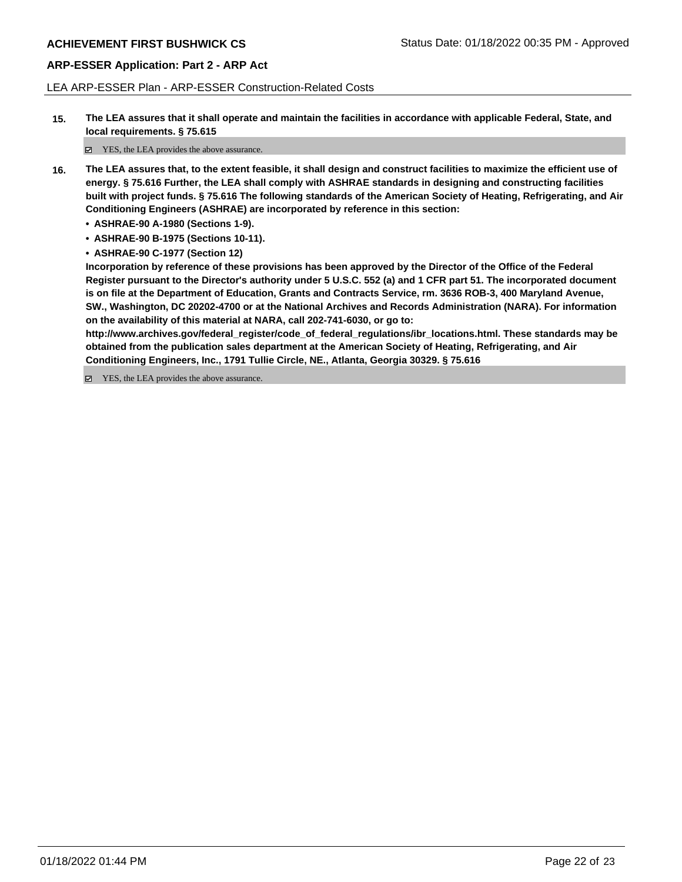LEA ARP-ESSER Plan - ARP-ESSER Construction-Related Costs

**15. The LEA assures that it shall operate and maintain the facilities in accordance with applicable Federal, State, and local requirements. § 75.615**

☑ YES, the LEA provides the above assurance.

**16. The LEA assures that, to the extent feasible, it shall design and construct facilities to maximize the efficient use of energy. § 75.616 Further, the LEA shall comply with ASHRAE standards in designing and constructing facilities built with project funds. § 75.616 The following standards of the American Society of Heating, Refrigerating, and Air Conditioning Engineers (ASHRAE) are incorporated by reference in this section:**

- **ASHRAE-90 A-1980 (Sections 1-9).**
- **ASHRAE-90 B-1975 (Sections 10-11).**
- **ASHRAE-90 C-1977 (Section 12)**

**Incorporation by reference of these provisions has been approved by the Director of the Office of the Federal Register pursuant to the Director's authority under 5 U.S.C. 552 (a) and 1 CFR part 51. The incorporated document is on file at the Department of Education, Grants and Contracts Service, rm. 3636 ROB-3, 400 Maryland Avenue, SW., Washington, DC 20202-4700 or at the National Archives and Records Administration (NARA). For information on the availability of this material at NARA, call 202-741-6030, or go to: http://www.archives.gov/federal_register/code_of_federal_regulations/ibr_locations.html. These standards may be obtained from the publication sales department at the American Society of Heating, Refrigerating, and Air Conditioning Engineers, Inc., 1791 Tullie Circle, NE., Atlanta, Georgia 30329. § 75.616**

☑ YES, the LEA provides the above assurance.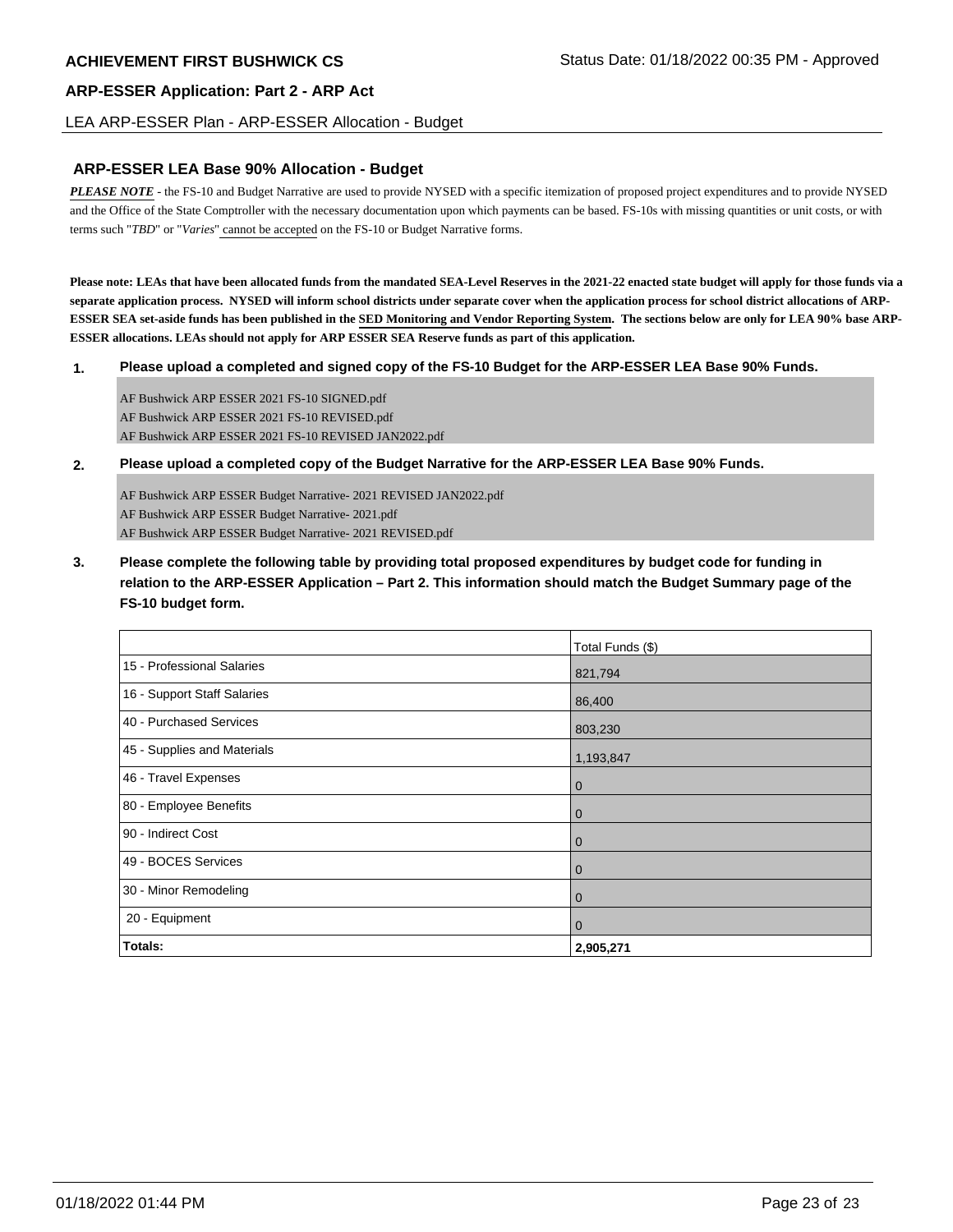## ARP-ESSER LEA Base 90% Allocation - Budget

***PLEASE NOTE*** - the FS-10 and Budget Narrative are used to provide NYSED with a specific itemization of proposed project expenditures and to provide NYSED and the Office of the State Comptroller with the necessary documentation upon which payments can be based. FS-10s with missing quantities or unit costs, or with terms such "*TBD*" or "*Varies*" cannot be accepted on the FS-10 or Budget Narrative forms.

**Please note: LEAs that have been allocated funds from the mandated SEA-Level Reserves in the 2021-22 enacted state budget will apply for those funds via a separate application process. NYSED will inform school districts under separate cover when the application process for school district allocations of ARP-ESSER SEA set-aside funds has been published in the SED Monitoring and Vendor Reporting System. The sections below are only for LEA 90% base ARP-ESSER allocations. LEAs should not apply for ARP ESSER SEA Reserve funds as part of this application.**

**1. Please upload a completed and signed copy of the FS-10 Budget for the ARP-ESSER LEA Base 90% Funds.**

AF Bushwick ARP ESSER 2021 FS-10 SIGNED.pdf
AF Bushwick ARP ESSER 2021 FS-10 REVISED.pdf
AF Bushwick ARP ESSER 2021 FS-10 REVISED JAN2022.pdf

**2. Please upload a completed copy of the Budget Narrative for the ARP-ESSER LEA Base 90% Funds.**

AF Bushwick ARP ESSER Budget Narrative- 2021 REVISED JAN2022.pdf
AF Bushwick ARP ESSER Budget Narrative- 2021.pdf
AF Bushwick ARP ESSER Budget Narrative- 2021 REVISED.pdf

**3. Please complete the following table by providing total proposed expenditures by budget code for funding in relation to the ARP-ESSER Application – Part 2. This information should match the Budget Summary page of the FS-10 budget form.**

| | Total Funds ($) |
|---|---|
| 15 - Professional Salaries | 821,794 |
| 16 - Support Staff Salaries | 86,400 |
| 40 - Purchased Services | 803,230 |
| 45 - Supplies and Materials | 1,193,847 |
| 46 - Travel Expenses | 0 |
| 80 - Employee Benefits | 0 |
| 90 - Indirect Cost | 0 |
| 49 - BOCES Services | 0 |
| 30 - Minor Remodeling | 0 |
| 20 - Equipment | 0 |
| **Totals:** | **2,905,271** |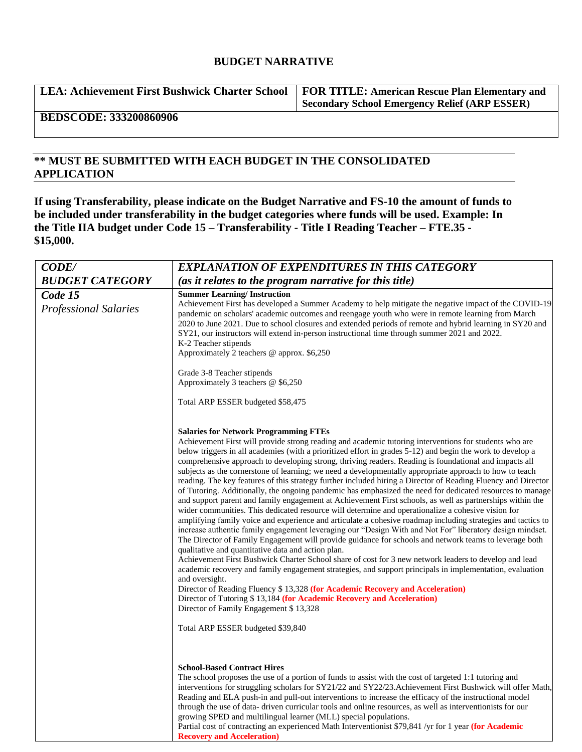## BUDGET NARRATIVE

| LEA: Achievement First Bushwick Charter School | FOR TITLE: American Rescue Plan Elementary and Secondary School Emergency Relief (ARP ESSER) |
|---|---|
| BEDSCODE: 333200860906 | |

**\*\* MUST BE SUBMITTED WITH EACH BUDGET IN THE CONSOLIDATED APPLICATION**

**If using Transferability, please indicate on the Budget Narrative and FS-10 the amount of funds to be included under transferability in the budget categories where funds will be used. Example: In the Title IIA budget under Code 15 – Transferability - Title I Reading Teacher – FTE.35 - $15,000.**

| *CODE/ BUDGET CATEGORY* | *EXPLANATION OF EXPENDITURES IN THIS CATEGORY (as it relates to the program narrative for this title)* |
|---|---|
| *Code 15* *Professional Salaries* | **Summer Learning/ Instruction**<br>Achievement First has developed a Summer Academy to help mitigate the negative impact of the COVID-19 pandemic on scholars' academic outcomes and reengage youth who were in remote learning from March 2020 to June 2021. Due to school closures and extended periods of remote and hybrid learning in SY20 and SY21, our instructors will extend in-person instructional time through summer 2021 and 2022.<br>K-2 Teacher stipends<br>Approximately 2 teachers @ approx. $6,250<br><br>Grade 3-8 Teacher stipends<br>Approximately 3 teachers @ $6,250<br><br>Total ARP ESSER budgeted $58,475<br><br>**Salaries for Network Programming FTEs**<br>Achievement First will provide strong reading and academic tutoring interventions for students who are below triggers in all academies (with a prioritized effort in grades 5-12) and begin the work to develop a comprehensive approach to developing strong, thriving readers. Reading is foundational and impacts all subjects as the cornerstone of learning; we need a developmentally appropriate approach to how to teach reading. The key features of this strategy further included hiring a Director of Reading Fluency and Director of Tutoring. Additionally, the ongoing pandemic has emphasized the need for dedicated resources to manage and support parent and family engagement at Achievement First schools, as well as partnerships within the wider communities. This dedicated resource will determine and operationalize a cohesive vision for amplifying family voice and experience and articulate a cohesive roadmap including strategies and tactics to increase authentic family engagement leveraging our "Design With and Not For" liberatory design mindset. The Director of Family Engagement will provide guidance for schools and network teams to leverage both qualitative and quantitative data and action plan.<br>Achievement First Bushwick Charter School share of cost for 3 new network leaders to develop and lead academic recovery and family engagement strategies, and support principals in implementation, evaluation and oversight.<br>Director of Reading Fluency $ 13,328 **(for Academic Recovery and Acceleration)**<br>Director of Tutoring $ 13,184 **(for Academic Recovery and Acceleration)**<br>Director of Family Engagement $ 13,328<br><br>Total ARP ESSER budgeted $39,840<br><br>**School-Based Contract Hires**<br>The school proposes the use of a portion of funds to assist with the cost of targeted 1:1 tutoring and interventions for struggling scholars for SY21/22 and SY22/23.Achievement First Bushwick will offer Math, Reading and ELA push-in and pull-out interventions to increase the efficacy of the instructional model through the use of data- driven curricular tools and online resources, as well as interventionists for our growing SPED and multilingual learner (MLL) special populations.<br>Partial cost of contracting an experienced Math Interventionist $79,841 /yr for 1 year **(for Academic Recovery and Acceleration)** |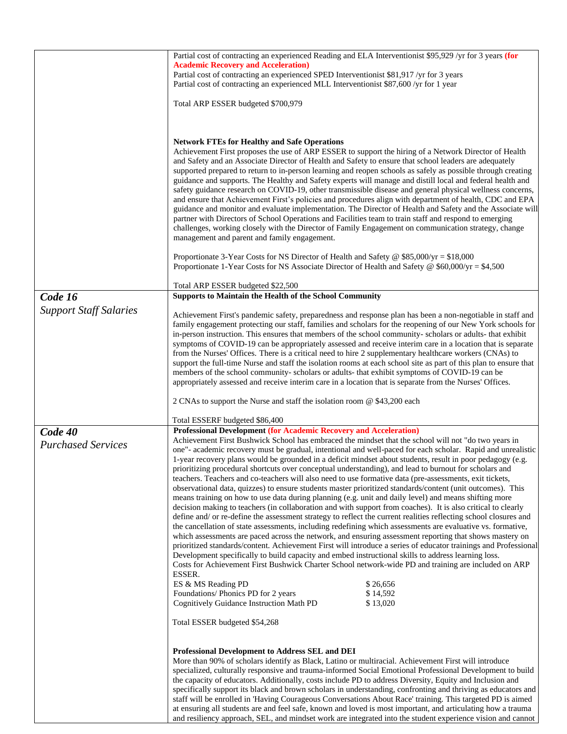| | |
|---|---|
| | Partial cost of contracting an experienced Reading and ELA Interventionist $95,929 /yr for 3 years **(for Academic Recovery and Acceleration)**<br>Partial cost of contracting an experienced SPED Interventionist $81,917 /yr for 3 years<br>Partial cost of contracting an experienced MLL Interventionist $87,600 /yr for 1 year<br><br>Total ARP ESSER budgeted $700,979<br><br>**Network FTEs for Healthy and Safe Operations**<br>Achievement First proposes the use of ARP ESSER to support the hiring of a Network Director of Health and Safety and an Associate Director of Health and Safety to ensure that school leaders are adequately supported prepared to return to in-person learning and reopen schools as safely as possible through creating guidance and supports. The Healthy and Safety experts will manage and distill local and federal health and safety guidance research on COVID-19, other transmissible disease and general physical wellness concerns, and ensure that Achievement First's policies and procedures align with department of health, CDC and EPA guidance and monitor and evaluate implementation. The Director of Health and Safety and the Associate will partner with Directors of School Operations and Facilities team to train staff and respond to emerging challenges, working closely with the Director of Family Engagement on communication strategy, change management and parent and family engagement.<br><br>Proportionate 3-Year Costs for NS Director of Health and Safety @ $85,000/yr = $18,000<br>Proportionate 1-Year Costs for NS Associate Director of Health and Safety @ $60,000/yr = $4,500<br><br>Total ARP ESSER budgeted $22,500 |
| ***Code 16***<br>*Support Staff Salaries* | **Supports to Maintain the Health of the School Community**<br><br>Achievement First's pandemic safety, preparedness and response plan has been a non-negotiable in staff and family engagement protecting our staff, families and scholars for the reopening of our New York schools for in-person instruction. This ensures that members of the school community- scholars or adults- that exhibit symptoms of COVID-19 can be appropriately assessed and receive interim care in a location that is separate from the Nurses' Offices. There is a critical need to hire 2 supplementary healthcare workers (CNAs) to support the full-time Nurse and staff the isolation rooms at each school site as part of this plan to ensure that members of the school community- scholars or adults- that exhibit symptoms of COVID-19 can be appropriately assessed and receive interim care in a location that is separate from the Nurses' Offices.<br><br>2 CNAs to support the Nurse and staff the isolation room @ $43,200 each<br><br>Total ESSERF budgeted $86,400 |
| ***Code 40***<br>*Purchased Services* | **Professional Development (for Academic Recovery and Acceleration)**<br>Achievement First Bushwick School has embraced the mindset that the school will not "do two years in one"- academic recovery must be gradual, intentional and well-paced for each scholar. Rapid and unrealistic 1-year recovery plans would be grounded in a deficit mindset about students, result in poor pedagogy (e.g. prioritizing procedural shortcuts over conceptual understanding), and lead to burnout for scholars and teachers. Teachers and co-teachers will also need to use formative data (pre-assessments, exit tickets, observational data, quizzes) to ensure students master prioritized standards/content (unit outcomes). This means training on how to use data during planning (e.g. unit and daily level) and means shifting more decision making to teachers (in collaboration and with support from coaches). It is also critical to clearly define and/ or re-define the assessment strategy to reflect the current realities reflecting school closures and the cancellation of state assessments, including redefining which assessments are evaluative vs. formative, which assessments are paced across the network, and ensuring assessment reporting that shows mastery on prioritized standards/content. Achievement First will introduce a series of educator trainings and Professional Development specifically to build capacity and embed instructional skills to address learning loss.<br>Costs for Achievement First Bushwick Charter School network-wide PD and training are included on ARP ESSER.<br>ES & MS Reading PD $ 26,656<br>Foundations/ Phonics PD for 2 years $ 14,592<br>Cognitively Guidance Instruction Math PD $ 13,020<br><br>Total ESSER budgeted $54,268<br><br>**Professional Development to Address SEL and DEI**<br>More than 90% of scholars identify as Black, Latino or multiracial. Achievement First will introduce specialized, culturally responsive and trauma-informed Social Emotional Professional Development to build the capacity of educators. Additionally, costs include PD to address Diversity, Equity and Inclusion and specifically support its black and brown scholars in understanding, confronting and thriving as educators and staff will be enrolled in 'Having Courageous Conversations About Race' training. This targeted PD is aimed at ensuring all students are and feel safe, known and loved is most important, and articulating how a trauma and resiliency approach, SEL, and mindset work are integrated into the student experience vision and cannot |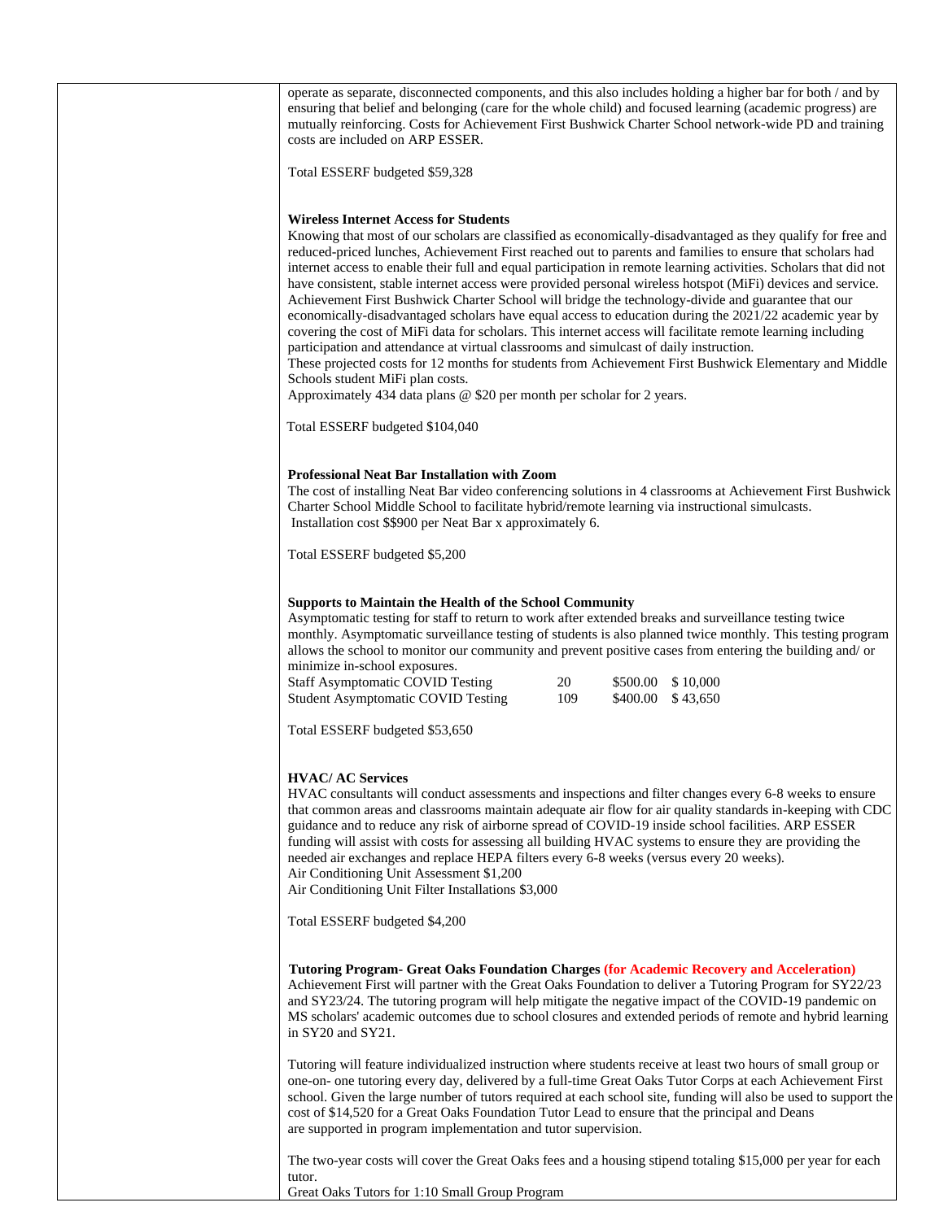operate as separate, disconnected components, and this also includes holding a higher bar for both / and by ensuring that belief and belonging (care for the whole child) and focused learning (academic progress) are mutually reinforcing. Costs for Achievement First Bushwick Charter School network-wide PD and training costs are included on ARP ESSER.

Total ESSERF budgeted $59,328

**Wireless Internet Access for Students**

Knowing that most of our scholars are classified as economically-disadvantaged as they qualify for free and reduced-priced lunches, Achievement First reached out to parents and families to ensure that scholars had internet access to enable their full and equal participation in remote learning activities. Scholars that did not have consistent, stable internet access were provided personal wireless hotspot (MiFi) devices and service. Achievement First Bushwick Charter School will bridge the technology-divide and guarantee that our economically-disadvantaged scholars have equal access to education during the 2021/22 academic year by covering the cost of MiFi data for scholars. This internet access will facilitate remote learning including participation and attendance at virtual classrooms and simulcast of daily instruction.
These projected costs for 12 months for students from Achievement First Bushwick Elementary and Middle Schools student MiFi plan costs.
Approximately 434 data plans @ $20 per month per scholar for 2 years.

Total ESSERF budgeted $104,040

**Professional Neat Bar Installation with Zoom**

The cost of installing Neat Bar video conferencing solutions in 4 classrooms at Achievement First Bushwick Charter School Middle School to facilitate hybrid/remote learning via instructional simulcasts.
Installation cost $$900 per Neat Bar x approximately 6.

Total ESSERF budgeted $5,200

**Supports to Maintain the Health of the School Community**

Asymptomatic testing for staff to return to work after extended breaks and surveillance testing twice monthly. Asymptomatic surveillance testing of students is also planned twice monthly. This testing program allows the school to monitor our community and prevent positive cases from entering the building and/ or minimize in-school exposures.

| | | | |
|---|---|---|---|
| Staff Asymptomatic COVID Testing | 20 | $500.00 | $ 10,000 |
| Student Asymptomatic COVID Testing | 109 | $400.00 | $ 43,650 |

Total ESSERF budgeted $53,650

**HVAC/ AC Services**

HVAC consultants will conduct assessments and inspections and filter changes every 6-8 weeks to ensure that common areas and classrooms maintain adequate air flow for air quality standards in-keeping with CDC guidance and to reduce any risk of airborne spread of COVID-19 inside school facilities. ARP ESSER funding will assist with costs for assessing all building HVAC systems to ensure they are providing the needed air exchanges and replace HEPA filters every 6-8 weeks (versus every 20 weeks).
Air Conditioning Unit Assessment $1,200
Air Conditioning Unit Filter Installations $3,000

Total ESSERF budgeted $4,200

**Tutoring Program- Great Oaks Foundation Charges (for Academic Recovery and Acceleration)**

Achievement First will partner with the Great Oaks Foundation to deliver a Tutoring Program for SY22/23 and SY23/24. The tutoring program will help mitigate the negative impact of the COVID-19 pandemic on MS scholars' academic outcomes due to school closures and extended periods of remote and hybrid learning in SY20 and SY21.

Tutoring will feature individualized instruction where students receive at least two hours of small group or one-on- one tutoring every day, delivered by a full-time Great Oaks Tutor Corps at each Achievement First school. Given the large number of tutors required at each school site, funding will also be used to support the cost of $14,520 for a Great Oaks Foundation Tutor Lead to ensure that the principal and Deans are supported in program implementation and tutor supervision.

The two-year costs will cover the Great Oaks fees and a housing stipend totaling $15,000 per year for each tutor.
Great Oaks Tutors for 1:10 Small Group Program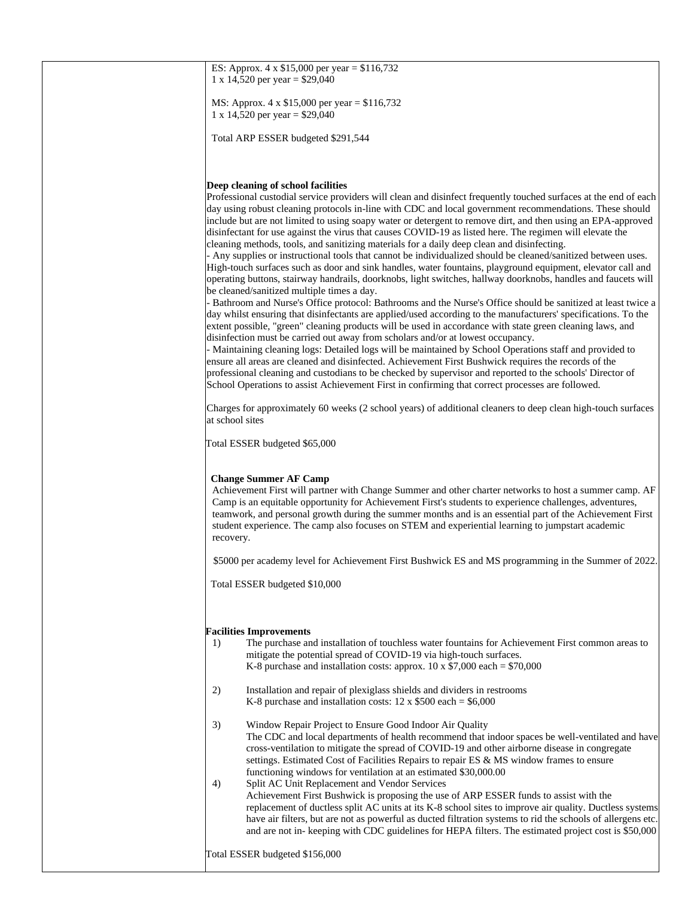| | |
|---|---|
| | ES: Approx. 4 x $15,000 per year = $116,732<br>1 x 14,520 per year = $29,040<br><br>MS: Approx. 4 x $15,000 per year = $116,732<br>1 x 14,520 per year = $29,040<br><br>Total ARP ESSER budgeted $291,544<br><br>**Deep cleaning of school facilities**<br>Professional custodial service providers will clean and disinfect frequently touched surfaces at the end of each day using robust cleaning protocols in-line with CDC and local government recommendations. These should include but are not limited to using soapy water or detergent to remove dirt, and then using an EPA-approved disinfectant for use against the virus that causes COVID-19 as listed here. The regimen will elevate the cleaning methods, tools, and sanitizing materials for a daily deep clean and disinfecting.<br>- Any supplies or instructional tools that cannot be individualized should be cleaned/sanitized between uses. High-touch surfaces such as door and sink handles, water fountains, playground equipment, elevator call and operating buttons, stairway handrails, doorknobs, light switches, hallway doorknobs, handles and faucets will be cleaned/sanitized multiple times a day.<br>- Bathroom and Nurse's Office protocol: Bathrooms and the Nurse's Office should be sanitized at least twice a day whilst ensuring that disinfectants are applied/used according to the manufacturers' specifications. To the extent possible, "green" cleaning products will be used in accordance with state green cleaning laws, and disinfection must be carried out away from scholars and/or at lowest occupancy.<br>- Maintaining cleaning logs: Detailed logs will be maintained by School Operations staff and provided to ensure all areas are cleaned and disinfected. Achievement First Bushwick requires the records of the professional cleaning and custodians to be checked by supervisor and reported to the schools' Director of School Operations to assist Achievement First in confirming that correct processes are followed.<br><br>Charges for approximately 60 weeks (2 school years) of additional cleaners to deep clean high-touch surfaces at school sites<br><br>Total ESSER budgeted $65,000<br><br>**Change Summer AF Camp**<br>Achievement First will partner with Change Summer and other charter networks to host a summer camp. AF Camp is an equitable opportunity for Achievement First's students to experience challenges, adventures, teamwork, and personal growth during the summer months and is an essential part of the Achievement First student experience. The camp also focuses on STEM and experiential learning to jumpstart academic recovery.<br><br>$5000 per academy level for Achievement First Bushwick ES and MS programming in the Summer of 2022.<br><br>Total ESSER budgeted $10,000<br><br>**Facilities Improvements**<br>1) The purchase and installation of touchless water fountains for Achievement First common areas to mitigate the potential spread of COVID-19 via high-touch surfaces.<br>K-8 purchase and installation costs: approx. 10 x $7,000 each = $70,000<br><br>2) Installation and repair of plexiglass shields and dividers in restrooms<br>K-8 purchase and installation costs: 12 x $500 each = $6,000<br><br>3) Window Repair Project to Ensure Good Indoor Air Quality<br>The CDC and local departments of health recommend that indoor spaces be well-ventilated and have cross-ventilation to mitigate the spread of COVID-19 and other airborne disease in congregate settings. Estimated Cost of Facilities Repairs to repair ES & MS window frames to ensure functioning windows for ventilation at an estimated $30,000.00<br>4) Split AC Unit Replacement and Vendor Services<br>Achievement First Bushwick is proposing the use of ARP ESSER funds to assist with the replacement of ductless split AC units at its K-8 school sites to improve air quality. Ductless systems have air filters, but are not as powerful as ducted filtration systems to rid the schools of allergens etc. and are not in- keeping with CDC guidelines for HEPA filters. The estimated project cost is $50,000<br><br>Total ESSER budgeted $156,000 |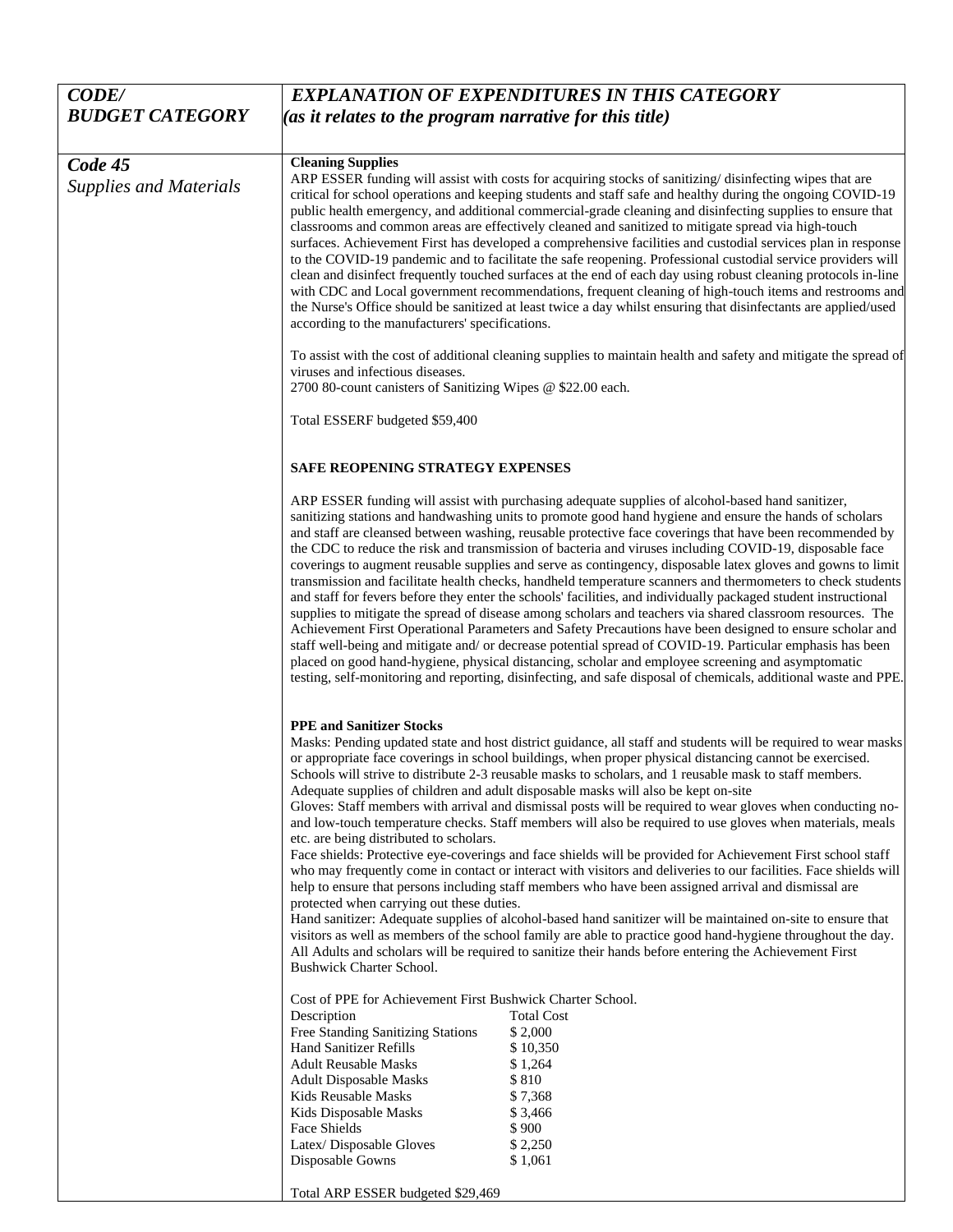| *CODE/ BUDGET CATEGORY* | *EXPLANATION OF EXPENDITURES IN THIS CATEGORY (as it relates to the program narrative for this title)* |
|---|---|
| ***Code 45*** *Supplies and Materials* | **Cleaning Supplies**<br>ARP ESSER funding will assist with costs for acquiring stocks of sanitizing/ disinfecting wipes that are critical for school operations and keeping students and staff safe and healthy during the ongoing COVID-19 public health emergency, and additional commercial-grade cleaning and disinfecting supplies to ensure that classrooms and common areas are effectively cleaned and sanitized to mitigate spread via high-touch surfaces. Achievement First has developed a comprehensive facilities and custodial services plan in response to the COVID-19 pandemic and to facilitate the safe reopening. Professional custodial service providers will clean and disinfect frequently touched surfaces at the end of each day using robust cleaning protocols in-line with CDC and Local government recommendations, frequent cleaning of high-touch items and restrooms and the Nurse's Office should be sanitized at least twice a day whilst ensuring that disinfectants are applied/used according to the manufacturers' specifications.<br><br>To assist with the cost of additional cleaning supplies to maintain health and safety and mitigate the spread of viruses and infectious diseases.<br>2700 80-count canisters of Sanitizing Wipes @ $22.00 each.<br><br>Total ESSERF budgeted $59,400<br><br>**SAFE REOPENING STRATEGY EXPENSES**<br><br>ARP ESSER funding will assist with purchasing adequate supplies of alcohol-based hand sanitizer, sanitizing stations and handwashing units to promote good hand hygiene and ensure the hands of scholars and staff are cleansed between washing, reusable protective face coverings that have been recommended by the CDC to reduce the risk and transmission of bacteria and viruses including COVID-19, disposable face coverings to augment reusable supplies and serve as contingency, disposable latex gloves and gowns to limit transmission and facilitate health checks, handheld temperature scanners and thermometers to check students and staff for fevers before they enter the schools' facilities, and individually packaged student instructional supplies to mitigate the spread of disease among scholars and teachers via shared classroom resources. The Achievement First Operational Parameters and Safety Precautions have been designed to ensure scholar and staff well-being and mitigate and/ or decrease potential spread of COVID-19. Particular emphasis has been placed on good hand-hygiene, physical distancing, scholar and employee screening and asymptomatic testing, self-monitoring and reporting, disinfecting, and safe disposal of chemicals, additional waste and PPE.<br><br>**PPE and Sanitizer Stocks**<br>Masks: Pending updated state and host district guidance, all staff and students will be required to wear masks or appropriate face coverings in school buildings, when proper physical distancing cannot be exercised. Schools will strive to distribute 2-3 reusable masks to scholars, and 1 reusable mask to staff members. Adequate supplies of children and adult disposable masks will also be kept on-site<br>Gloves: Staff members with arrival and dismissal posts will be required to wear gloves when conducting no- and low-touch temperature checks. Staff members will also be required to use gloves when materials, meals etc. are being distributed to scholars.<br>Face shields: Protective eye-coverings and face shields will be provided for Achievement First school staff who may frequently come in contact or interact with visitors and deliveries to our facilities. Face shields will help to ensure that persons including staff members who have been assigned arrival and dismissal are protected when carrying out these duties.<br>Hand sanitizer: Adequate supplies of alcohol-based hand sanitizer will be maintained on-site to ensure that visitors as well as members of the school family are able to practice good hand-hygiene throughout the day. All Adults and scholars will be required to sanitize their hands before entering the Achievement First Bushwick Charter School.<br><br>Cost of PPE for Achievement First Bushwick Charter School.<br>Description — Total Cost<br>Free Standing Sanitizing Stations — $ 2,000<br>Hand Sanitizer Refills — $ 10,350<br>Adult Reusable Masks — $ 1,264<br>Adult Disposable Masks — $ 810<br>Kids Reusable Masks — $ 7,368<br>Kids Disposable Masks — $ 3,466<br>Face Shields — $ 900<br>Latex/ Disposable Gloves — $ 2,250<br>Disposable Gowns — $ 1,061<br><br>Total ARP ESSER budgeted $29,469 |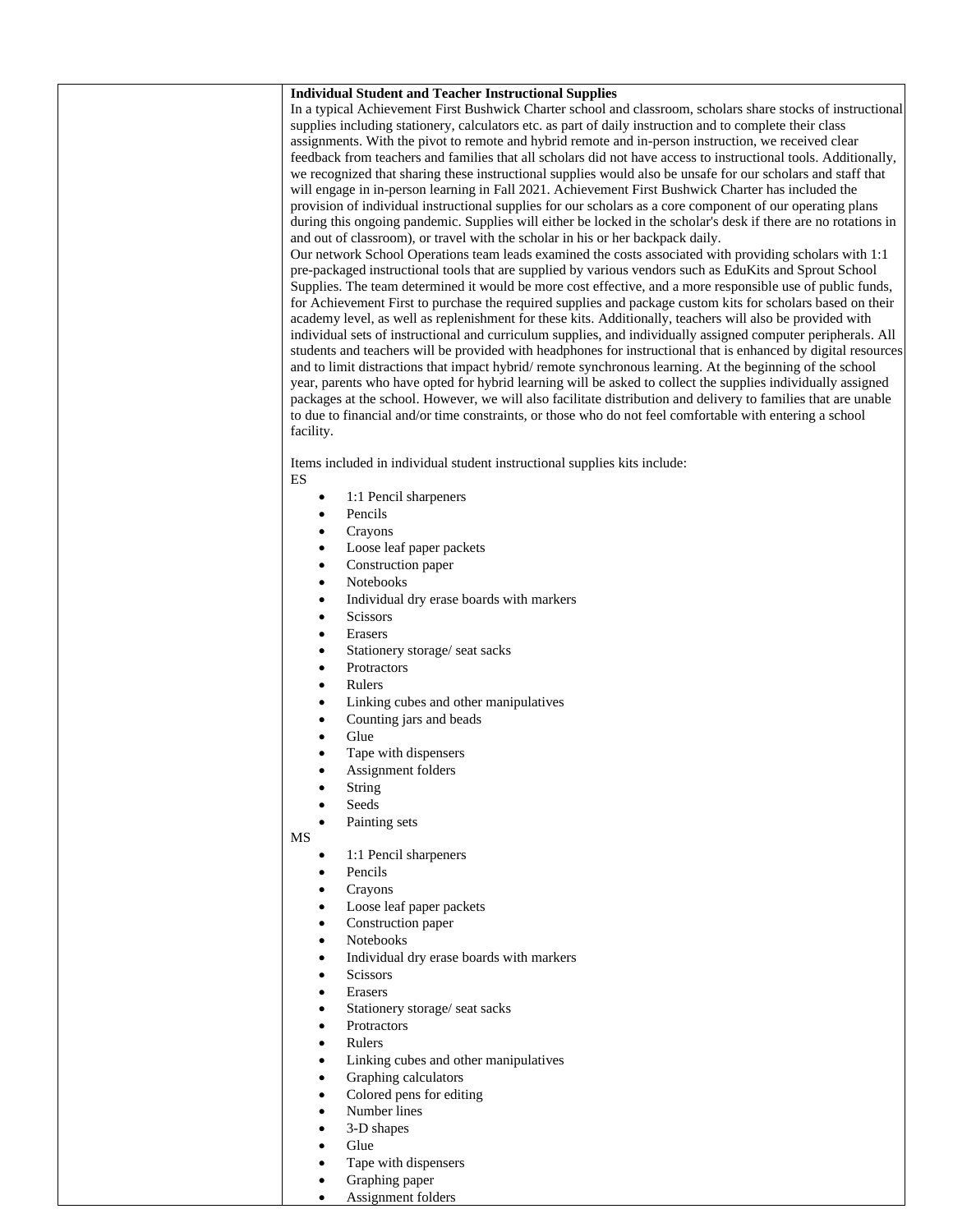**Individual Student and Teacher Instructional Supplies**

In a typical Achievement First Bushwick Charter school and classroom, scholars share stocks of instructional supplies including stationery, calculators etc. as part of daily instruction and to complete their class assignments. With the pivot to remote and hybrid remote and in-person instruction, we received clear feedback from teachers and families that all scholars did not have access to instructional tools. Additionally, we recognized that sharing these instructional supplies would also be unsafe for our scholars and staff that will engage in in-person learning in Fall 2021. Achievement First Bushwick Charter has included the provision of individual instructional supplies for our scholars as a core component of our operating plans during this ongoing pandemic. Supplies will either be locked in the scholar's desk if there are no rotations in and out of classroom), or travel with the scholar in his or her backpack daily.

Our network School Operations team leads examined the costs associated with providing scholars with 1:1 pre-packaged instructional tools that are supplied by various vendors such as EduKits and Sprout School Supplies. The team determined it would be more cost effective, and a more responsible use of public funds, for Achievement First to purchase the required supplies and package custom kits for scholars based on their academy level, as well as replenishment for these kits. Additionally, teachers will also be provided with individual sets of instructional and curriculum supplies, and individually assigned computer peripherals. All students and teachers will be provided with headphones for instructional that is enhanced by digital resources and to limit distractions that impact hybrid/ remote synchronous learning. At the beginning of the school year, parents who have opted for hybrid learning will be asked to collect the supplies individually assigned packages at the school. However, we will also facilitate distribution and delivery to families that are unable to due to financial and/or time constraints, or those who do not feel comfortable with entering a school facility.

Items included in individual student instructional supplies kits include:

ES

- 1:1 Pencil sharpeners
- Pencils
- Crayons
- Loose leaf paper packets
- Construction paper
- Notebooks
- Individual dry erase boards with markers
- Scissors
- Erasers
- Stationery storage/ seat sacks
- Protractors
- Rulers
- Linking cubes and other manipulatives
- Counting jars and beads
- Glue
- Tape with dispensers
- Assignment folders
- String
- Seeds
- Painting sets

MS

- 1:1 Pencil sharpeners
- Pencils
- Crayons
- Loose leaf paper packets
- Construction paper
- Notebooks
- Individual dry erase boards with markers
- Scissors
- Erasers
- Stationery storage/ seat sacks
- Protractors
- Rulers
- Linking cubes and other manipulatives
- Graphing calculators
- Colored pens for editing
- Number lines
- 3-D shapes
- Glue
- Tape with dispensers
- Graphing paper
- Assignment folders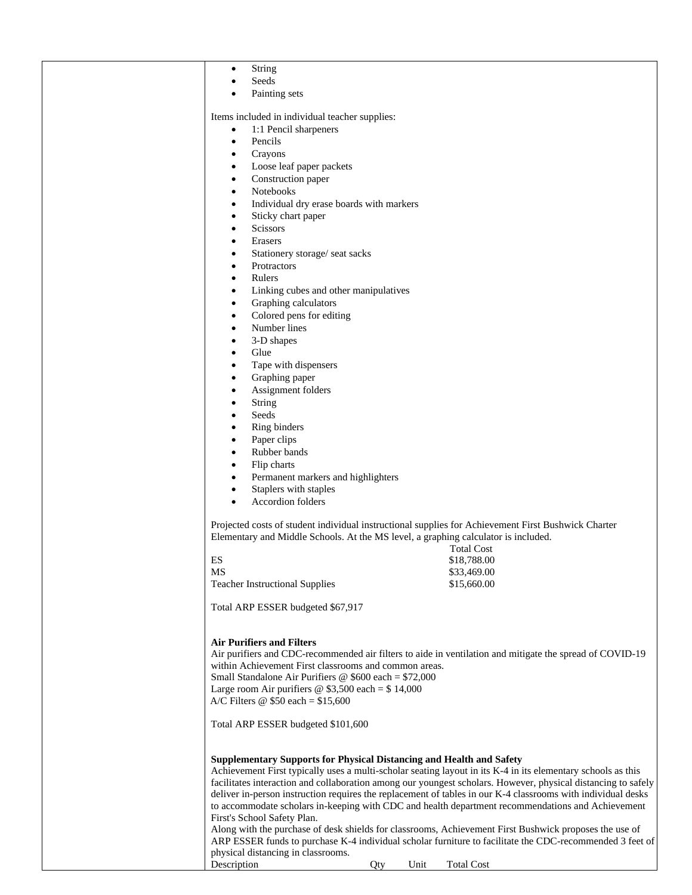- String
- Seeds
- Painting sets

Items included in individual teacher supplies:

- 1:1 Pencil sharpeners
- Pencils
- Crayons
- Loose leaf paper packets
- Construction paper
- Notebooks
- Individual dry erase boards with markers
- Sticky chart paper
- Scissors
- Erasers
- Stationery storage/ seat sacks
- Protractors
- Rulers
- Linking cubes and other manipulatives
- Graphing calculators
- Colored pens for editing
- Number lines
- 3-D shapes
- Glue
- Tape with dispensers
- Graphing paper
- Assignment folders
- String
- Seeds
- Ring binders
- Paper clips
- Rubber bands
- Flip charts
- Permanent markers and highlighters
- Staplers with staples
- Accordion folders

Projected costs of student individual instructional supplies for Achievement First Bushwick Charter Elementary and Middle Schools. At the MS level, a graphing calculator is included.

| | Total Cost |
|---|---|
| ES | $18,788.00 |
| MS | $33,469.00 |
| Teacher Instructional Supplies | $15,660.00 |

Total ARP ESSER budgeted $67,917

**Air Purifiers and Filters**

Air purifiers and CDC-recommended air filters to aide in ventilation and mitigate the spread of COVID-19 within Achievement First classrooms and common areas.
Small Standalone Air Purifiers @ $600 each = $72,000
Large room Air purifiers @ $3,500 each = $ 14,000
A/C Filters @ $50 each = $15,600

Total ARP ESSER budgeted $101,600

**Supplementary Supports for Physical Distancing and Health and Safety**

Achievement First typically uses a multi-scholar seating layout in its K-4 in its elementary schools as this facilitates interaction and collaboration among our youngest scholars. However, physical distancing to safely deliver in-person instruction requires the replacement of tables in our K-4 classrooms with individual desks to accommodate scholars in-keeping with CDC and health department recommendations and Achievement First's School Safety Plan.
Along with the purchase of desk shields for classrooms, Achievement First Bushwick proposes the use of ARP ESSER funds to purchase K-4 individual scholar furniture to facilitate the CDC-recommended 3 feet of physical distancing in classrooms.

| Description | Qty | Unit | Total Cost |
|---|---|---|---|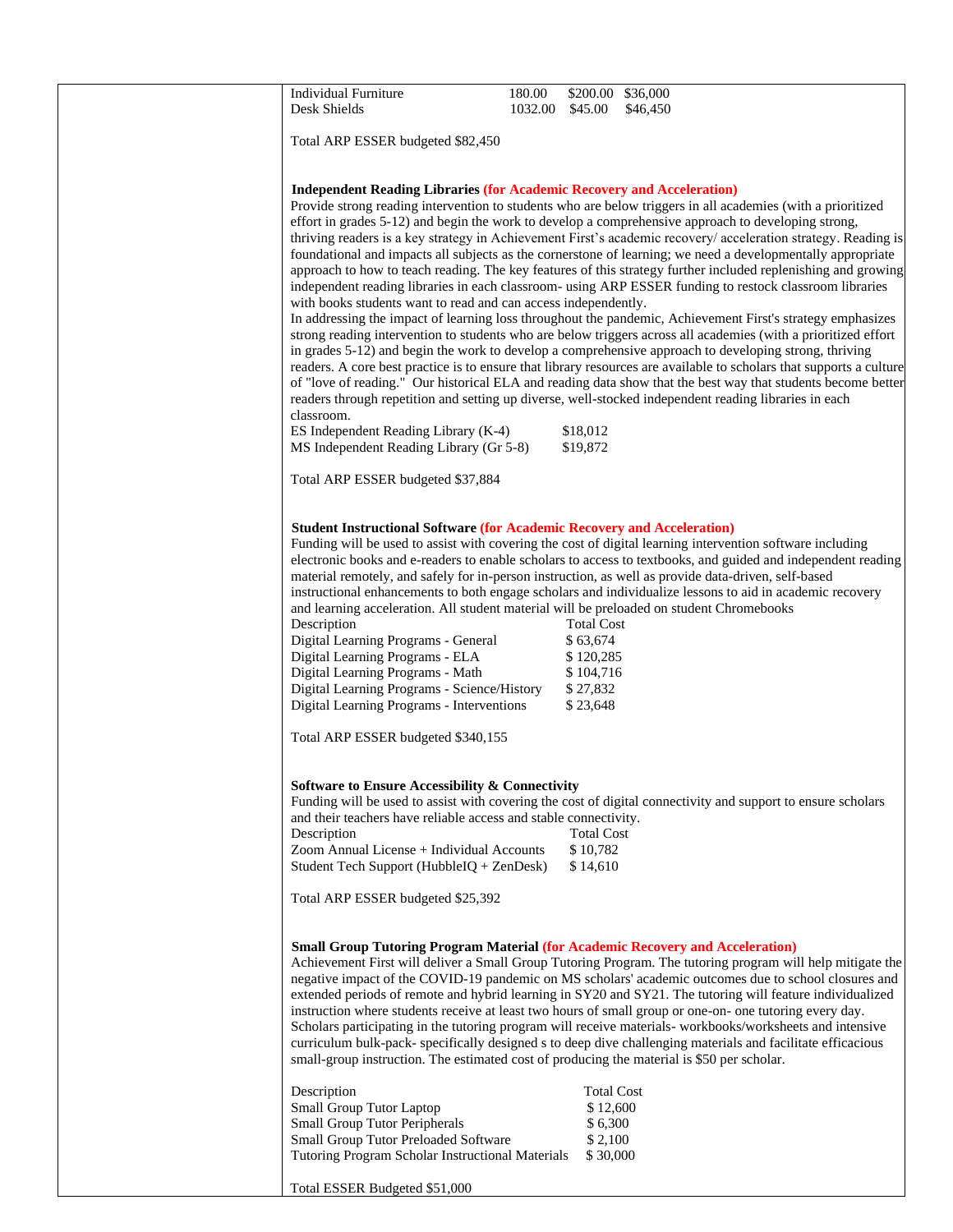| Individual Furniture | 180.00 | $200.00 | $36,000 |
|---|---|---|---|
| Desk Shields | 1032.00 | $45.00 | $46,450 |

Total ARP ESSER budgeted $82,450

**Independent Reading Libraries (for Academic Recovery and Acceleration)**

Provide strong reading intervention to students who are below triggers in all academies (with a prioritized effort in grades 5-12) and begin the work to develop a comprehensive approach to developing strong, thriving readers is a key strategy in Achievement First's academic recovery/ acceleration strategy. Reading is foundational and impacts all subjects as the cornerstone of learning; we need a developmentally appropriate approach to how to teach reading. The key features of this strategy further included replenishing and growing independent reading libraries in each classroom- using ARP ESSER funding to restock classroom libraries with books students want to read and can access independently.

In addressing the impact of learning loss throughout the pandemic, Achievement First's strategy emphasizes strong reading intervention to students who are below triggers across all academies (with a prioritized effort in grades 5-12) and begin the work to develop a comprehensive approach to developing strong, thriving readers. A core best practice is to ensure that library resources are available to scholars that supports a culture of "love of reading." Our historical ELA and reading data show that the best way that students become better readers through repetition and setting up diverse, well-stocked independent reading libraries in each classroom.

| | |
|---|---|
| ES Independent Reading Library (K-4) | $18,012 |
| MS Independent Reading Library (Gr 5-8) | $19,872 |

Total ARP ESSER budgeted $37,884

**Student Instructional Software (for Academic Recovery and Acceleration)**

Funding will be used to assist with covering the cost of digital learning intervention software including electronic books and e-readers to enable scholars to access to textbooks, and guided and independent reading material remotely, and safely for in-person instruction, as well as provide data-driven, self-based instructional enhancements to both engage scholars and individualize lessons to aid in academic recovery and learning acceleration. All student material will be preloaded on student Chromebooks

| Description | Total Cost |
|---|---|
| Digital Learning Programs - General | $ 63,674 |
| Digital Learning Programs - ELA | $ 120,285 |
| Digital Learning Programs - Math | $ 104,716 |
| Digital Learning Programs - Science/History | $ 27,832 |
| Digital Learning Programs - Interventions | $ 23,648 |

Total ARP ESSER budgeted $340,155

**Software to Ensure Accessibility & Connectivity**

Funding will be used to assist with covering the cost of digital connectivity and support to ensure scholars and their teachers have reliable access and stable connectivity.

| Description | Total Cost |
|---|---|
| Zoom Annual License + Individual Accounts | $ 10,782 |
| Student Tech Support (HubbleIQ + ZenDesk) | $ 14,610 |

Total ARP ESSER budgeted $25,392

**Small Group Tutoring Program Material (for Academic Recovery and Acceleration)**

Achievement First will deliver a Small Group Tutoring Program. The tutoring program will help mitigate the negative impact of the COVID-19 pandemic on MS scholars' academic outcomes due to school closures and extended periods of remote and hybrid learning in SY20 and SY21. The tutoring will feature individualized instruction where students receive at least two hours of small group or one-on- one tutoring every day. Scholars participating in the tutoring program will receive materials- workbooks/worksheets and intensive curriculum bulk-pack- specifically designed s to deep dive challenging materials and facilitate efficacious small-group instruction. The estimated cost of producing the material is $50 per scholar.

| Description | Total Cost |
|---|---|
| Small Group Tutor Laptop | $ 12,600 |
| Small Group Tutor Peripherals | $ 6,300 |
| Small Group Tutor Preloaded Software | $ 2,100 |
| Tutoring Program Scholar Instructional Materials | $ 30,000 |

Total ESSER Budgeted $51,000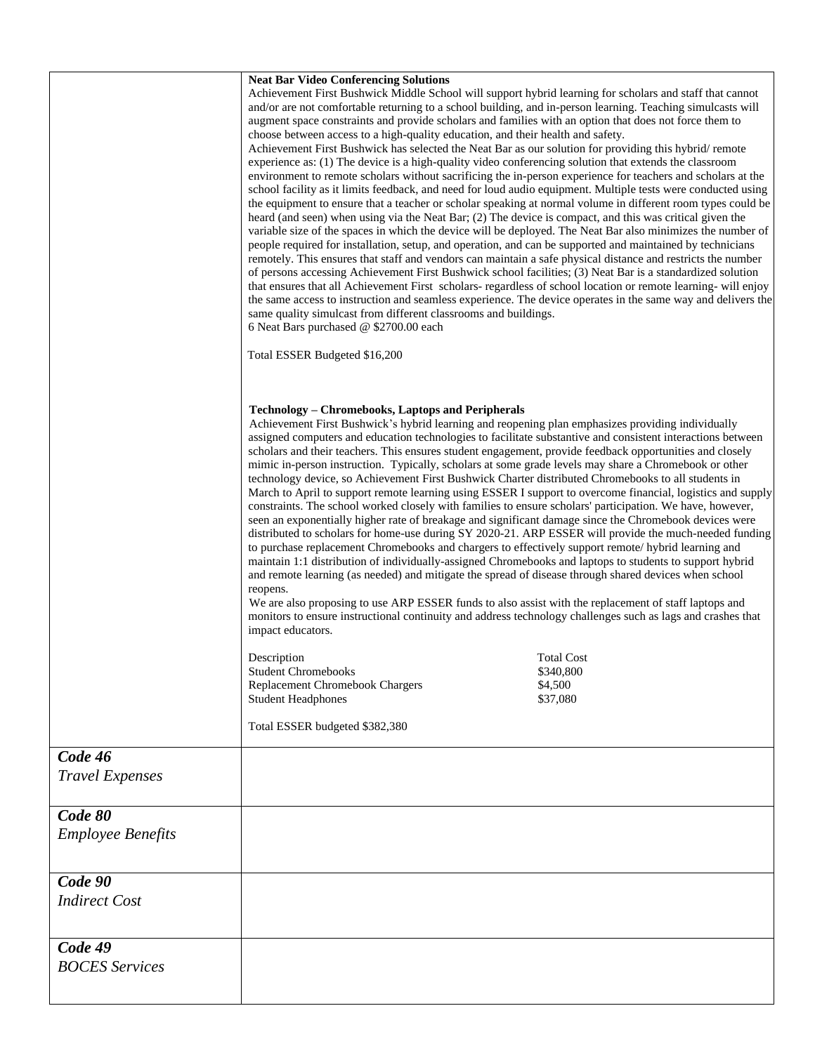| | |
|---|---|
| | **Neat Bar Video Conferencing Solutions**<br>Achievement First Bushwick Middle School will support hybrid learning for scholars and staff that cannot and/or are not comfortable returning to a school building, and in-person learning. Teaching simulcasts will augment space constraints and provide scholars and families with an option that does not force them to choose between access to a high-quality education, and their health and safety.<br>Achievement First Bushwick has selected the Neat Bar as our solution for providing this hybrid/ remote experience as: (1) The device is a high-quality video conferencing solution that extends the classroom environment to remote scholars without sacrificing the in-person experience for teachers and scholars at the school facility as it limits feedback, and need for loud audio equipment. Multiple tests were conducted using the equipment to ensure that a teacher or scholar speaking at normal volume in different room types could be heard (and seen) when using via the Neat Bar; (2) The device is compact, and this was critical given the variable size of the spaces in which the device will be deployed. The Neat Bar also minimizes the number of people required for installation, setup, and operation, and can be supported and maintained by technicians remotely. This ensures that staff and vendors can maintain a safe physical distance and restricts the number of persons accessing Achievement First Bushwick school facilities; (3) Neat Bar is a standardized solution that ensures that all Achievement First scholars- regardless of school location or remote learning- will enjoy the same access to instruction and seamless experience. The device operates in the same way and delivers the same quality simulcast from different classrooms and buildings.<br>6 Neat Bars purchased @ $2700.00 each<br><br>Total ESSER Budgeted $16,200<br><br>**Technology – Chromebooks, Laptops and Peripherals**<br>Achievement First Bushwick's hybrid learning and reopening plan emphasizes providing individually assigned computers and education technologies to facilitate substantive and consistent interactions between scholars and their teachers. This ensures student engagement, provide feedback opportunities and closely mimic in-person instruction. Typically, scholars at some grade levels may share a Chromebook or other technology device, so Achievement First Bushwick Charter distributed Chromebooks to all students in March to April to support remote learning using ESSER I support to overcome financial, logistics and supply constraints. The school worked closely with families to ensure scholars' participation. We have, however, seen an exponentially higher rate of breakage and significant damage since the Chromebook devices were distributed to scholars for home-use during SY 2020-21. ARP ESSER will provide the much-needed funding to purchase replacement Chromebooks and chargers to effectively support remote/ hybrid learning and maintain 1:1 distribution of individually-assigned Chromebooks and laptops to students to support hybrid and remote learning (as needed) and mitigate the spread of disease through shared devices when school reopens.<br>We are also proposing to use ARP ESSER funds to also assist with the replacement of staff laptops and monitors to ensure instructional continuity and address technology challenges such as lags and crashes that impact educators.<br><br>Description — Total Cost<br>Student Chromebooks — $340,800<br>Replacement Chromebook Chargers — $4,500<br>Student Headphones — $37,080<br><br>Total ESSER budgeted $382,380 |
| ***Code 46***<br>*Travel Expenses* | |
| ***Code 80***<br>*Employee Benefits* | |
| ***Code 90***<br>*Indirect Cost* | |
| ***Code 49***<br>*BOCES Services* | |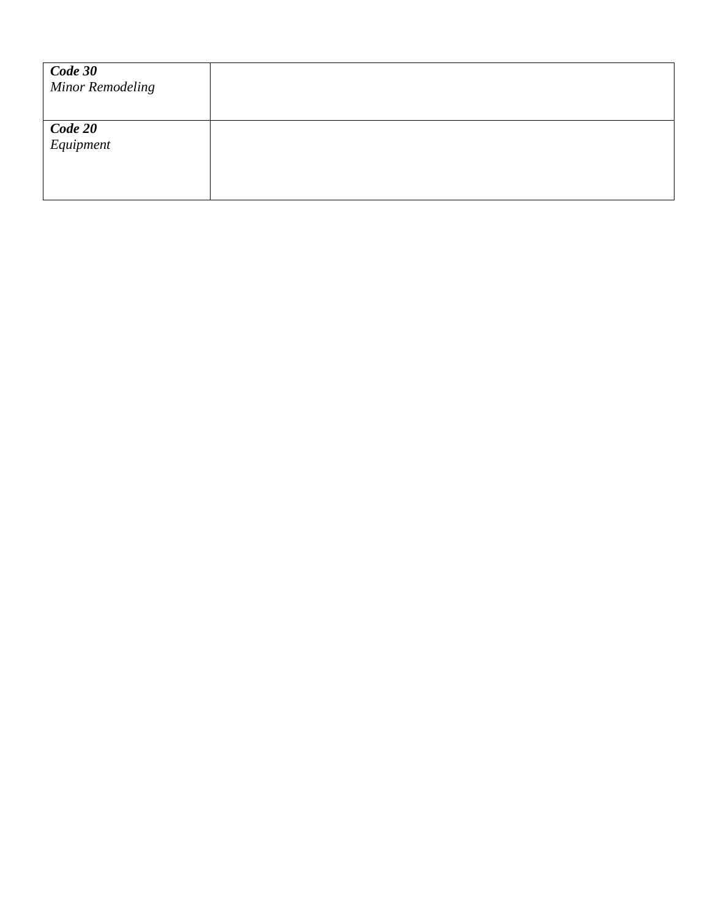| | |
|---|---|
| ***Code 30***<br>*Minor Remodeling* | |
| ***Code 20***<br>*Equipment* | |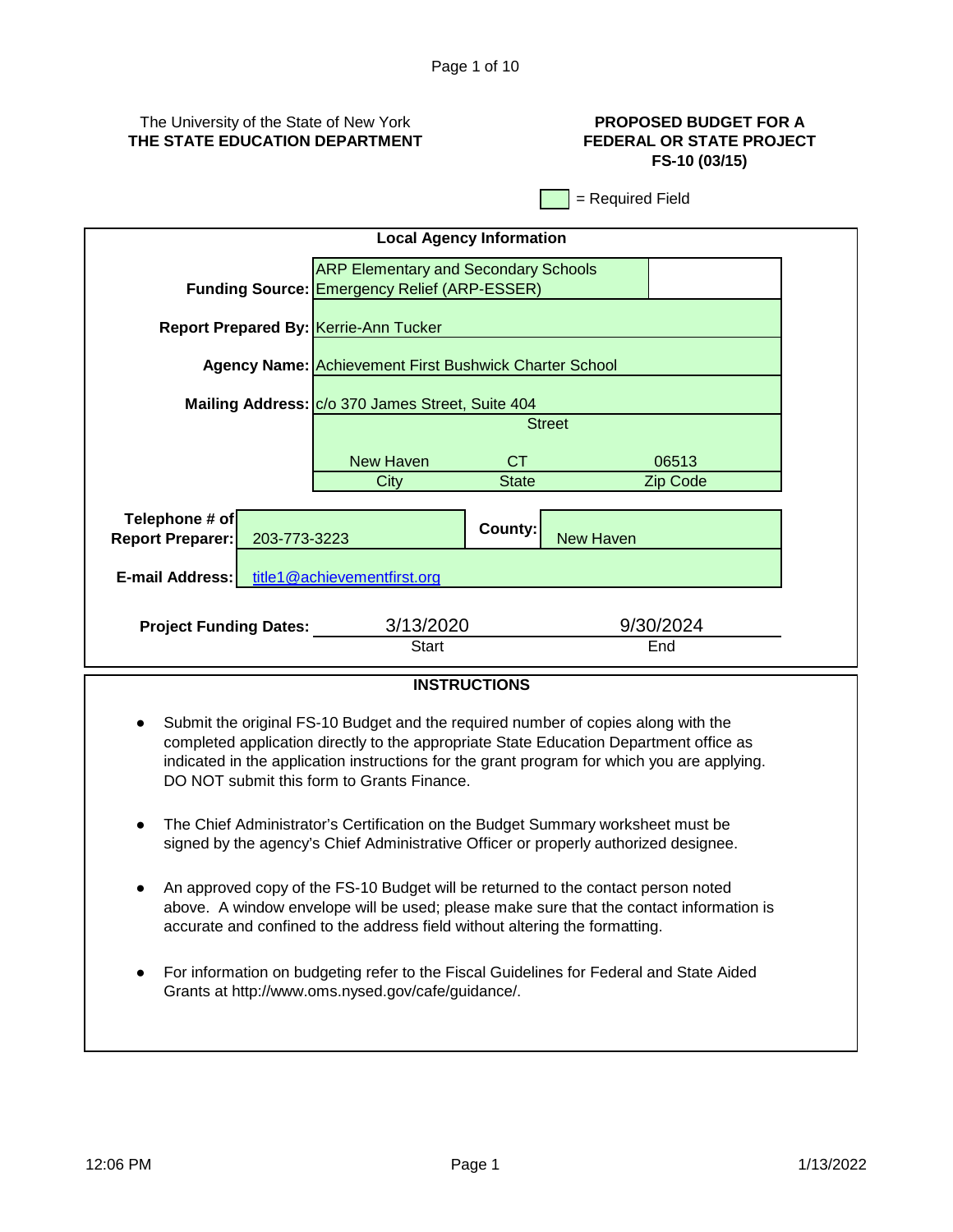The University of the State of New York
**THE STATE EDUCATION DEPARTMENT**

**PROPOSED BUDGET FOR A FEDERAL OR STATE PROJECT**
**FS-10 (03/15)**

= Required Field

## Local Agency Information

| | |
|---|---|
| **Funding Source:** | ARP Elementary and Secondary Schools Emergency Relief (ARP-ESSER) |
| **Report Prepared By:** | Kerrie-Ann Tucker |
| **Agency Name:** | Achievement First Bushwick Charter School |
| **Mailing Address:** | c/o 370 James Street, Suite 404 |
| | Street |
| | New Haven (City), CT (State), 06513 (Zip Code) |
| **Telephone # of Report Preparer:** | 203-773-3223 |
| **County:** | New Haven |
| **E-mail Address:** | title1@achievementfirst.org |
| **Project Funding Dates:** | 3/13/2020 (Start) – 9/30/2024 (End) |

## INSTRUCTIONS

- Submit the original FS-10 Budget and the required number of copies along with the completed application directly to the appropriate State Education Department office as indicated in the application instructions for the grant program for which you are applying. DO NOT submit this form to Grants Finance.
- The Chief Administrator's Certification on the Budget Summary worksheet must be signed by the agency's Chief Administrative Officer or properly authorized designee.
- An approved copy of the FS-10 Budget will be returned to the contact person noted above. A window envelope will be used; please make sure that the contact information is accurate and confined to the address field without altering the formatting.
- For information on budgeting refer to the Fiscal Guidelines for Federal and State Aided Grants at http://www.oms.nysed.gov/cafe/guidance/.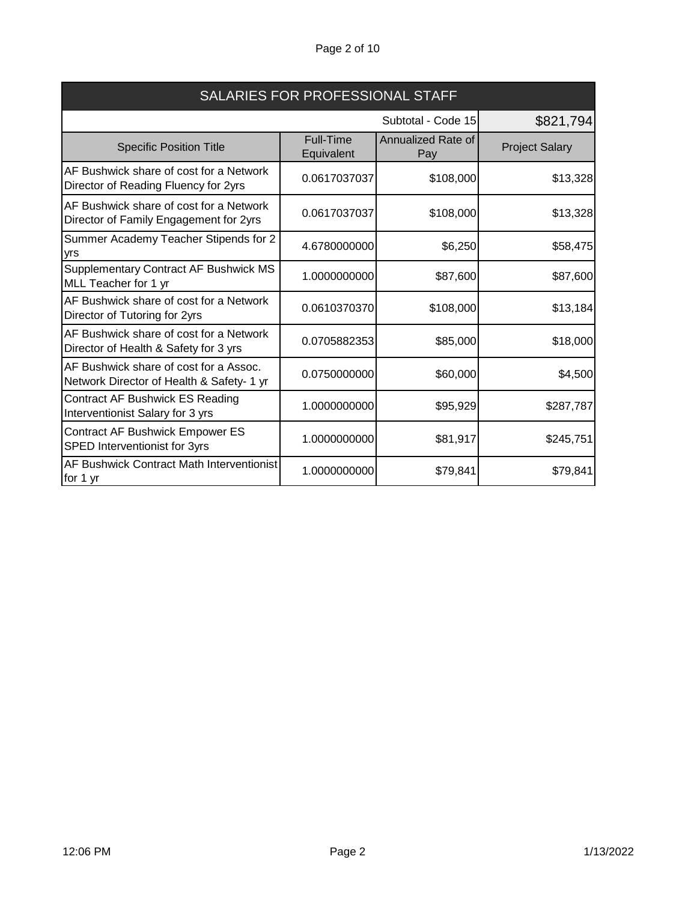## SALARIES FOR PROFESSIONAL STAFF

| | | Subtotal - Code 15 | $821,794 |
|---|---|---|---|
| **Specific Position Title** | **Full-Time Equivalent** | **Annualized Rate of Pay** | **Project Salary** |
| AF Bushwick share of cost for a Network Director of Reading Fluency for 2yrs | 0.0617037037 | $108,000 | $13,328 |
| AF Bushwick share of cost for a Network Director of Family Engagement for 2yrs | 0.0617037037 | $108,000 | $13,328 |
| Summer Academy Teacher Stipends for 2 yrs | 4.6780000000 | $6,250 | $58,475 |
| Supplementary Contract AF Bushwick MS MLL Teacher for 1 yr | 1.0000000000 | $87,600 | $87,600 |
| AF Bushwick share of cost for a Network Director of Tutoring for 2yrs | 0.0610370370 | $108,000 | $13,184 |
| AF Bushwick share of cost for a Network Director of Health & Safety for 3 yrs | 0.0705882353 | $85,000 | $18,000 |
| AF Bushwick share of cost for a Assoc. Network Director of Health & Safety- 1 yr | 0.0750000000 | $60,000 | $4,500 |
| Contract AF Bushwick ES Reading Interventionist Salary for 3 yrs | 1.0000000000 | $95,929 | $287,787 |
| Contract AF Bushwick Empower ES SPED Interventionist for 3yrs | 1.0000000000 | $81,917 | $245,751 |
| AF Bushwick Contract Math Interventionist for 1 yr | 1.0000000000 | $79,841 | $79,841 |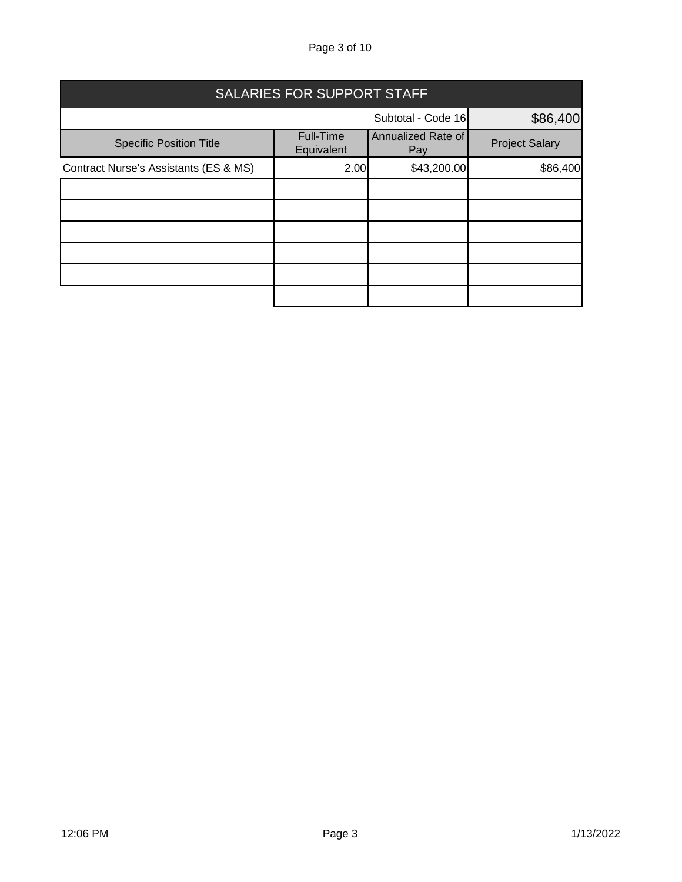| SALARIES FOR SUPPORT STAFF | | | |
|---|---|---|---|
| | | Subtotal - Code 16 | $86,400 |
| Specific Position Title | Full-Time Equivalent | Annualized Rate of Pay | Project Salary |
| Contract Nurse's Assistants (ES & MS) | 2.00 | $43,200.00 | $86,400 |
| | | | |
| | | | |
| | | | |
| | | | |
| | | | |
| | | | |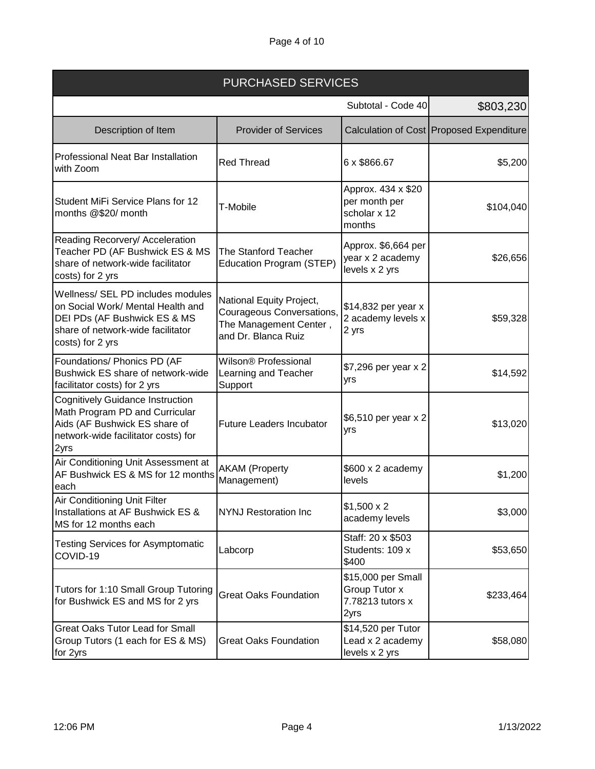## PURCHASED SERVICES

| | | Subtotal - Code 40 | $803,230 |
|---|---|---|---|
| **Description of Item** | **Provider of Services** | **Calculation of Cost** | **Proposed Expenditure** |
| Professional Neat Bar Installation with Zoom | Red Thread | 6 x $866.67 | $5,200 |
| Student MiFi Service Plans for 12 months @$20/ month | T-Mobile | Approx. 434 x $20 per month per scholar x 12 months | $104,040 |
| Reading Recorvery/ Acceleration Teacher PD (AF Bushwick ES & MS share of network-wide facilitator costs) for 2 yrs | The Stanford Teacher Education Program (STEP) | Approx. $6,664 per year x 2 academy levels x 2 yrs | $26,656 |
| Wellness/ SEL PD includes modules on Social Work/ Mental Health and DEI PDs (AF Bushwick ES & MS share of network-wide facilitator costs) for 2 yrs | National Equity Project, Courageous Conversations, The Management Center , and Dr. Blanca Ruiz | $14,832 per year x 2 academy levels x 2 yrs | $59,328 |
| Foundations/ Phonics PD (AF Bushwick ES share of network-wide facilitator costs) for 2 yrs | Wilson® Professional Learning and Teacher Support | $7,296 per year x 2 yrs | $14,592 |
| Cognitively Guidance Instruction Math Program PD and Curricular Aids (AF Bushwick ES share of network-wide facilitator costs) for 2yrs | Future Leaders Incubator | $6,510 per year x 2 yrs | $13,020 |
| Air Conditioning Unit Assessment at AF Bushwick ES & MS for 12 months each | AKAM (Property Management) | $600 x 2 academy levels | $1,200 |
| Air Conditioning Unit Filter Installations at AF Bushwick ES & MS for 12 months each | NYNJ Restoration Inc | $1,500 x 2 academy levels | $3,000 |
| Testing Services for Asymptomatic COVID-19 | Labcorp | Staff: 20 x $503 Students: 109 x $400 | $53,650 |
| Tutors for 1:10 Small Group Tutoring for Bushwick ES and MS for 2 yrs | Great Oaks Foundation | $15,000 per Small Group Tutor x 7.78213 tutors x 2yrs | $233,464 |
| Great Oaks Tutor Lead for Small Group Tutors (1 each for ES & MS) for 2yrs | Great Oaks Foundation | $14,520 per Tutor Lead x 2 academy levels x 2 yrs | $58,080 |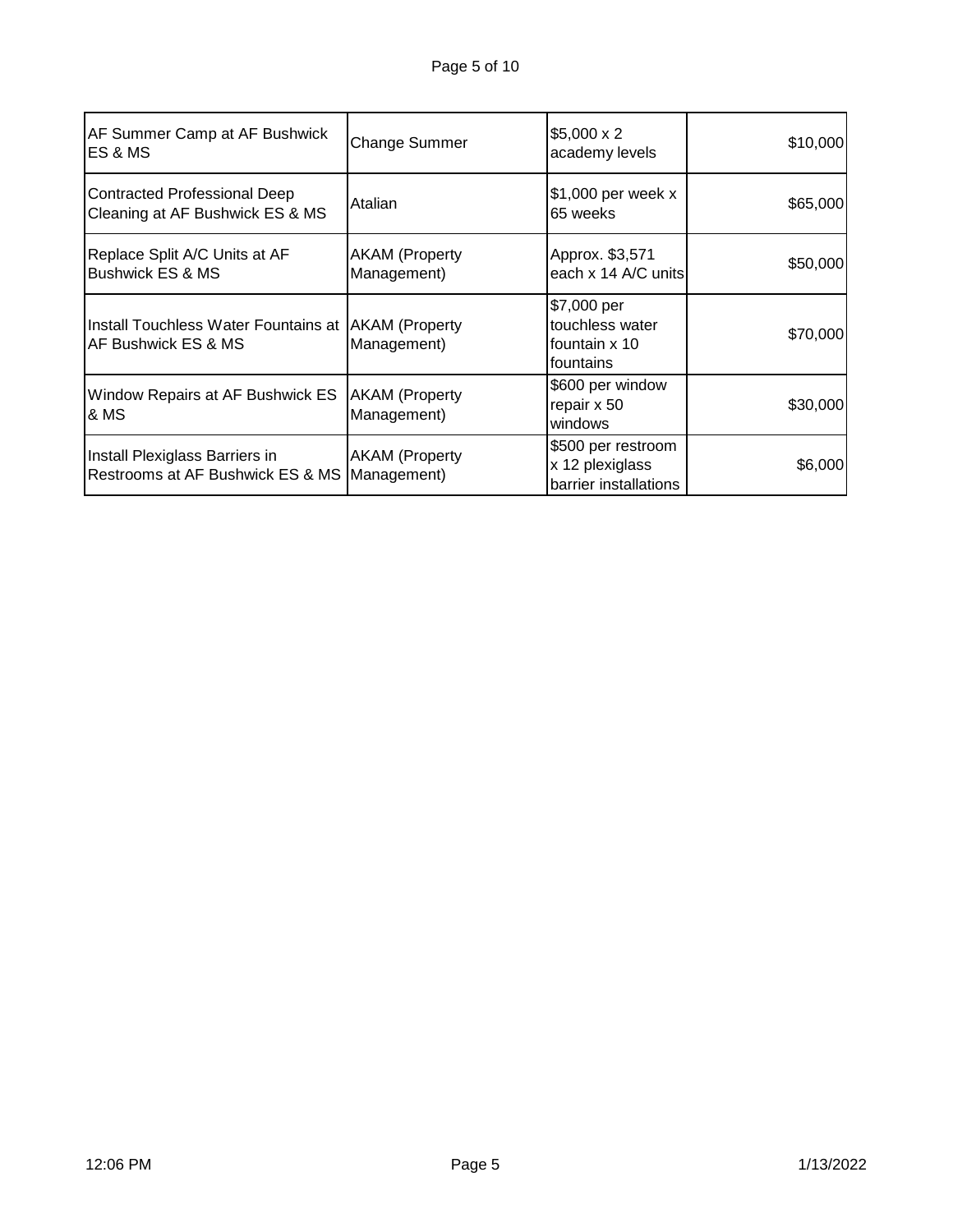| | | | |
|---|---|---|---|
| AF Summer Camp at AF Bushwick ES & MS | Change Summer | $5,000 x 2 academy levels | $10,000 |
| Contracted Professional Deep Cleaning at AF Bushwick ES & MS | Atalian | $1,000 per week x 65 weeks | $65,000 |
| Replace Split A/C Units at AF Bushwick ES & MS | AKAM (Property Management) | Approx. $3,571 each x 14 A/C units | $50,000 |
| Install Touchless Water Fountains at AF Bushwick ES & MS | AKAM (Property Management) | $7,000 per touchless water fountain x 10 fountains | $70,000 |
| Window Repairs at AF Bushwick ES & MS | AKAM (Property Management) | $600 per window repair x 50 windows | $30,000 |
| Install Plexiglass Barriers in Restrooms at AF Bushwick ES & MS | AKAM (Property Management) | $500 per restroom x 12 plexiglass barrier installations | $6,000 |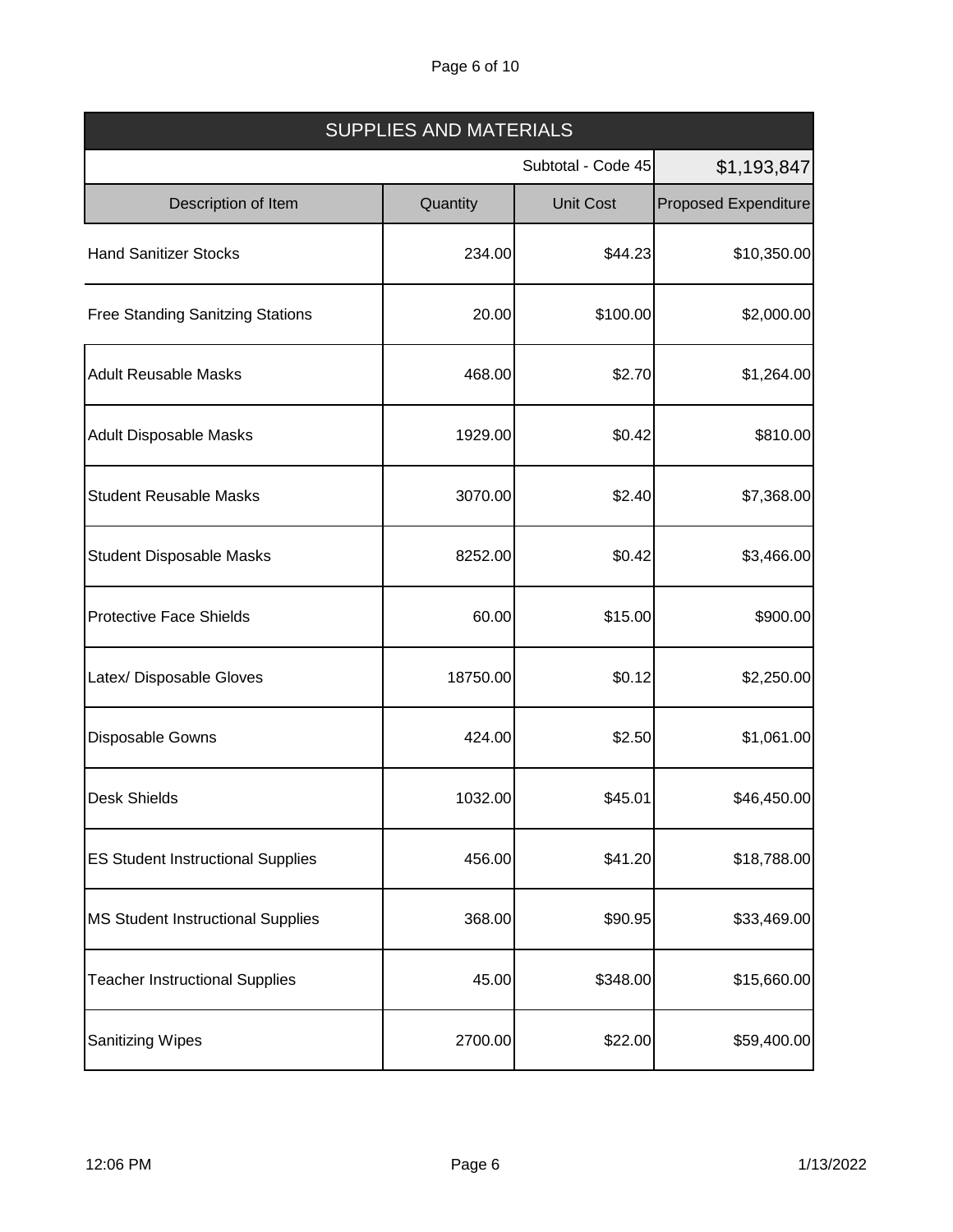| SUPPLIES AND MATERIALS | | | |
|---|---|---|---|
| | | Subtotal - Code 45 | $1,193,847 |
| Description of Item | Quantity | Unit Cost | Proposed Expenditure |
| Hand Sanitizer Stocks | 234.00 | $44.23 | $10,350.00 |
| Free Standing Sanitzing Stations | 20.00 | $100.00 | $2,000.00 |
| Adult Reusable Masks | 468.00 | $2.70 | $1,264.00 |
| Adult Disposable Masks | 1929.00 | $0.42 | $810.00 |
| Student Reusable Masks | 3070.00 | $2.40 | $7,368.00 |
| Student Disposable Masks | 8252.00 | $0.42 | $3,466.00 |
| Protective Face Shields | 60.00 | $15.00 | $900.00 |
| Latex/ Disposable Gloves | 18750.00 | $0.12 | $2,250.00 |
| Disposable Gowns | 424.00 | $2.50 | $1,061.00 |
| Desk Shields | 1032.00 | $45.01 | $46,450.00 |
| ES Student Instructional Supplies | 456.00 | $41.20 | $18,788.00 |
| MS Student Instructional Supplies | 368.00 | $90.95 | $33,469.00 |
| Teacher Instructional Supplies | 45.00 | $348.00 | $15,660.00 |
| Sanitizing Wipes | 2700.00 | $22.00 | $59,400.00 |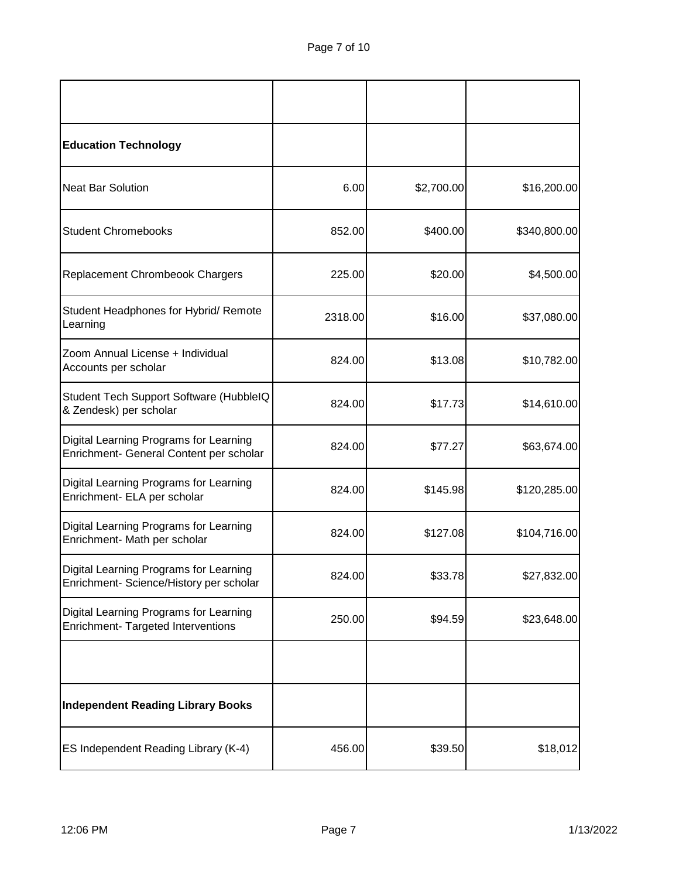| | | | |
|---|---|---|---|
| **Education Technology** | | | |
| Neat Bar Solution | 6.00 | $2,700.00 | $16,200.00 |
| Student Chromebooks | 852.00 | $400.00 | $340,800.00 |
| Replacement Chrombeook Chargers | 225.00 | $20.00 | $4,500.00 |
| Student Headphones for Hybrid/ Remote Learning | 2318.00 | $16.00 | $37,080.00 |
| Zoom Annual License + Individual Accounts per scholar | 824.00 | $13.08 | $10,782.00 |
| Student Tech Support Software (HubbleIQ & Zendesk) per scholar | 824.00 | $17.73 | $14,610.00 |
| Digital Learning Programs for Learning Enrichment- General Content per scholar | 824.00 | $77.27 | $63,674.00 |
| Digital Learning Programs for Learning Enrichment- ELA per scholar | 824.00 | $145.98 | $120,285.00 |
| Digital Learning Programs for Learning Enrichment- Math per scholar | 824.00 | $127.08 | $104,716.00 |
| Digital Learning Programs for Learning Enrichment- Science/History per scholar | 824.00 | $33.78 | $27,832.00 |
| Digital Learning Programs for Learning Enrichment- Targeted Interventions | 250.00 | $94.59 | $23,648.00 |
| | | | |
| **Independent Reading Library Books** | | | |
| ES Independent Reading Library (K-4) | 456.00 | $39.50 | $18,012 |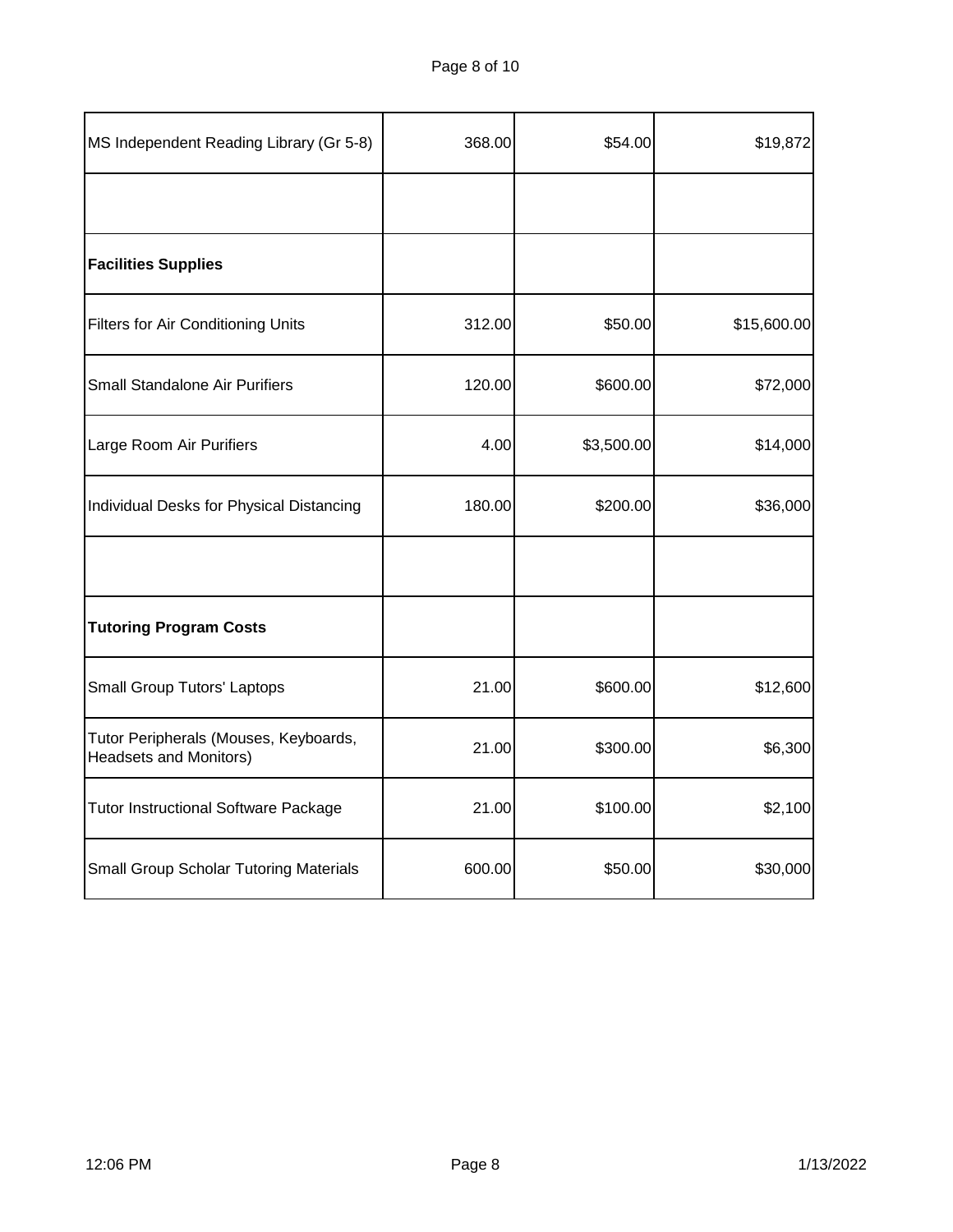| | | | |
|---|---|---|---|
| MS Independent Reading Library (Gr 5-8) | 368.00 | $54.00 | $19,872 |
| | | | |
| **Facilities Supplies** | | | |
| Filters for Air Conditioning Units | 312.00 | $50.00 | $15,600.00 |
| Small Standalone Air Purifiers | 120.00 | $600.00 | $72,000 |
| Large Room Air Purifiers | 4.00 | $3,500.00 | $14,000 |
| Individual Desks for Physical Distancing | 180.00 | $200.00 | $36,000 |
| | | | |
| **Tutoring Program Costs** | | | |
| Small Group Tutors' Laptops | 21.00 | $600.00 | $12,600 |
| Tutor Peripherals (Mouses, Keyboards, Headsets and Monitors) | 21.00 | $300.00 | $6,300 |
| Tutor Instructional Software Package | 21.00 | $100.00 | $2,100 |
| Small Group Scholar Tutoring Materials | 600.00 | $50.00 | $30,000 |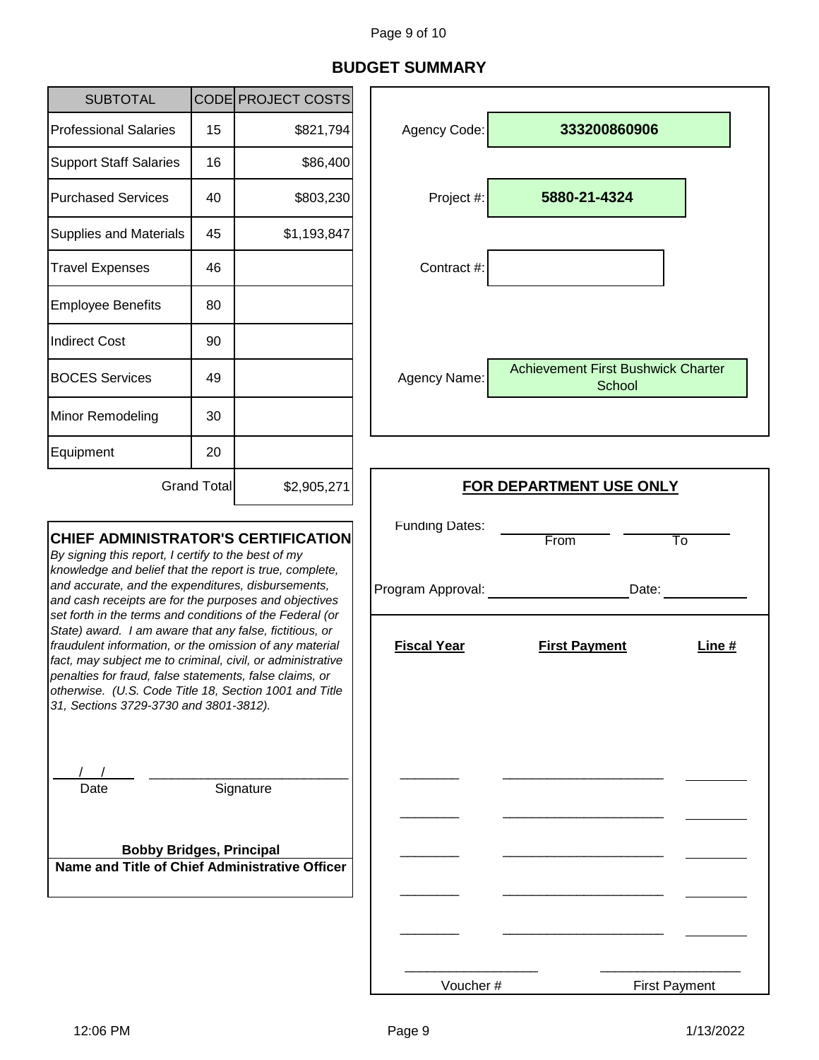## BUDGET SUMMARY

| SUBTOTAL | CODE | PROJECT COSTS |
|---|---|---|
| Professional Salaries | 15 | $821,794 |
| Support Staff Salaries | 16 | $86,400 |
| Purchased Services | 40 | $803,230 |
| Supplies and Materials | 45 | $1,193,847 |
| Travel Expenses | 46 | |
| Employee Benefits | 80 | |
| Indirect Cost | 90 | |
| BOCES Services | 49 | |
| Minor Remodeling | 30 | |
| Equipment | 20 | |
| | Grand Total | $2,905,271 |

Agency Code: **333200860906**

Project #: **5880-21-4324**

Contract #:

Agency Name: Achievement First Bushwick Charter School

### CHIEF ADMINISTRATOR'S CERTIFICATION

*By signing this report, I certify to the best of my knowledge and belief that the report is true, complete, and accurate, and the expenditures, disbursements, and cash receipts are for the purposes and objectives set forth in the terms and conditions of the Federal (or State) award. I am aware that any false, fictitious, or fraudulent information, or the omission of any material fact, may subject me to criminal, civil, or administrative penalties for fraud, false statements, false claims, or otherwise. (U.S. Code Title 18, Section 1001 and Title 31, Sections 3729-3730 and 3801-3812).*

___/___/___ Date

___________________________ Signature

**Bobby Bridges, Principal**

**Name and Title of Chief Administrative Officer**

### FOR DEPARTMENT USE ONLY

Funding Dates: ____________ From ____________ To

Program Approval: ____________________ Date: ____________

| Fiscal Year | First Payment | Line # |
|---|---|---|
| ________ | ____________________ | ________ |
| ________ | ____________________ | ________ |
| ________ | ____________________ | ________ |
| ________ | ____________________ | ________ |
| ________ | ____________________ | ________ |

__________________ Voucher #

__________________ First Payment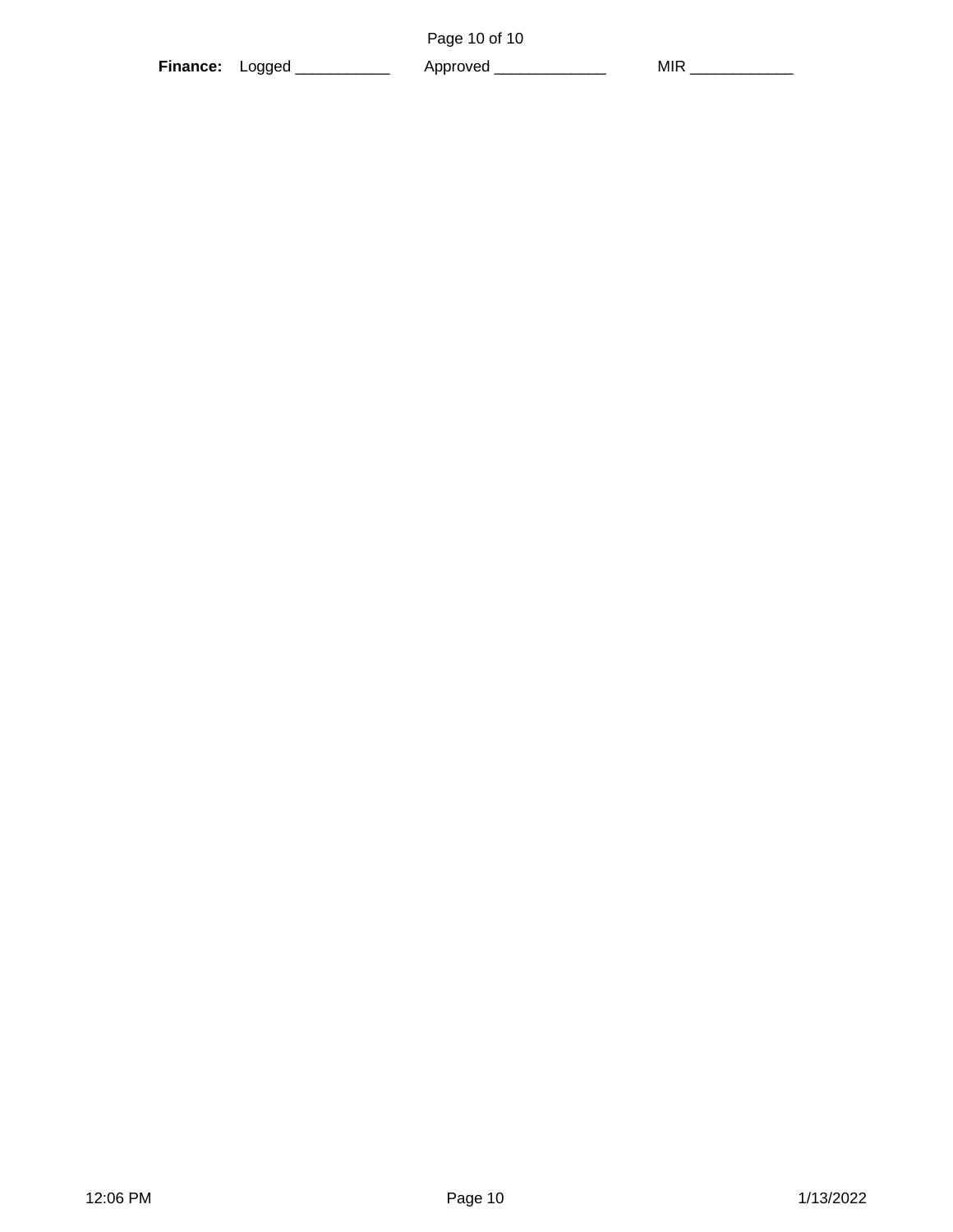**Finance:** Logged ___________ Approved _____________ MIR ____________